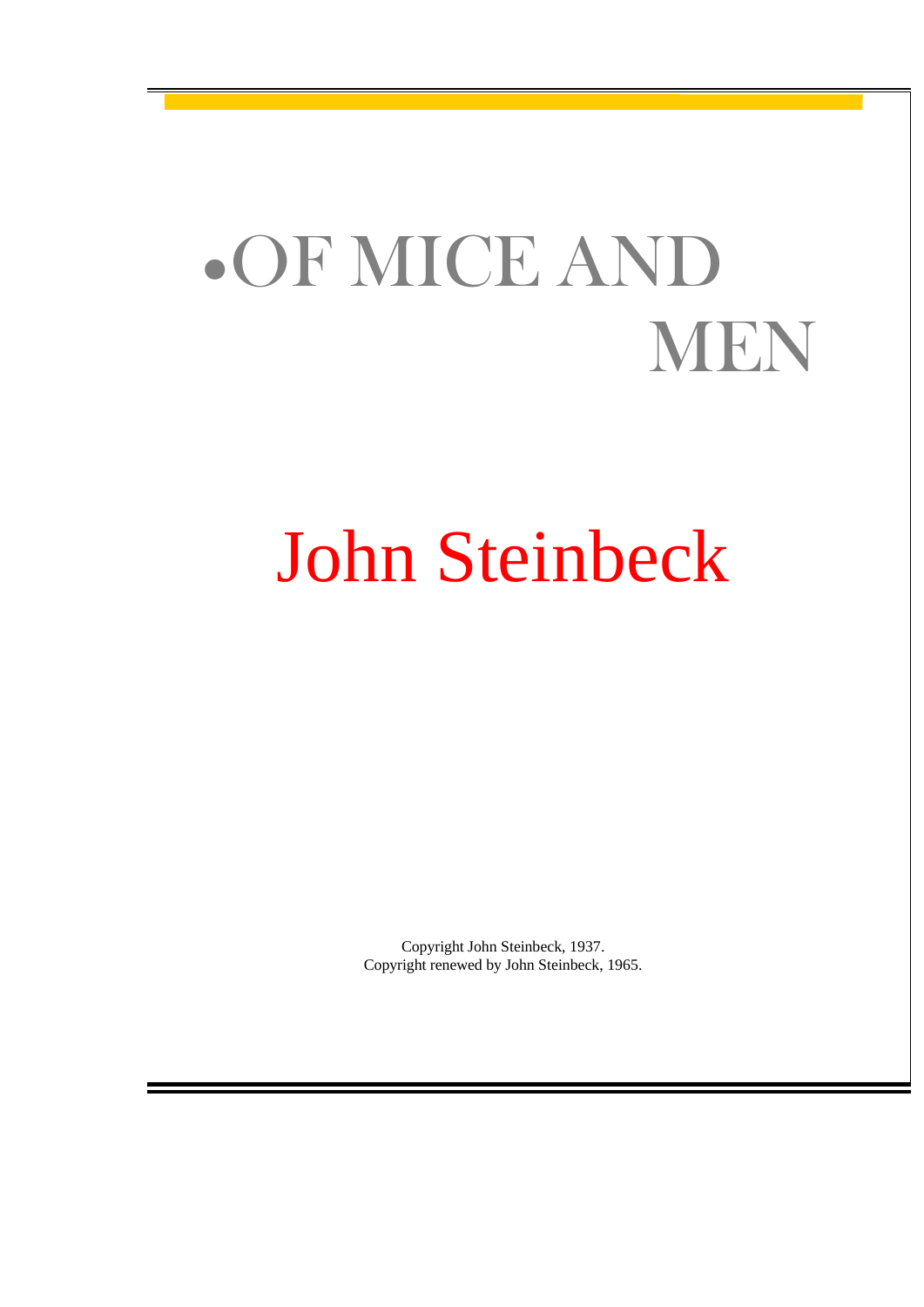# OF MICE AND MEN

## John Steinbeck

Copyright John Steinbeck, 1937.
Copyright renewed by John Steinbeck, 1965.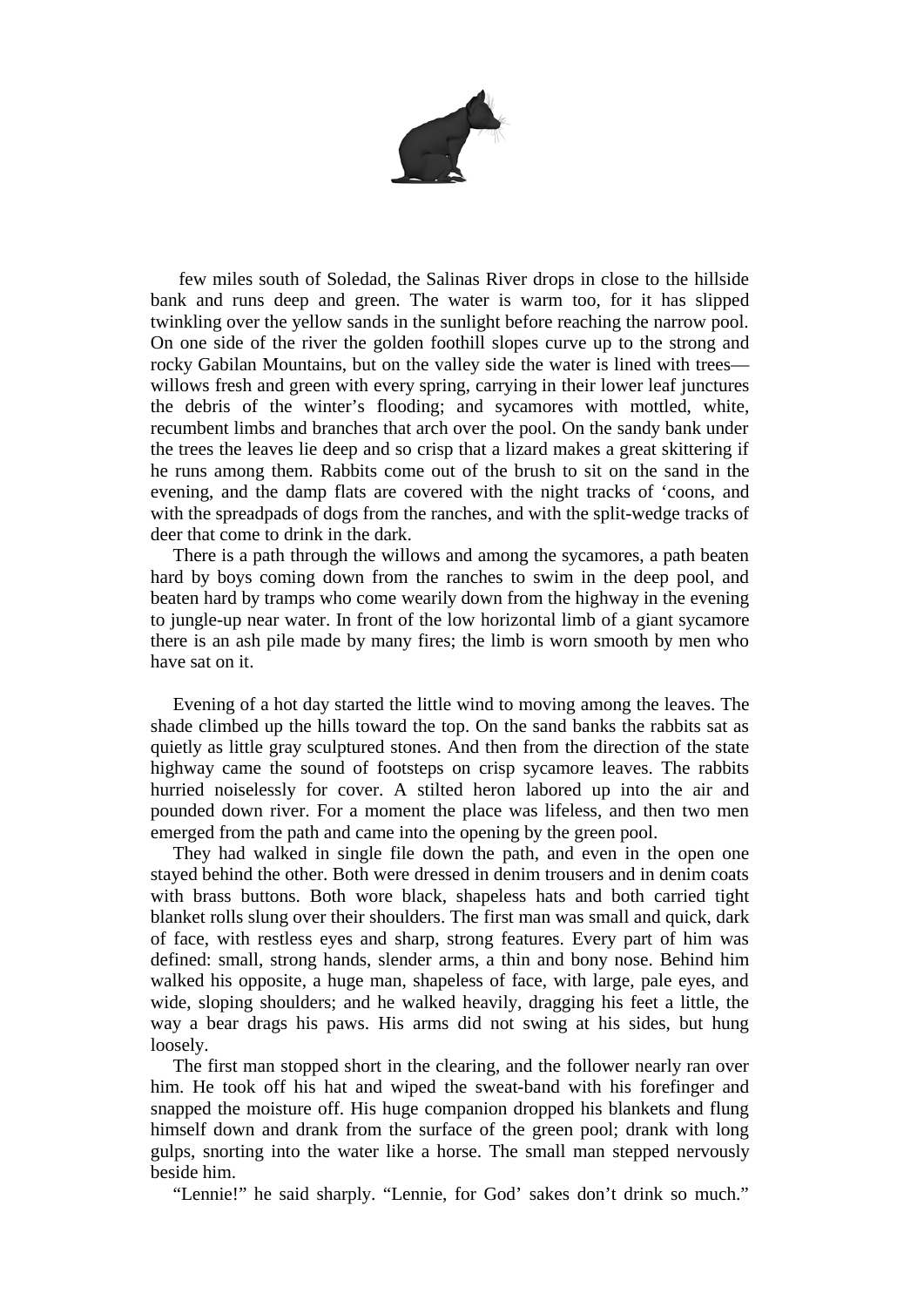few miles south of Soledad, the Salinas River drops in close to the hillside bank and runs deep and green. The water is warm too, for it has slipped twinkling over the yellow sands in the sunlight before reaching the narrow pool. On one side of the river the golden foothill slopes curve up to the strong and rocky Gabilan Mountains, but on the valley side the water is lined with trees—willows fresh and green with every spring, carrying in their lower leaf junctures the debris of the winter's flooding; and sycamores with mottled, white, recumbent limbs and branches that arch over the pool. On the sandy bank under the trees the leaves lie deep and so crisp that a lizard makes a great skittering if he runs among them. Rabbits come out of the brush to sit on the sand in the evening, and the damp flats are covered with the night tracks of 'coons, and with the spreadpads of dogs from the ranches, and with the split-wedge tracks of deer that come to drink in the dark.

There is a path through the willows and among the sycamores, a path beaten hard by boys coming down from the ranches to swim in the deep pool, and beaten hard by tramps who come wearily down from the highway in the evening to jungle-up near water. In front of the low horizontal limb of a giant sycamore there is an ash pile made by many fires; the limb is worn smooth by men who have sat on it.

Evening of a hot day started the little wind to moving among the leaves. The shade climbed up the hills toward the top. On the sand banks the rabbits sat as quietly as little gray sculptured stones. And then from the direction of the state highway came the sound of footsteps on crisp sycamore leaves. The rabbits hurried noiselessly for cover. A stilted heron labored up into the air and pounded down river. For a moment the place was lifeless, and then two men emerged from the path and came into the opening by the green pool.

They had walked in single file down the path, and even in the open one stayed behind the other. Both were dressed in denim trousers and in denim coats with brass buttons. Both wore black, shapeless hats and both carried tight blanket rolls slung over their shoulders. The first man was small and quick, dark of face, with restless eyes and sharp, strong features. Every part of him was defined: small, strong hands, slender arms, a thin and bony nose. Behind him walked his opposite, a huge man, shapeless of face, with large, pale eyes, and wide, sloping shoulders; and he walked heavily, dragging his feet a little, the way a bear drags his paws. His arms did not swing at his sides, but hung loosely.

The first man stopped short in the clearing, and the follower nearly ran over him. He took off his hat and wiped the sweat-band with his forefinger and snapped the moisture off. His huge companion dropped his blankets and flung himself down and drank from the surface of the green pool; drank with long gulps, snorting into the water like a horse. The small man stepped nervously beside him.

"Lennie!" he said sharply. "Lennie, for God' sakes don't drink so much."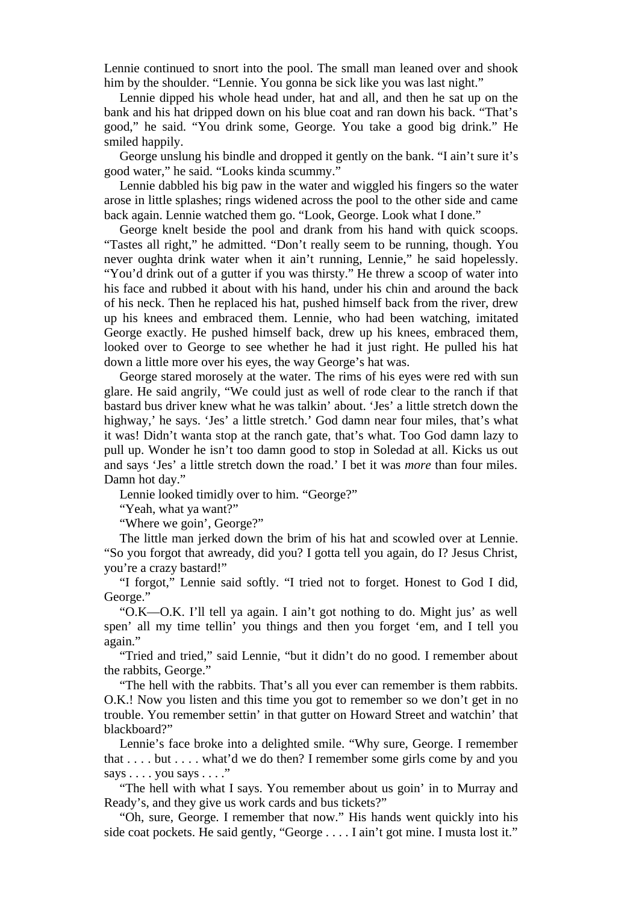Lennie continued to snort into the pool. The small man leaned over and shook him by the shoulder. "Lennie. You gonna be sick like you was last night."

Lennie dipped his whole head under, hat and all, and then he sat up on the bank and his hat dripped down on his blue coat and ran down his back. "That's good," he said. "You drink some, George. You take a good big drink." He smiled happily.

George unslung his bindle and dropped it gently on the bank. "I ain't sure it's good water," he said. "Looks kinda scummy."

Lennie dabbled his big paw in the water and wiggled his fingers so the water arose in little splashes; rings widened across the pool to the other side and came back again. Lennie watched them go. "Look, George. Look what I done."

George knelt beside the pool and drank from his hand with quick scoops. "Tastes all right," he admitted. "Don't really seem to be running, though. You never oughta drink water when it ain't running, Lennie," he said hopelessly. "You'd drink out of a gutter if you was thirsty." He threw a scoop of water into his face and rubbed it about with his hand, under his chin and around the back of his neck. Then he replaced his hat, pushed himself back from the river, drew up his knees and embraced them. Lennie, who had been watching, imitated George exactly. He pushed himself back, drew up his knees, embraced them, looked over to George to see whether he had it just right. He pulled his hat down a little more over his eyes, the way George's hat was.

George stared morosely at the water. The rims of his eyes were red with sun glare. He said angrily, "We could just as well of rode clear to the ranch if that bastard bus driver knew what he was talkin' about. 'Jes' a little stretch down the highway,' he says. 'Jes' a little stretch.' God damn near four miles, that's what it was! Didn't wanta stop at the ranch gate, that's what. Too God damn lazy to pull up. Wonder he isn't too damn good to stop in Soledad at all. Kicks us out and says 'Jes' a little stretch down the road.' I bet it was *more* than four miles. Damn hot day."

Lennie looked timidly over to him. "George?"

"Yeah, what ya want?"

"Where we goin', George?"

The little man jerked down the brim of his hat and scowled over at Lennie. "So you forgot that awready, did you? I gotta tell you again, do I? Jesus Christ, you're a crazy bastard!"

"I forgot," Lennie said softly. "I tried not to forget. Honest to God I did, George."

"O.K—O.K. I'll tell ya again. I ain't got nothing to do. Might jus' as well spen' all my time tellin' you things and then you forget 'em, and I tell you again."

"Tried and tried," said Lennie, "but it didn't do no good. I remember about the rabbits, George."

"The hell with the rabbits. That's all you ever can remember is them rabbits. O.K.! Now you listen and this time you got to remember so we don't get in no trouble. You remember settin' in that gutter on Howard Street and watchin' that blackboard?"

Lennie's face broke into a delighted smile. "Why sure, George. I remember that . . . . but . . . . what'd we do then? I remember some girls come by and you says . . . . you says . . . ."

"The hell with what I says. You remember about us goin' in to Murray and Ready's, and they give us work cards and bus tickets?"

"Oh, sure, George. I remember that now." His hands went quickly into his side coat pockets. He said gently, "George . . . . I ain't got mine. I musta lost it."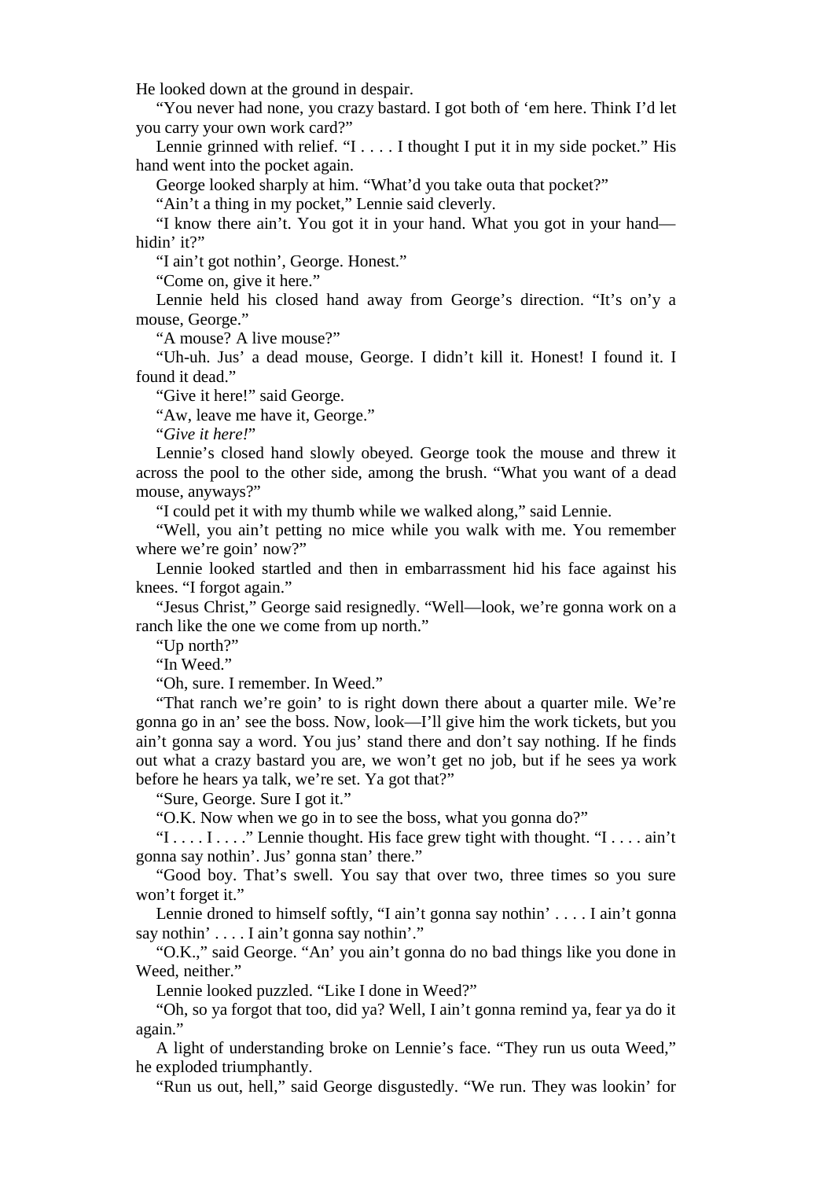He looked down at the ground in despair.

"You never had none, you crazy bastard. I got both of 'em here. Think I'd let you carry your own work card?"

Lennie grinned with relief. "I . . . . I thought I put it in my side pocket." His hand went into the pocket again.

George looked sharply at him. "What'd you take outa that pocket?"

"Ain't a thing in my pocket," Lennie said cleverly.

"I know there ain't. You got it in your hand. What you got in your hand—hidin' it?"

"I ain't got nothin', George. Honest."

"Come on, give it here."

Lennie held his closed hand away from George's direction. "It's on'y a mouse, George."

"A mouse? A live mouse?"

"Uh-uh. Jus' a dead mouse, George. I didn't kill it. Honest! I found it. I found it dead."

"Give it here!" said George.

"Aw, leave me have it, George."

"*Give it here!*"

Lennie's closed hand slowly obeyed. George took the mouse and threw it across the pool to the other side, among the brush. "What you want of a dead mouse, anyways?"

"I could pet it with my thumb while we walked along," said Lennie.

"Well, you ain't petting no mice while you walk with me. You remember where we're goin' now?"

Lennie looked startled and then in embarrassment hid his face against his knees. "I forgot again."

"Jesus Christ," George said resignedly. "Well—look, we're gonna work on a ranch like the one we come from up north."

"Up north?"

"In Weed."

"Oh, sure. I remember. In Weed."

"That ranch we're goin' to is right down there about a quarter mile. We're gonna go in an' see the boss. Now, look—I'll give him the work tickets, but you ain't gonna say a word. You jus' stand there and don't say nothing. If he finds out what a crazy bastard you are, we won't get no job, but if he sees ya work before he hears ya talk, we're set. Ya got that?"

"Sure, George. Sure I got it."

"O.K. Now when we go in to see the boss, what you gonna do?"

"I . . . . I . . . ." Lennie thought. His face grew tight with thought. "I . . . . ain't gonna say nothin'. Jus' gonna stan' there."

"Good boy. That's swell. You say that over two, three times so you sure won't forget it."

Lennie droned to himself softly, "I ain't gonna say nothin' . . . . I ain't gonna say nothin' . . . . I ain't gonna say nothin'."

"O.K.," said George. "An' you ain't gonna do no bad things like you done in Weed, neither."

Lennie looked puzzled. "Like I done in Weed?"

"Oh, so ya forgot that too, did ya? Well, I ain't gonna remind ya, fear ya do it again."

A light of understanding broke on Lennie's face. "They run us outa Weed," he exploded triumphantly.

"Run us out, hell," said George disgustedly. "We run. They was lookin' for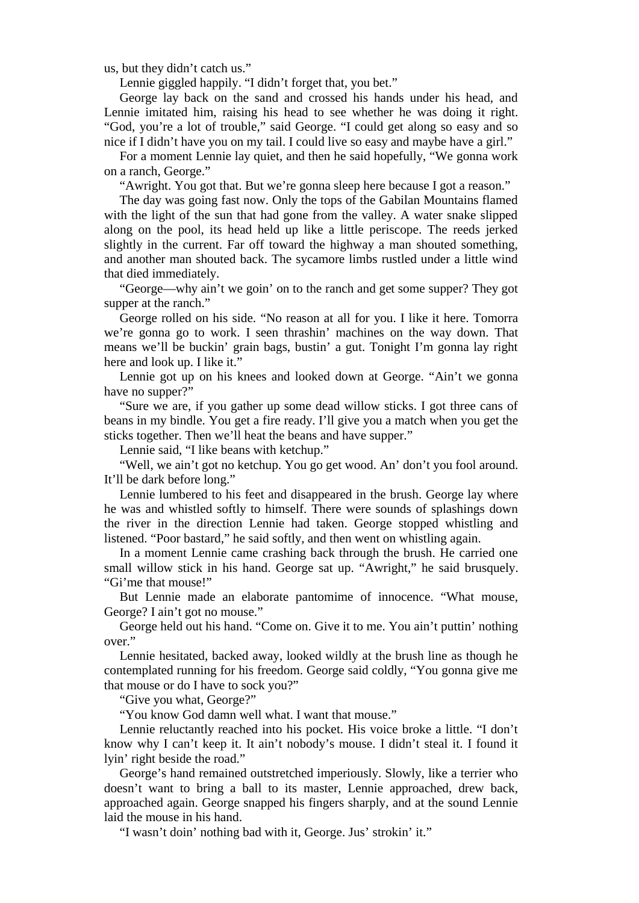us, but they didn't catch us."

Lennie giggled happily. "I didn't forget that, you bet."

George lay back on the sand and crossed his hands under his head, and Lennie imitated him, raising his head to see whether he was doing it right. "God, you're a lot of trouble," said George. "I could get along so easy and so nice if I didn't have you on my tail. I could live so easy and maybe have a girl."

For a moment Lennie lay quiet, and then he said hopefully, "We gonna work on a ranch, George."

"Awright. You got that. But we're gonna sleep here because I got a reason."

The day was going fast now. Only the tops of the Gabilan Mountains flamed with the light of the sun that had gone from the valley. A water snake slipped along on the pool, its head held up like a little periscope. The reeds jerked slightly in the current. Far off toward the highway a man shouted something, and another man shouted back. The sycamore limbs rustled under a little wind that died immediately.

"George—why ain't we goin' on to the ranch and get some supper? They got supper at the ranch."

George rolled on his side. "No reason at all for you. I like it here. Tomorra we're gonna go to work. I seen thrashin' machines on the way down. That means we'll be buckin' grain bags, bustin' a gut. Tonight I'm gonna lay right here and look up. I like it."

Lennie got up on his knees and looked down at George. "Ain't we gonna have no supper?"

"Sure we are, if you gather up some dead willow sticks. I got three cans of beans in my bindle. You get a fire ready. I'll give you a match when you get the sticks together. Then we'll heat the beans and have supper."

Lennie said, "I like beans with ketchup."

"Well, we ain't got no ketchup. You go get wood. An' don't you fool around. It'll be dark before long."

Lennie lumbered to his feet and disappeared in the brush. George lay where he was and whistled softly to himself. There were sounds of splashings down the river in the direction Lennie had taken. George stopped whistling and listened. "Poor bastard," he said softly, and then went on whistling again.

In a moment Lennie came crashing back through the brush. He carried one small willow stick in his hand. George sat up. "Awright," he said brusquely. "Gi'me that mouse!"

But Lennie made an elaborate pantomime of innocence. "What mouse, George? I ain't got no mouse."

George held out his hand. "Come on. Give it to me. You ain't puttin' nothing over."

Lennie hesitated, backed away, looked wildly at the brush line as though he contemplated running for his freedom. George said coldly, "You gonna give me that mouse or do I have to sock you?"

"Give you what, George?"

"You know God damn well what. I want that mouse."

Lennie reluctantly reached into his pocket. His voice broke a little. "I don't know why I can't keep it. It ain't nobody's mouse. I didn't steal it. I found it lyin' right beside the road."

George's hand remained outstretched imperiously. Slowly, like a terrier who doesn't want to bring a ball to its master, Lennie approached, drew back, approached again. George snapped his fingers sharply, and at the sound Lennie laid the mouse in his hand.

"I wasn't doin' nothing bad with it, George. Jus' strokin' it."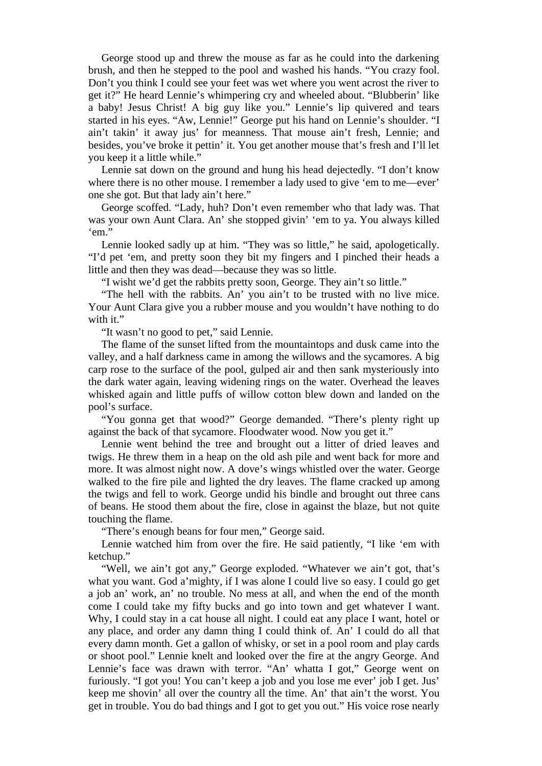George stood up and threw the mouse as far as he could into the darkening brush, and then he stepped to the pool and washed his hands. "You crazy fool. Don't you think I could see your feet was wet where you went acrost the river to get it?" He heard Lennie's whimpering cry and wheeled about. "Blubberin' like a baby! Jesus Christ! A big guy like you." Lennie's lip quivered and tears started in his eyes. "Aw, Lennie!" George put his hand on Lennie's shoulder. "I ain't takin' it away jus' for meanness. That mouse ain't fresh, Lennie; and besides, you've broke it pettin' it. You get another mouse that's fresh and I'll let you keep it a little while."

Lennie sat down on the ground and hung his head dejectedly. "I don't know where there is no other mouse. I remember a lady used to give 'em to me—ever' one she got. But that lady ain't here."

George scoffed. "Lady, huh? Don't even remember who that lady was. That was your own Aunt Clara. An' she stopped givin' 'em to ya. You always killed 'em."

Lennie looked sadly up at him. "They was so little," he said, apologetically. "I'd pet 'em, and pretty soon they bit my fingers and I pinched their heads a little and then they was dead—because they was so little.

"I wisht we'd get the rabbits pretty soon, George. They ain't so little."

"The hell with the rabbits. An' you ain't to be trusted with no live mice. Your Aunt Clara give you a rubber mouse and you wouldn't have nothing to do with it."

"It wasn't no good to pet," said Lennie.

The flame of the sunset lifted from the mountaintops and dusk came into the valley, and a half darkness came in among the willows and the sycamores. A big carp rose to the surface of the pool, gulped air and then sank mysteriously into the dark water again, leaving widening rings on the water. Overhead the leaves whisked again and little puffs of willow cotton blew down and landed on the pool's surface.

"You gonna get that wood?" George demanded. "There's plenty right up against the back of that sycamore. Floodwater wood. Now you get it."

Lennie went behind the tree and brought out a litter of dried leaves and twigs. He threw them in a heap on the old ash pile and went back for more and more. It was almost night now. A dove's wings whistled over the water. George walked to the fire pile and lighted the dry leaves. The flame cracked up among the twigs and fell to work. George undid his bindle and brought out three cans of beans. He stood them about the fire, close in against the blaze, but not quite touching the flame.

"There's enough beans for four men," George said.

Lennie watched him from over the fire. He said patiently, "I like 'em with ketchup."

"Well, we ain't got any," George exploded. "Whatever we ain't got, that's what you want. God a'mighty, if I was alone I could live so easy. I could go get a job an' work, an' no trouble. No mess at all, and when the end of the month come I could take my fifty bucks and go into town and get whatever I want. Why, I could stay in a cat house all night. I could eat any place I want, hotel or any place, and order any damn thing I could think of. An' I could do all that every damn month. Get a gallon of whisky, or set in a pool room and play cards or shoot pool." Lennie knelt and looked over the fire at the angry George. And Lennie's face was drawn with terror. "An' whatta I got," George went on furiously. "I got you! You can't keep a job and you lose me ever' job I get. Jus' keep me shovin' all over the country all the time. An' that ain't the worst. You get in trouble. You do bad things and I got to get you out." His voice rose nearly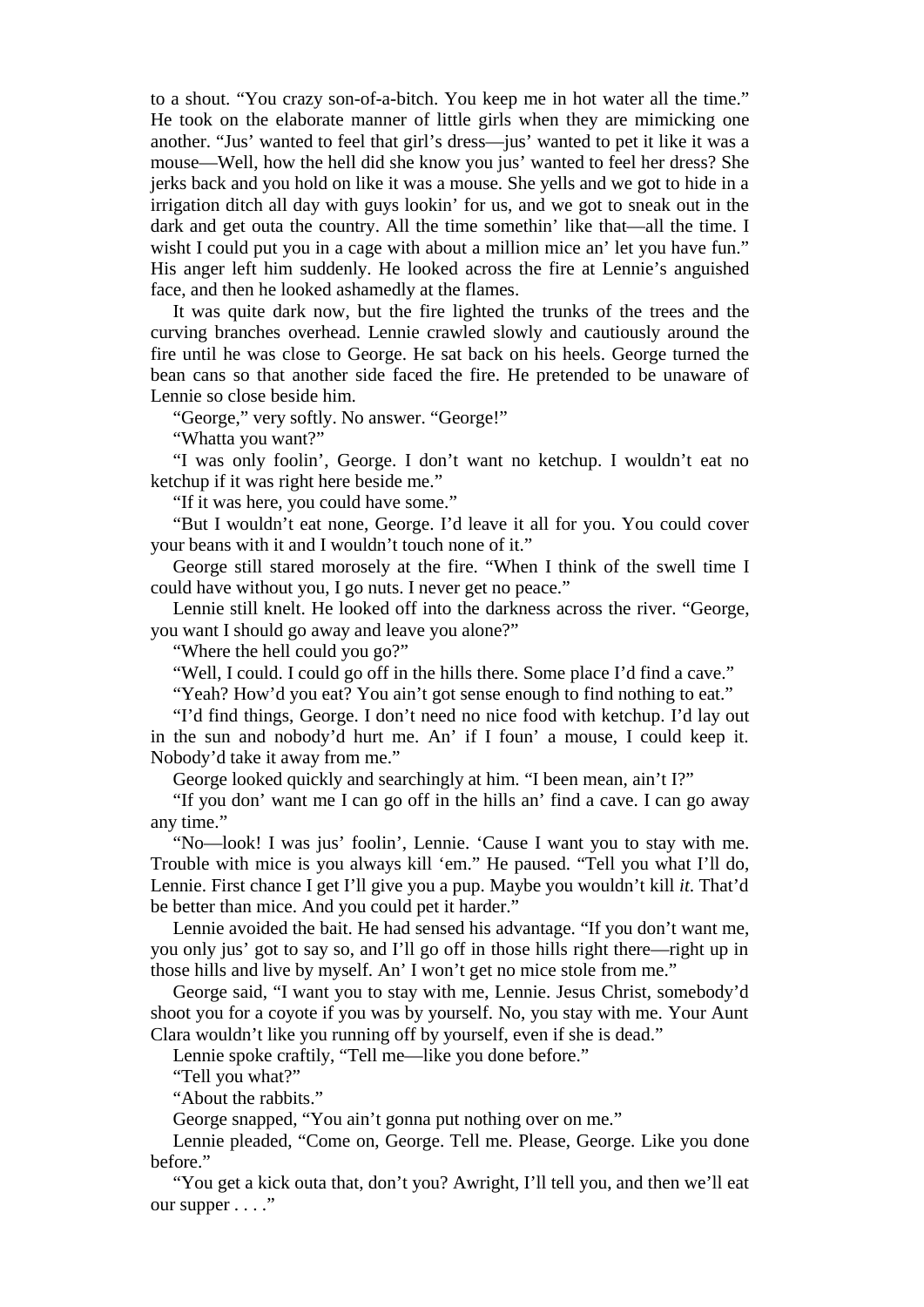to a shout. "You crazy son-of-a-bitch. You keep me in hot water all the time." He took on the elaborate manner of little girls when they are mimicking one another. "Jus' wanted to feel that girl's dress—jus' wanted to pet it like it was a mouse—Well, how the hell did she know you jus' wanted to feel her dress? She jerks back and you hold on like it was a mouse. She yells and we got to hide in a irrigation ditch all day with guys lookin' for us, and we got to sneak out in the dark and get outa the country. All the time somethin' like that—all the time. I wisht I could put you in a cage with about a million mice an' let you have fun." His anger left him suddenly. He looked across the fire at Lennie's anguished face, and then he looked ashamedly at the flames.

It was quite dark now, but the fire lighted the trunks of the trees and the curving branches overhead. Lennie crawled slowly and cautiously around the fire until he was close to George. He sat back on his heels. George turned the bean cans so that another side faced the fire. He pretended to be unaware of Lennie so close beside him.

"George," very softly. No answer. "George!"

"Whatta you want?"

"I was only foolin', George. I don't want no ketchup. I wouldn't eat no ketchup if it was right here beside me."

"If it was here, you could have some."

"But I wouldn't eat none, George. I'd leave it all for you. You could cover your beans with it and I wouldn't touch none of it."

George still stared morosely at the fire. "When I think of the swell time I could have without you, I go nuts. I never get no peace."

Lennie still knelt. He looked off into the darkness across the river. "George, you want I should go away and leave you alone?"

"Where the hell could you go?"

"Well, I could. I could go off in the hills there. Some place I'd find a cave."

"Yeah? How'd you eat? You ain't got sense enough to find nothing to eat."

"I'd find things, George. I don't need no nice food with ketchup. I'd lay out in the sun and nobody'd hurt me. An' if I foun' a mouse, I could keep it. Nobody'd take it away from me."

George looked quickly and searchingly at him. "I been mean, ain't I?"

"If you don' want me I can go off in the hills an' find a cave. I can go away any time."

"No—look! I was jus' foolin', Lennie. 'Cause I want you to stay with me. Trouble with mice is you always kill 'em." He paused. "Tell you what I'll do, Lennie. First chance I get I'll give you a pup. Maybe you wouldn't kill *it*. That'd be better than mice. And you could pet it harder."

Lennie avoided the bait. He had sensed his advantage. "If you don't want me, you only jus' got to say so, and I'll go off in those hills right there—right up in those hills and live by myself. An' I won't get no mice stole from me."

George said, "I want you to stay with me, Lennie. Jesus Christ, somebody'd shoot you for a coyote if you was by yourself. No, you stay with me. Your Aunt Clara wouldn't like you running off by yourself, even if she is dead."

Lennie spoke craftily, "Tell me—like you done before."

"Tell you what?"

"About the rabbits."

George snapped, "You ain't gonna put nothing over on me."

Lennie pleaded, "Come on, George. Tell me. Please, George. Like you done before."

"You get a kick outa that, don't you? Awright, I'll tell you, and then we'll eat our supper . . . ."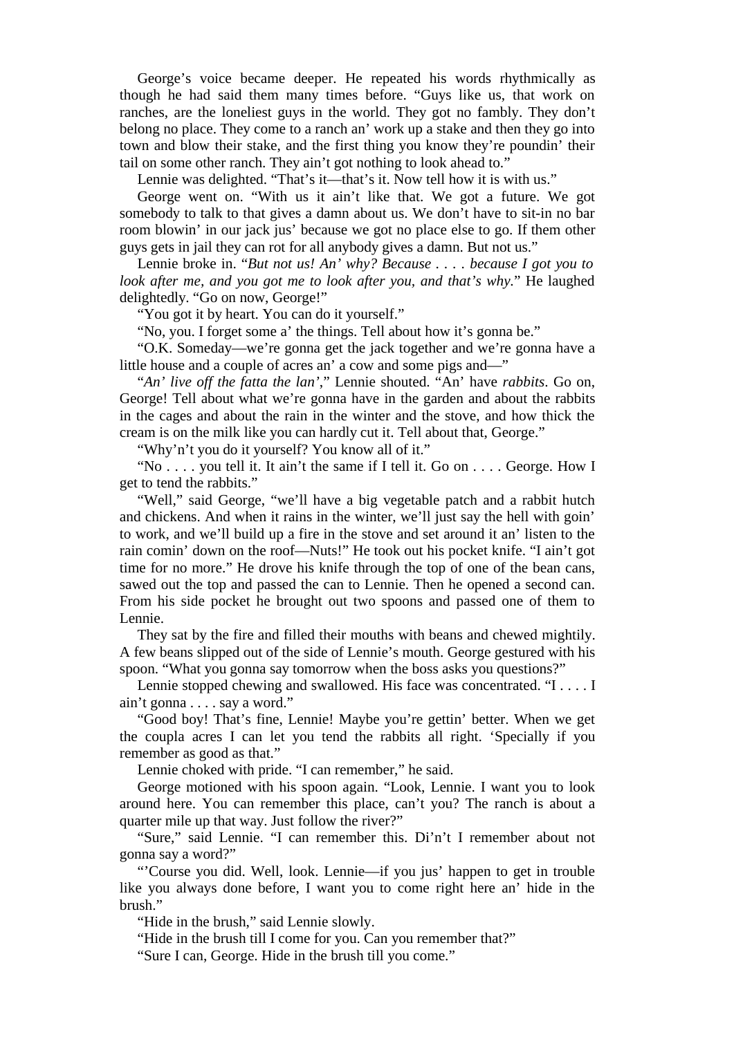George's voice became deeper. He repeated his words rhythmically as though he had said them many times before. "Guys like us, that work on ranches, are the loneliest guys in the world. They got no fambly. They don't belong no place. They come to a ranch an' work up a stake and then they go into town and blow their stake, and the first thing you know they're poundin' their tail on some other ranch. They ain't got nothing to look ahead to."

Lennie was delighted. "That's it—that's it. Now tell how it is with us."

George went on. "With us it ain't like that. We got a future. We got somebody to talk to that gives a damn about us. We don't have to sit-in no bar room blowin' in our jack jus' because we got no place else to go. If them other guys gets in jail they can rot for all anybody gives a damn. But not us."

Lennie broke in. "*But not us! An' why? Because . . . . because I got you to look after me, and you got me to look after you, and that's why.*" He laughed delightedly. "Go on now, George!"

"You got it by heart. You can do it yourself."

"No, you. I forget some a' the things. Tell about how it's gonna be."

"O.K. Someday—we're gonna get the jack together and we're gonna have a little house and a couple of acres an' a cow and some pigs and—"

"*An' live off the fatta the lan',*" Lennie shouted. "An' have *rabbits*. Go on, George! Tell about what we're gonna have in the garden and about the rabbits in the cages and about the rain in the winter and the stove, and how thick the cream is on the milk like you can hardly cut it. Tell about that, George."

"Why'n't you do it yourself? You know all of it."

"No . . . . you tell it. It ain't the same if I tell it. Go on . . . . George. How I get to tend the rabbits."

"Well," said George, "we'll have a big vegetable patch and a rabbit hutch and chickens. And when it rains in the winter, we'll just say the hell with goin' to work, and we'll build up a fire in the stove and set around it an' listen to the rain comin' down on the roof—Nuts!" He took out his pocket knife. "I ain't got time for no more." He drove his knife through the top of one of the bean cans, sawed out the top and passed the can to Lennie. Then he opened a second can. From his side pocket he brought out two spoons and passed one of them to Lennie.

They sat by the fire and filled their mouths with beans and chewed mightily. A few beans slipped out of the side of Lennie's mouth. George gestured with his spoon. "What you gonna say tomorrow when the boss asks you questions?"

Lennie stopped chewing and swallowed. His face was concentrated. "I . . . . I ain't gonna . . . . say a word."

"Good boy! That's fine, Lennie! Maybe you're gettin' better. When we get the coupla acres I can let you tend the rabbits all right. 'Specially if you remember as good as that."

Lennie choked with pride. "I can remember," he said.

George motioned with his spoon again. "Look, Lennie. I want you to look around here. You can remember this place, can't you? The ranch is about a quarter mile up that way. Just follow the river?"

"Sure," said Lennie. "I can remember this. Di'n't I remember about not gonna say a word?"

"'Course you did. Well, look. Lennie—if you jus' happen to get in trouble like you always done before, I want you to come right here an' hide in the brush."

"Hide in the brush," said Lennie slowly.

"Hide in the brush till I come for you. Can you remember that?"

"Sure I can, George. Hide in the brush till you come."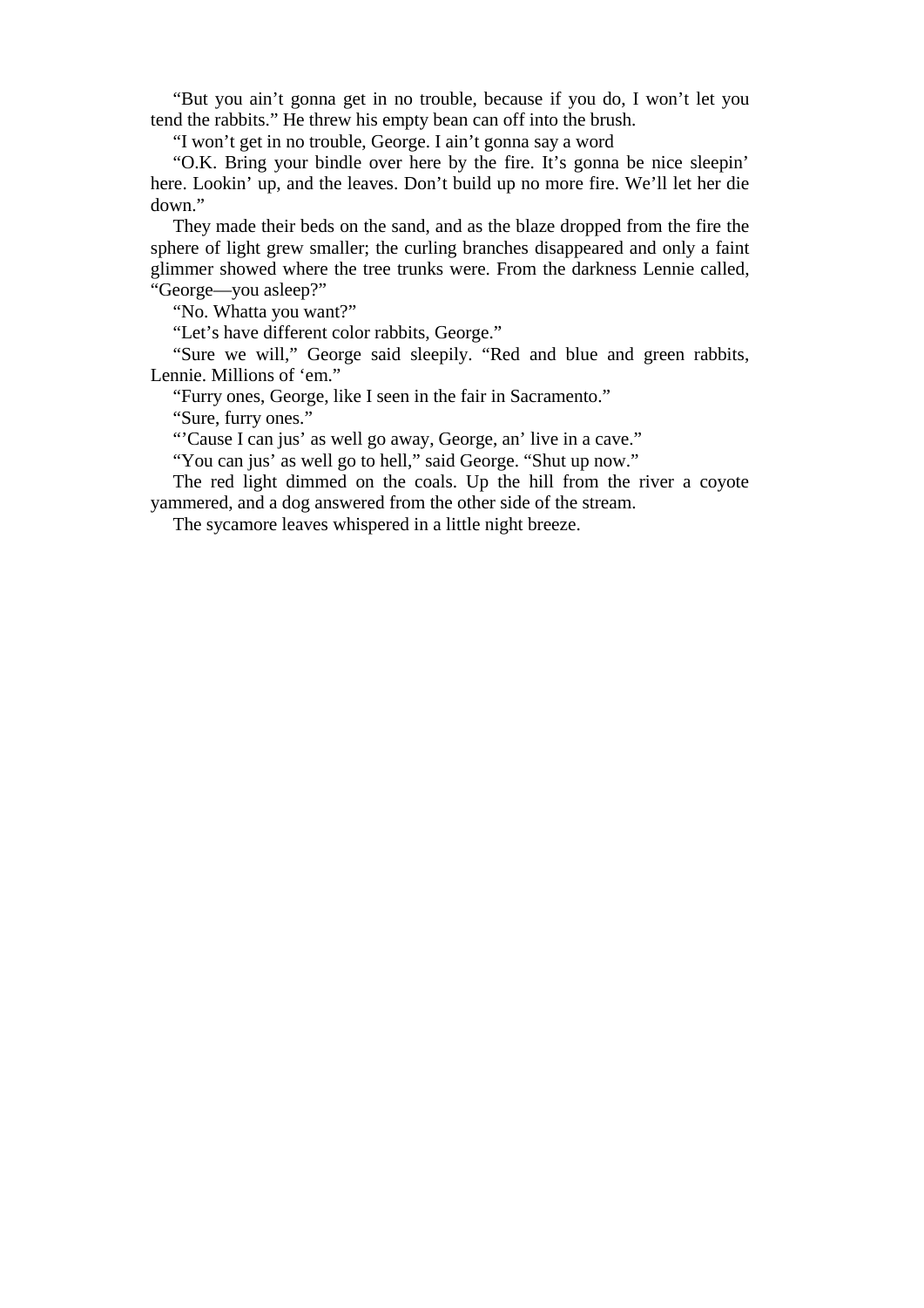"But you ain't gonna get in no trouble, because if you do, I won't let you tend the rabbits." He threw his empty bean can off into the brush.

"I won't get in no trouble, George. I ain't gonna say a word

"O.K. Bring your bindle over here by the fire. It's gonna be nice sleepin' here. Lookin' up, and the leaves. Don't build up no more fire. We'll let her die down."

They made their beds on the sand, and as the blaze dropped from the fire the sphere of light grew smaller; the curling branches disappeared and only a faint glimmer showed where the tree trunks were. From the darkness Lennie called, "George—you asleep?"

"No. Whatta you want?"

"Let's have different color rabbits, George."

"Sure we will," George said sleepily. "Red and blue and green rabbits, Lennie. Millions of 'em."

"Furry ones, George, like I seen in the fair in Sacramento."

"Sure, furry ones."

"'Cause I can jus' as well go away, George, an' live in a cave."

"You can jus' as well go to hell," said George. "Shut up now."

The red light dimmed on the coals. Up the hill from the river a coyote yammered, and a dog answered from the other side of the stream.

The sycamore leaves whispered in a little night breeze.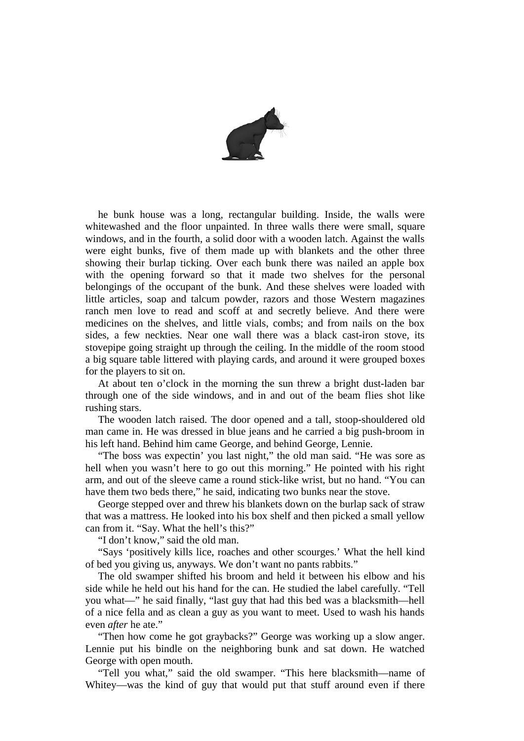he bunk house was a long, rectangular building. Inside, the walls were whitewashed and the floor unpainted. In three walls there were small, square windows, and in the fourth, a solid door with a wooden latch. Against the walls were eight bunks, five of them made up with blankets and the other three showing their burlap ticking. Over each bunk there was nailed an apple box with the opening forward so that it made two shelves for the personal belongings of the occupant of the bunk. And these shelves were loaded with little articles, soap and talcum powder, razors and those Western magazines ranch men love to read and scoff at and secretly believe. And there were medicines on the shelves, and little vials, combs; and from nails on the box sides, a few neckties. Near one wall there was a black cast-iron stove, its stovepipe going straight up through the ceiling. In the middle of the room stood a big square table littered with playing cards, and around it were grouped boxes for the players to sit on.

At about ten o'clock in the morning the sun threw a bright dust-laden bar through one of the side windows, and in and out of the beam flies shot like rushing stars.

The wooden latch raised. The door opened and a tall, stoop-shouldered old man came in. He was dressed in blue jeans and he carried a big push-broom in his left hand. Behind him came George, and behind George, Lennie.

"The boss was expectin' you last night," the old man said. "He was sore as hell when you wasn't here to go out this morning." He pointed with his right arm, and out of the sleeve came a round stick-like wrist, but no hand. "You can have them two beds there," he said, indicating two bunks near the stove.

George stepped over and threw his blankets down on the burlap sack of straw that was a mattress. He looked into his box shelf and then picked a small yellow can from it. "Say. What the hell's this?"

"I don't know," said the old man.

"Says 'positively kills lice, roaches and other scourges.' What the hell kind of bed you giving us, anyways. We don't want no pants rabbits."

The old swamper shifted his broom and held it between his elbow and his side while he held out his hand for the can. He studied the label carefully. "Tell you what—" he said finally, "last guy that had this bed was a blacksmith—hell of a nice fella and as clean a guy as you want to meet. Used to wash his hands even *after* he ate."

"Then how come he got graybacks?" George was working up a slow anger. Lennie put his bindle on the neighboring bunk and sat down. He watched George with open mouth.

"Tell you what," said the old swamper. "This here blacksmith—name of Whitey—was the kind of guy that would put that stuff around even if there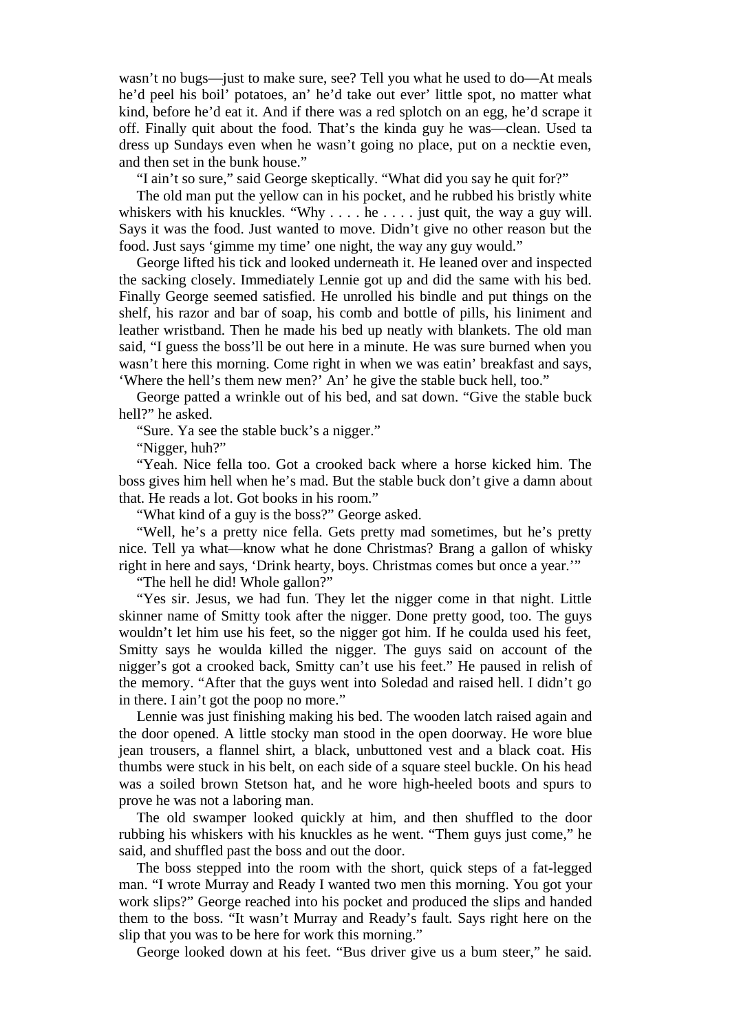wasn't no bugs—just to make sure, see? Tell you what he used to do—At meals he'd peel his boil' potatoes, an' he'd take out ever' little spot, no matter what kind, before he'd eat it. And if there was a red splotch on an egg, he'd scrape it off. Finally quit about the food. That's the kinda guy he was—clean. Used ta dress up Sundays even when he wasn't going no place, put on a necktie even, and then set in the bunk house."

"I ain't so sure," said George skeptically. "What did you say he quit for?"

The old man put the yellow can in his pocket, and he rubbed his bristly white whiskers with his knuckles. "Why . . . . he . . . . just quit, the way a guy will. Says it was the food. Just wanted to move. Didn't give no other reason but the food. Just says 'gimme my time' one night, the way any guy would."

George lifted his tick and looked underneath it. He leaned over and inspected the sacking closely. Immediately Lennie got up and did the same with his bed. Finally George seemed satisfied. He unrolled his bindle and put things on the shelf, his razor and bar of soap, his comb and bottle of pills, his liniment and leather wristband. Then he made his bed up neatly with blankets. The old man said, "I guess the boss'll be out here in a minute. He was sure burned when you wasn't here this morning. Come right in when we was eatin' breakfast and says, 'Where the hell's them new men?' An' he give the stable buck hell, too."

George patted a wrinkle out of his bed, and sat down. "Give the stable buck hell?" he asked.

"Sure. Ya see the stable buck's a nigger."

"Nigger, huh?"

"Yeah. Nice fella too. Got a crooked back where a horse kicked him. The boss gives him hell when he's mad. But the stable buck don't give a damn about that. He reads a lot. Got books in his room."

"What kind of a guy is the boss?" George asked.

"Well, he's a pretty nice fella. Gets pretty mad sometimes, but he's pretty nice. Tell ya what—know what he done Christmas? Brang a gallon of whisky right in here and says, 'Drink hearty, boys. Christmas comes but once a year.'"

"The hell he did! Whole gallon?"

"Yes sir. Jesus, we had fun. They let the nigger come in that night. Little skinner name of Smitty took after the nigger. Done pretty good, too. The guys wouldn't let him use his feet, so the nigger got him. If he coulda used his feet, Smitty says he woulda killed the nigger. The guys said on account of the nigger's got a crooked back, Smitty can't use his feet." He paused in relish of the memory. "After that the guys went into Soledad and raised hell. I didn't go in there. I ain't got the poop no more."

Lennie was just finishing making his bed. The wooden latch raised again and the door opened. A little stocky man stood in the open doorway. He wore blue jean trousers, a flannel shirt, a black, unbuttoned vest and a black coat. His thumbs were stuck in his belt, on each side of a square steel buckle. On his head was a soiled brown Stetson hat, and he wore high-heeled boots and spurs to prove he was not a laboring man.

The old swamper looked quickly at him, and then shuffled to the door rubbing his whiskers with his knuckles as he went. "Them guys just come," he said, and shuffled past the boss and out the door.

The boss stepped into the room with the short, quick steps of a fat-legged man. "I wrote Murray and Ready I wanted two men this morning. You got your work slips?" George reached into his pocket and produced the slips and handed them to the boss. "It wasn't Murray and Ready's fault. Says right here on the slip that you was to be here for work this morning."

George looked down at his feet. "Bus driver give us a bum steer," he said.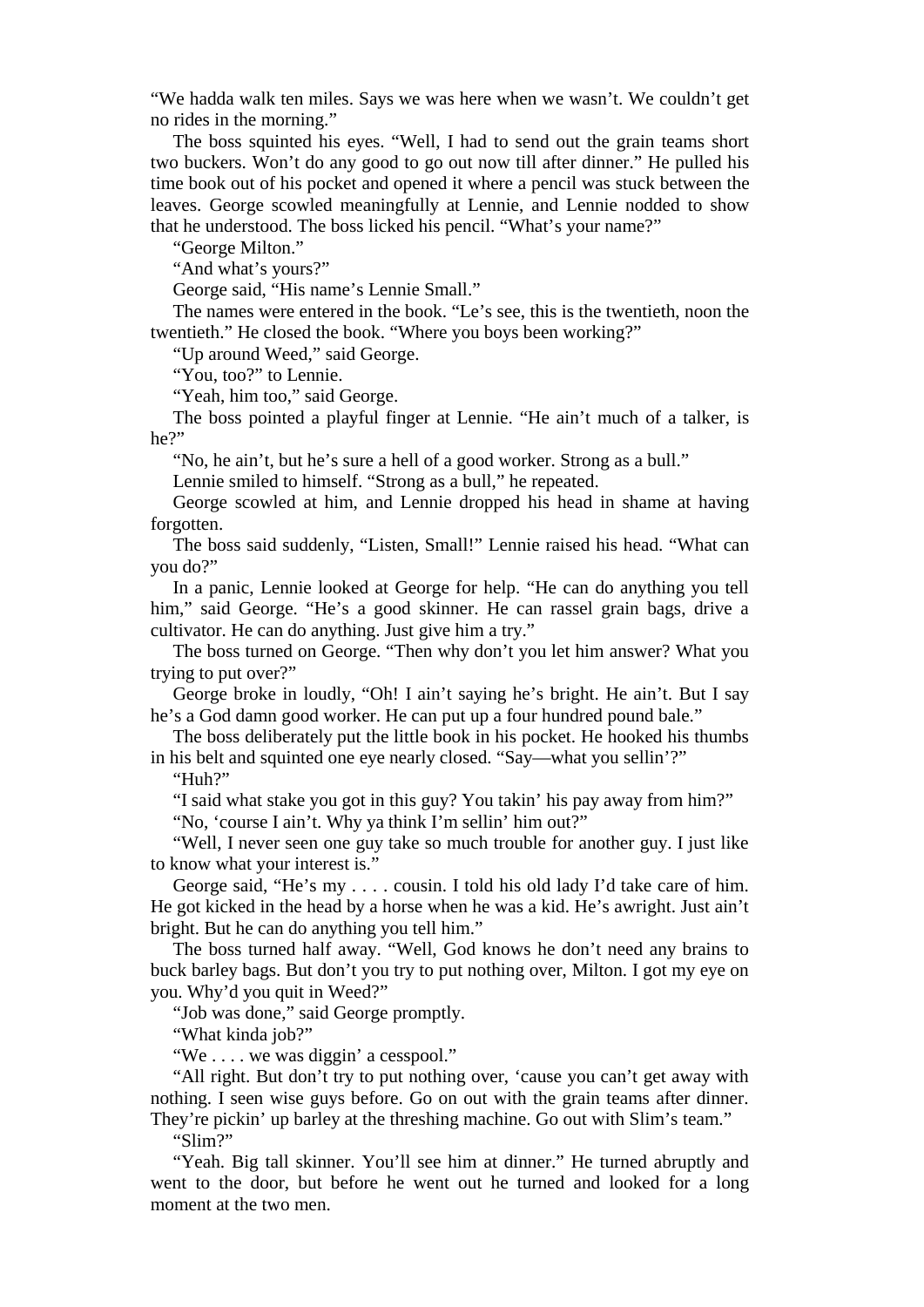"We hadda walk ten miles. Says we was here when we wasn't. We couldn't get no rides in the morning."

The boss squinted his eyes. "Well, I had to send out the grain teams short two buckers. Won't do any good to go out now till after dinner." He pulled his time book out of his pocket and opened it where a pencil was stuck between the leaves. George scowled meaningfully at Lennie, and Lennie nodded to show that he understood. The boss licked his pencil. "What's your name?"

"George Milton."

"And what's yours?"

George said, "His name's Lennie Small."

The names were entered in the book. "Le's see, this is the twentieth, noon the twentieth." He closed the book. "Where you boys been working?"

"Up around Weed," said George.

"You, too?" to Lennie.

"Yeah, him too," said George.

The boss pointed a playful finger at Lennie. "He ain't much of a talker, is he?"

"No, he ain't, but he's sure a hell of a good worker. Strong as a bull."

Lennie smiled to himself. "Strong as a bull," he repeated.

George scowled at him, and Lennie dropped his head in shame at having forgotten.

The boss said suddenly, "Listen, Small!" Lennie raised his head. "What can you do?"

In a panic, Lennie looked at George for help. "He can do anything you tell him," said George. "He's a good skinner. He can rassel grain bags, drive a cultivator. He can do anything. Just give him a try."

The boss turned on George. "Then why don't you let him answer? What you trying to put over?"

George broke in loudly, "Oh! I ain't saying he's bright. He ain't. But I say he's a God damn good worker. He can put up a four hundred pound bale."

The boss deliberately put the little book in his pocket. He hooked his thumbs in his belt and squinted one eye nearly closed. "Say—what you sellin'?"

"Huh?"

"I said what stake you got in this guy? You takin' his pay away from him?"

"No, 'course I ain't. Why ya think I'm sellin' him out?"

"Well, I never seen one guy take so much trouble for another guy. I just like to know what your interest is."

George said, "He's my . . . . cousin. I told his old lady I'd take care of him. He got kicked in the head by a horse when he was a kid. He's awright. Just ain't bright. But he can do anything you tell him."

The boss turned half away. "Well, God knows he don't need any brains to buck barley bags. But don't you try to put nothing over, Milton. I got my eye on you. Why'd you quit in Weed?"

"Job was done," said George promptly.

"What kinda job?"

"We . . . . we was diggin' a cesspool."

"All right. But don't try to put nothing over, 'cause you can't get away with nothing. I seen wise guys before. Go on out with the grain teams after dinner. They're pickin' up barley at the threshing machine. Go out with Slim's team."

"Slim?"

"Yeah. Big tall skinner. You'll see him at dinner." He turned abruptly and went to the door, but before he went out he turned and looked for a long moment at the two men.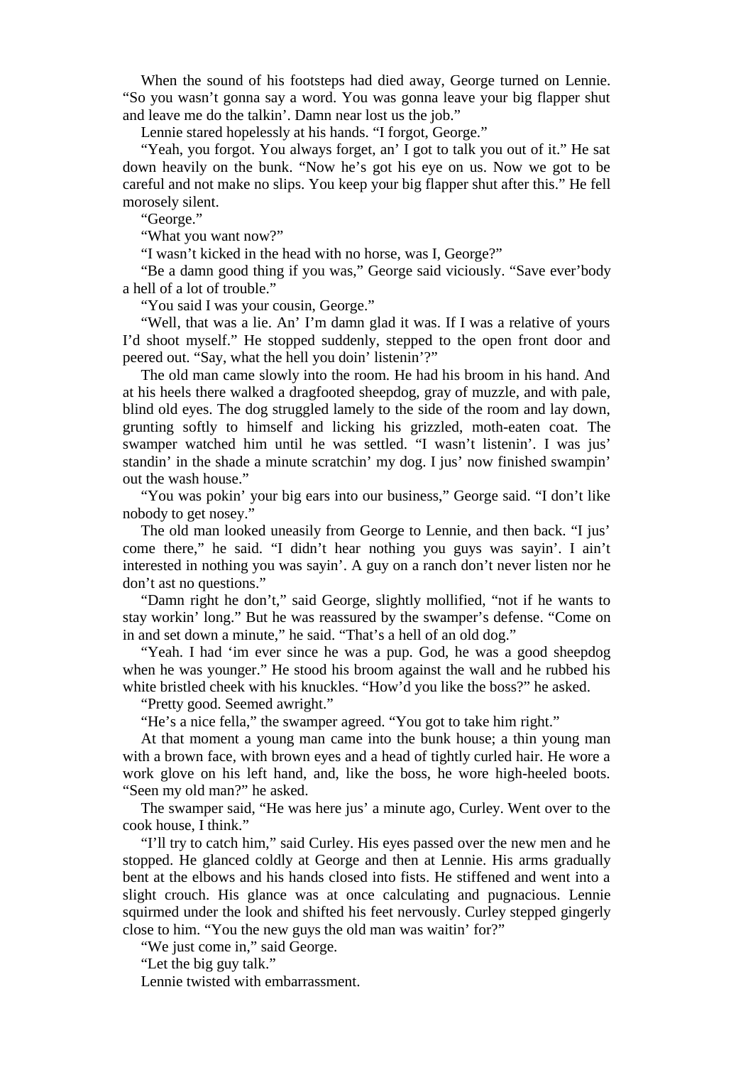When the sound of his footsteps had died away, George turned on Lennie. "So you wasn't gonna say a word. You was gonna leave your big flapper shut and leave me do the talkin'. Damn near lost us the job."

Lennie stared hopelessly at his hands. "I forgot, George."

"Yeah, you forgot. You always forget, an' I got to talk you out of it." He sat down heavily on the bunk. "Now he's got his eye on us. Now we got to be careful and not make no slips. You keep your big flapper shut after this." He fell morosely silent.

"George."

"What you want now?"

"I wasn't kicked in the head with no horse, was I, George?"

"Be a damn good thing if you was," George said viciously. "Save ever'body a hell of a lot of trouble."

"You said I was your cousin, George."

"Well, that was a lie. An' I'm damn glad it was. If I was a relative of yours I'd shoot myself." He stopped suddenly, stepped to the open front door and peered out. "Say, what the hell you doin' listenin'?"

The old man came slowly into the room. He had his broom in his hand. And at his heels there walked a dragfooted sheepdog, gray of muzzle, and with pale, blind old eyes. The dog struggled lamely to the side of the room and lay down, grunting softly to himself and licking his grizzled, moth-eaten coat. The swamper watched him until he was settled. "I wasn't listenin'. I was jus' standin' in the shade a minute scratchin' my dog. I jus' now finished swampin' out the wash house."

"You was pokin' your big ears into our business," George said. "I don't like nobody to get nosey."

The old man looked uneasily from George to Lennie, and then back. "I jus' come there," he said. "I didn't hear nothing you guys was sayin'. I ain't interested in nothing you was sayin'. A guy on a ranch don't never listen nor he don't ast no questions."

"Damn right he don't," said George, slightly mollified, "not if he wants to stay workin' long." But he was reassured by the swamper's defense. "Come on in and set down a minute," he said. "That's a hell of an old dog."

"Yeah. I had 'im ever since he was a pup. God, he was a good sheepdog when he was younger." He stood his broom against the wall and he rubbed his white bristled cheek with his knuckles. "How'd you like the boss?" he asked.

"Pretty good. Seemed awright."

"He's a nice fella," the swamper agreed. "You got to take him right."

At that moment a young man came into the bunk house; a thin young man with a brown face, with brown eyes and a head of tightly curled hair. He wore a work glove on his left hand, and, like the boss, he wore high-heeled boots. "Seen my old man?" he asked.

The swamper said, "He was here jus' a minute ago, Curley. Went over to the cook house, I think."

"I'll try to catch him," said Curley. His eyes passed over the new men and he stopped. He glanced coldly at George and then at Lennie. His arms gradually bent at the elbows and his hands closed into fists. He stiffened and went into a slight crouch. His glance was at once calculating and pugnacious. Lennie squirmed under the look and shifted his feet nervously. Curley stepped gingerly close to him. "You the new guys the old man was waitin' for?"

"We just come in," said George.

"Let the big guy talk."

Lennie twisted with embarrassment.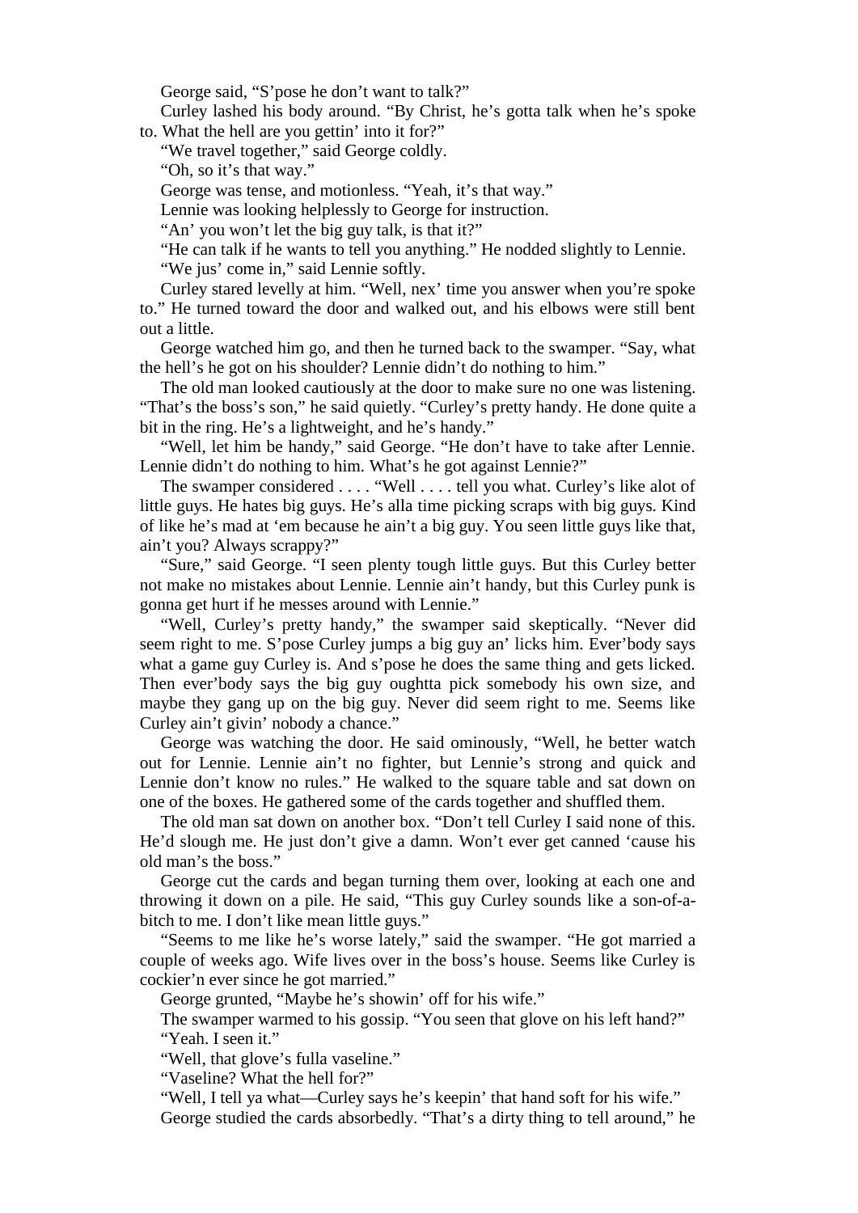George said, "S'pose he don't want to talk?"

Curley lashed his body around. "By Christ, he's gotta talk when he's spoke to. What the hell are you gettin' into it for?"

"We travel together," said George coldly.

"Oh, so it's that way."

George was tense, and motionless. "Yeah, it's that way."

Lennie was looking helplessly to George for instruction.

"An' you won't let the big guy talk, is that it?"

"He can talk if he wants to tell you anything." He nodded slightly to Lennie.

"We jus' come in," said Lennie softly.

Curley stared levelly at him. "Well, nex' time you answer when you're spoke to." He turned toward the door and walked out, and his elbows were still bent out a little.

George watched him go, and then he turned back to the swamper. "Say, what the hell's he got on his shoulder? Lennie didn't do nothing to him."

The old man looked cautiously at the door to make sure no one was listening. "That's the boss's son," he said quietly. "Curley's pretty handy. He done quite a bit in the ring. He's a lightweight, and he's handy."

"Well, let him be handy," said George. "He don't have to take after Lennie. Lennie didn't do nothing to him. What's he got against Lennie?"

The swamper considered . . . . "Well . . . . tell you what. Curley's like alot of little guys. He hates big guys. He's alla time picking scraps with big guys. Kind of like he's mad at 'em because he ain't a big guy. You seen little guys like that, ain't you? Always scrappy?"

"Sure," said George. "I seen plenty tough little guys. But this Curley better not make no mistakes about Lennie. Lennie ain't handy, but this Curley punk is gonna get hurt if he messes around with Lennie."

"Well, Curley's pretty handy," the swamper said skeptically. "Never did seem right to me. S'pose Curley jumps a big guy an' licks him. Ever'body says what a game guy Curley is. And s'pose he does the same thing and gets licked. Then ever'body says the big guy oughtta pick somebody his own size, and maybe they gang up on the big guy. Never did seem right to me. Seems like Curley ain't givin' nobody a chance."

George was watching the door. He said ominously, "Well, he better watch out for Lennie. Lennie ain't no fighter, but Lennie's strong and quick and Lennie don't know no rules." He walked to the square table and sat down on one of the boxes. He gathered some of the cards together and shuffled them.

The old man sat down on another box. "Don't tell Curley I said none of this. He'd slough me. He just don't give a damn. Won't ever get canned 'cause his old man's the boss."

George cut the cards and began turning them over, looking at each one and throwing it down on a pile. He said, "This guy Curley sounds like a son-of-a-bitch to me. I don't like mean little guys."

"Seems to me like he's worse lately," said the swamper. "He got married a couple of weeks ago. Wife lives over in the boss's house. Seems like Curley is cockier'n ever since he got married."

George grunted, "Maybe he's showin' off for his wife."

The swamper warmed to his gossip. "You seen that glove on his left hand?"

"Yeah. I seen it."

"Well, that glove's fulla vaseline."

"Vaseline? What the hell for?"

"Well, I tell ya what—Curley says he's keepin' that hand soft for his wife."

George studied the cards absorbedly. "That's a dirty thing to tell around," he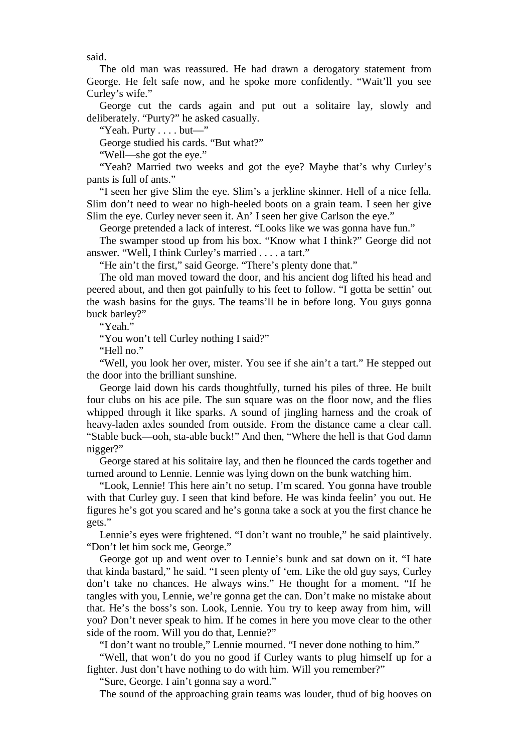said.

The old man was reassured. He had drawn a derogatory statement from George. He felt safe now, and he spoke more confidently. "Wait'll you see Curley's wife."

George cut the cards again and put out a solitaire lay, slowly and deliberately. "Purty?" he asked casually.

"Yeah. Purty . . . . but—"

George studied his cards. "But what?"

"Well—she got the eye."

"Yeah? Married two weeks and got the eye? Maybe that's why Curley's pants is full of ants."

"I seen her give Slim the eye. Slim's a jerkline skinner. Hell of a nice fella. Slim don't need to wear no high-heeled boots on a grain team. I seen her give Slim the eye. Curley never seen it. An' I seen her give Carlson the eye."

George pretended a lack of interest. "Looks like we was gonna have fun."

The swamper stood up from his box. "Know what I think?" George did not answer. "Well, I think Curley's married . . . . a tart."

"He ain't the first," said George. "There's plenty done that."

The old man moved toward the door, and his ancient dog lifted his head and peered about, and then got painfully to his feet to follow. "I gotta be settin' out the wash basins for the guys. The teams'll be in before long. You guys gonna buck barley?"

"Yeah."

"You won't tell Curley nothing I said?"

"Hell no."

"Well, you look her over, mister. You see if she ain't a tart." He stepped out the door into the brilliant sunshine.

George laid down his cards thoughtfully, turned his piles of three. He built four clubs on his ace pile. The sun square was on the floor now, and the flies whipped through it like sparks. A sound of jingling harness and the croak of heavy-laden axles sounded from outside. From the distance came a clear call. "Stable buck—ooh, sta-able buck!" And then, "Where the hell is that God damn nigger?"

George stared at his solitaire lay, and then he flounced the cards together and turned around to Lennie. Lennie was lying down on the bunk watching him.

"Look, Lennie! This here ain't no setup. I'm scared. You gonna have trouble with that Curley guy. I seen that kind before. He was kinda feelin' you out. He figures he's got you scared and he's gonna take a sock at you the first chance he gets."

Lennie's eyes were frightened. "I don't want no trouble," he said plaintively. "Don't let him sock me, George."

George got up and went over to Lennie's bunk and sat down on it. "I hate that kinda bastard," he said. "I seen plenty of 'em. Like the old guy says, Curley don't take no chances. He always wins." He thought for a moment. "If he tangles with you, Lennie, we're gonna get the can. Don't make no mistake about that. He's the boss's son. Look, Lennie. You try to keep away from him, will you? Don't never speak to him. If he comes in here you move clear to the other side of the room. Will you do that, Lennie?"

"I don't want no trouble," Lennie mourned. "I never done nothing to him."

"Well, that won't do you no good if Curley wants to plug himself up for a fighter. Just don't have nothing to do with him. Will you remember?"

"Sure, George. I ain't gonna say a word."

The sound of the approaching grain teams was louder, thud of big hooves on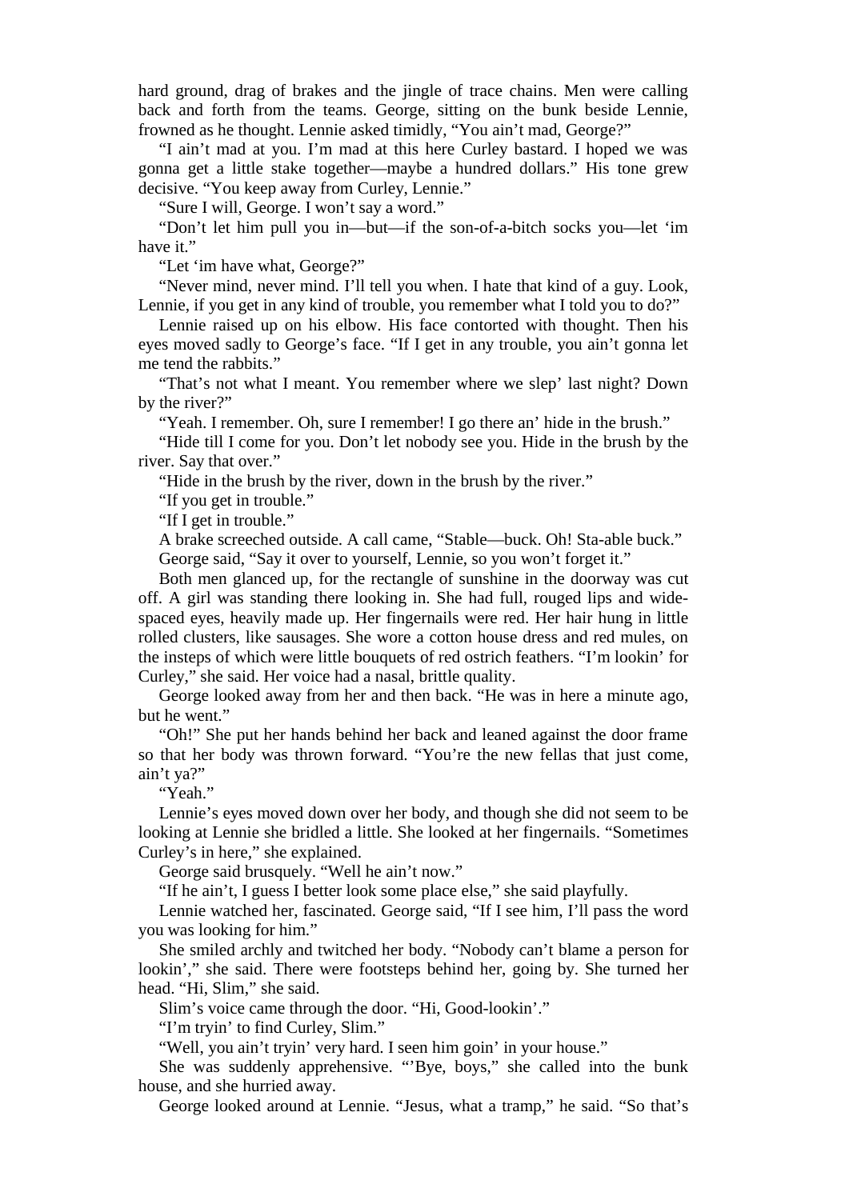hard ground, drag of brakes and the jingle of trace chains. Men were calling back and forth from the teams. George, sitting on the bunk beside Lennie, frowned as he thought. Lennie asked timidly, "You ain't mad, George?"

"I ain't mad at you. I'm mad at this here Curley bastard. I hoped we was gonna get a little stake together—maybe a hundred dollars." His tone grew decisive. "You keep away from Curley, Lennie."

"Sure I will, George. I won't say a word."

"Don't let him pull you in—but—if the son-of-a-bitch socks you—let 'im have it."

"Let 'im have what, George?"

"Never mind, never mind. I'll tell you when. I hate that kind of a guy. Look, Lennie, if you get in any kind of trouble, you remember what I told you to do?"

Lennie raised up on his elbow. His face contorted with thought. Then his eyes moved sadly to George's face. "If I get in any trouble, you ain't gonna let me tend the rabbits."

"That's not what I meant. You remember where we slep' last night? Down by the river?"

"Yeah. I remember. Oh, sure I remember! I go there an' hide in the brush."

"Hide till I come for you. Don't let nobody see you. Hide in the brush by the river. Say that over."

"Hide in the brush by the river, down in the brush by the river."

"If you get in trouble."

"If I get in trouble."

A brake screeched outside. A call came, "Stable—buck. Oh! Sta-able buck."

George said, "Say it over to yourself, Lennie, so you won't forget it."

Both men glanced up, for the rectangle of sunshine in the doorway was cut off. A girl was standing there looking in. She had full, rouged lips and wide-spaced eyes, heavily made up. Her fingernails were red. Her hair hung in little rolled clusters, like sausages. She wore a cotton house dress and red mules, on the insteps of which were little bouquets of red ostrich feathers. "I'm lookin' for Curley," she said. Her voice had a nasal, brittle quality.

George looked away from her and then back. "He was in here a minute ago, but he went."

"Oh!" She put her hands behind her back and leaned against the door frame so that her body was thrown forward. "You're the new fellas that just come, ain't ya?"

"Yeah."

Lennie's eyes moved down over her body, and though she did not seem to be looking at Lennie she bridled a little. She looked at her fingernails. "Sometimes Curley's in here," she explained.

George said brusquely. "Well he ain't now."

"If he ain't, I guess I better look some place else," she said playfully.

Lennie watched her, fascinated. George said, "If I see him, I'll pass the word you was looking for him."

She smiled archly and twitched her body. "Nobody can't blame a person for lookin'," she said. There were footsteps behind her, going by. She turned her head. "Hi, Slim," she said.

Slim's voice came through the door. "Hi, Good-lookin'."

"I'm tryin' to find Curley, Slim."

"Well, you ain't tryin' very hard. I seen him goin' in your house."

She was suddenly apprehensive. "'Bye, boys," she called into the bunk house, and she hurried away.

George looked around at Lennie. "Jesus, what a tramp," he said. "So that's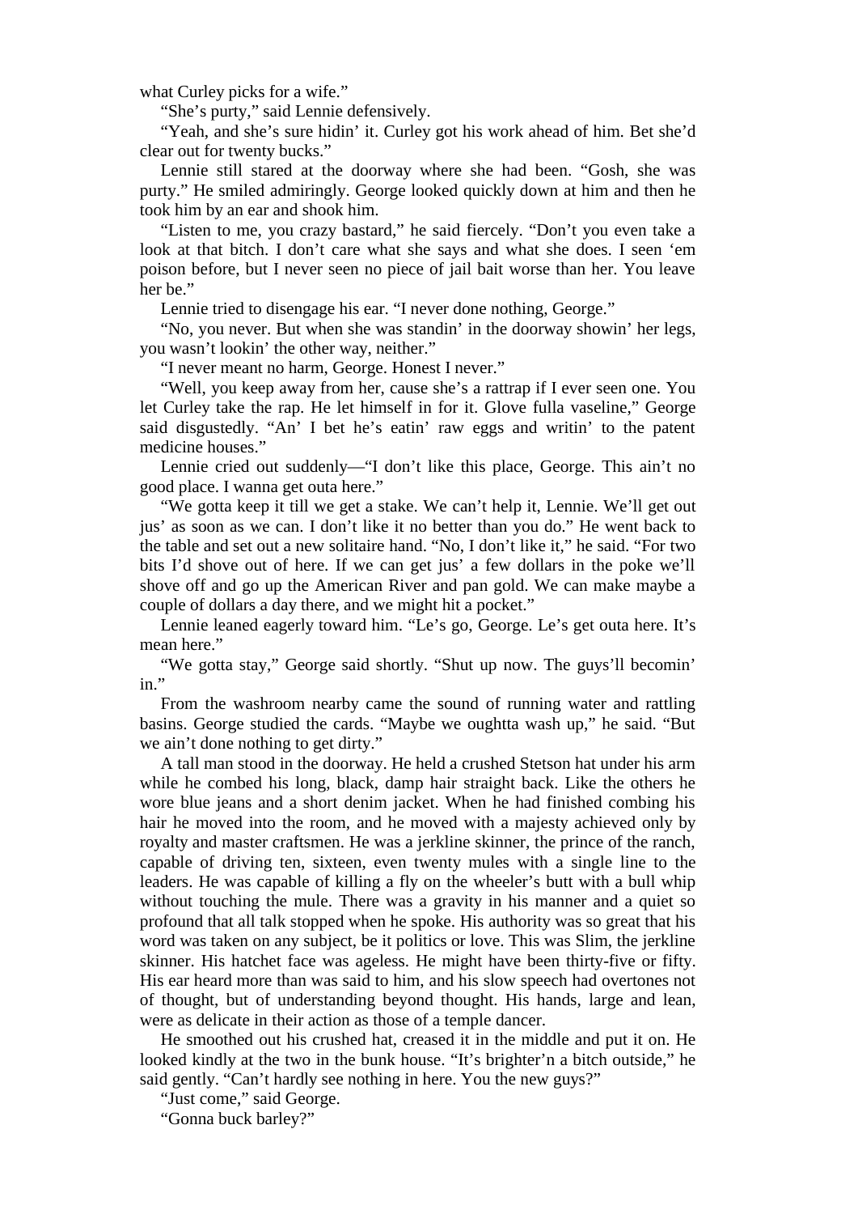what Curley picks for a wife."

"She's purty," said Lennie defensively.

"Yeah, and she's sure hidin' it. Curley got his work ahead of him. Bet she'd clear out for twenty bucks."

Lennie still stared at the doorway where she had been. "Gosh, she was purty." He smiled admiringly. George looked quickly down at him and then he took him by an ear and shook him.

"Listen to me, you crazy bastard," he said fiercely. "Don't you even take a look at that bitch. I don't care what she says and what she does. I seen 'em poison before, but I never seen no piece of jail bait worse than her. You leave her be."

Lennie tried to disengage his ear. "I never done nothing, George."

"No, you never. But when she was standin' in the doorway showin' her legs, you wasn't lookin' the other way, neither."

"I never meant no harm, George. Honest I never."

"Well, you keep away from her, cause she's a rattrap if I ever seen one. You let Curley take the rap. He let himself in for it. Glove fulla vaseline," George said disgustedly. "An' I bet he's eatin' raw eggs and writin' to the patent medicine houses."

Lennie cried out suddenly—"I don't like this place, George. This ain't no good place. I wanna get outa here."

"We gotta keep it till we get a stake. We can't help it, Lennie. We'll get out jus' as soon as we can. I don't like it no better than you do." He went back to the table and set out a new solitaire hand. "No, I don't like it," he said. "For two bits I'd shove out of here. If we can get jus' a few dollars in the poke we'll shove off and go up the American River and pan gold. We can make maybe a couple of dollars a day there, and we might hit a pocket."

Lennie leaned eagerly toward him. "Le's go, George. Le's get outa here. It's mean here."

"We gotta stay," George said shortly. "Shut up now. The guys'll becomin' in."

From the washroom nearby came the sound of running water and rattling basins. George studied the cards. "Maybe we oughtta wash up," he said. "But we ain't done nothing to get dirty."

A tall man stood in the doorway. He held a crushed Stetson hat under his arm while he combed his long, black, damp hair straight back. Like the others he wore blue jeans and a short denim jacket. When he had finished combing his hair he moved into the room, and he moved with a majesty achieved only by royalty and master craftsmen. He was a jerkline skinner, the prince of the ranch, capable of driving ten, sixteen, even twenty mules with a single line to the leaders. He was capable of killing a fly on the wheeler's butt with a bull whip without touching the mule. There was a gravity in his manner and a quiet so profound that all talk stopped when he spoke. His authority was so great that his word was taken on any subject, be it politics or love. This was Slim, the jerkline skinner. His hatchet face was ageless. He might have been thirty-five or fifty. His ear heard more than was said to him, and his slow speech had overtones not of thought, but of understanding beyond thought. His hands, large and lean, were as delicate in their action as those of a temple dancer.

He smoothed out his crushed hat, creased it in the middle and put it on. He looked kindly at the two in the bunk house. "It's brighter'n a bitch outside," he said gently. "Can't hardly see nothing in here. You the new guys?"

"Just come," said George.

"Gonna buck barley?"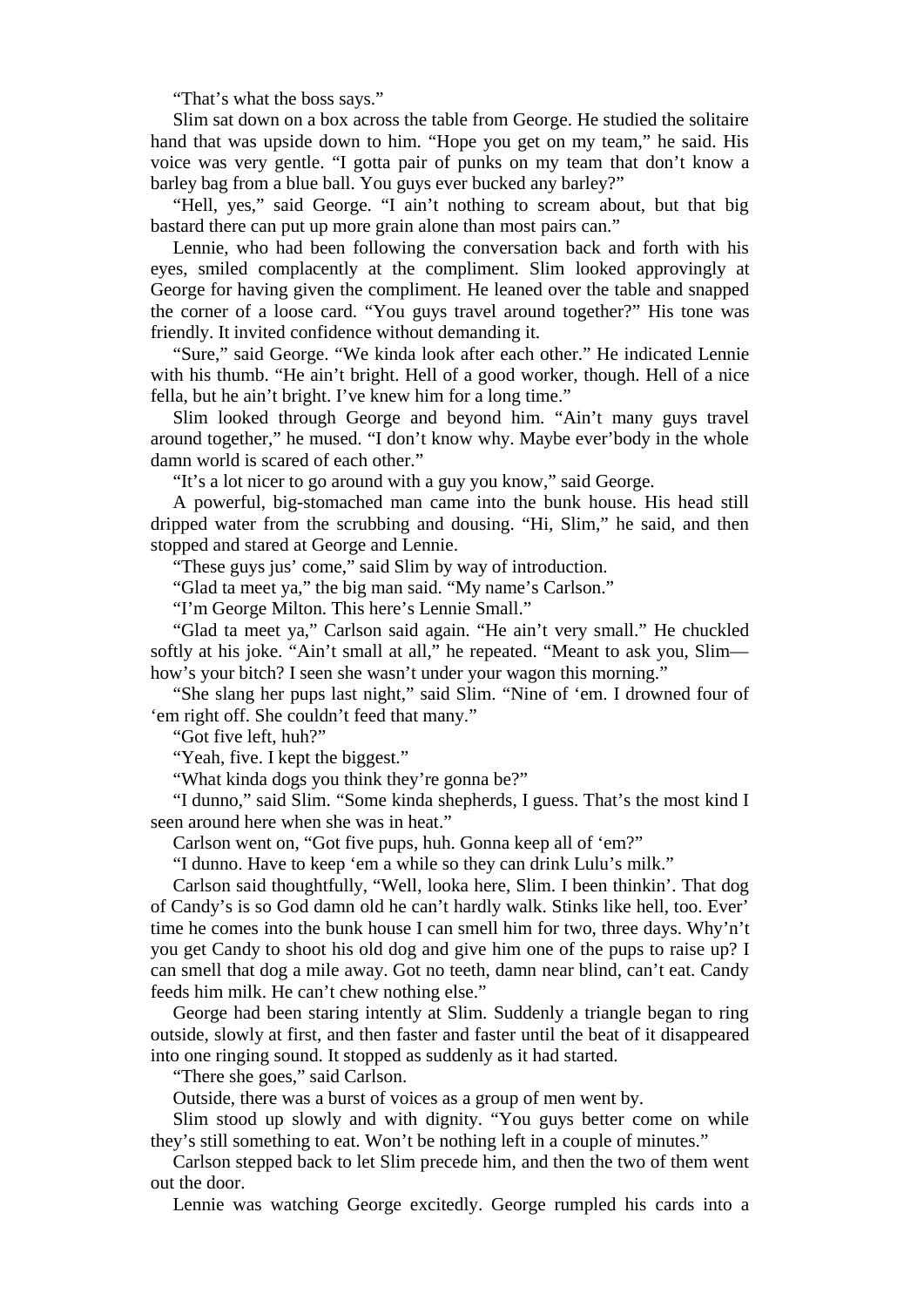"That's what the boss says."

Slim sat down on a box across the table from George. He studied the solitaire hand that was upside down to him. "Hope you get on my team," he said. His voice was very gentle. "I gotta pair of punks on my team that don't know a barley bag from a blue ball. You guys ever bucked any barley?"

"Hell, yes," said George. "I ain't nothing to scream about, but that big bastard there can put up more grain alone than most pairs can."

Lennie, who had been following the conversation back and forth with his eyes, smiled complacently at the compliment. Slim looked approvingly at George for having given the compliment. He leaned over the table and snapped the corner of a loose card. "You guys travel around together?" His tone was friendly. It invited confidence without demanding it.

"Sure," said George. "We kinda look after each other." He indicated Lennie with his thumb. "He ain't bright. Hell of a good worker, though. Hell of a nice fella, but he ain't bright. I've knew him for a long time."

Slim looked through George and beyond him. "Ain't many guys travel around together," he mused. "I don't know why. Maybe ever'body in the whole damn world is scared of each other."

"It's a lot nicer to go around with a guy you know," said George.

A powerful, big-stomached man came into the bunk house. His head still dripped water from the scrubbing and dousing. "Hi, Slim," he said, and then stopped and stared at George and Lennie.

"These guys jus' come," said Slim by way of introduction.

"Glad ta meet ya," the big man said. "My name's Carlson."

"I'm George Milton. This here's Lennie Small."

"Glad ta meet ya," Carlson said again. "He ain't very small." He chuckled softly at his joke. "Ain't small at all," he repeated. "Meant to ask you, Slim—how's your bitch? I seen she wasn't under your wagon this morning."

"She slang her pups last night," said Slim. "Nine of 'em. I drowned four of 'em right off. She couldn't feed that many."

"Got five left, huh?"

"Yeah, five. I kept the biggest."

"What kinda dogs you think they're gonna be?"

"I dunno," said Slim. "Some kinda shepherds, I guess. That's the most kind I seen around here when she was in heat."

Carlson went on, "Got five pups, huh. Gonna keep all of 'em?"

"I dunno. Have to keep 'em a while so they can drink Lulu's milk."

Carlson said thoughtfully, "Well, looka here, Slim. I been thinkin'. That dog of Candy's is so God damn old he can't hardly walk. Stinks like hell, too. Ever' time he comes into the bunk house I can smell him for two, three days. Why'n't you get Candy to shoot his old dog and give him one of the pups to raise up? I can smell that dog a mile away. Got no teeth, damn near blind, can't eat. Candy feeds him milk. He can't chew nothing else."

George had been staring intently at Slim. Suddenly a triangle began to ring outside, slowly at first, and then faster and faster until the beat of it disappeared into one ringing sound. It stopped as suddenly as it had started.

"There she goes," said Carlson.

Outside, there was a burst of voices as a group of men went by.

Slim stood up slowly and with dignity. "You guys better come on while they's still something to eat. Won't be nothing left in a couple of minutes."

Carlson stepped back to let Slim precede him, and then the two of them went out the door.

Lennie was watching George excitedly. George rumpled his cards into a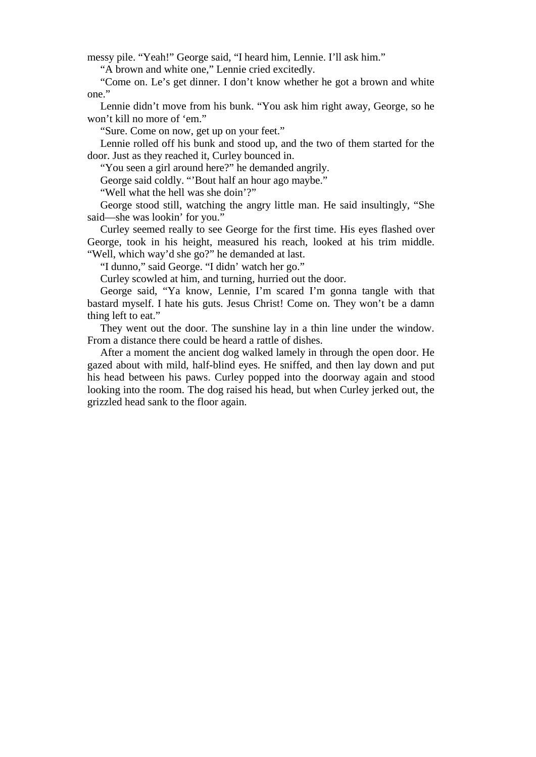messy pile. “Yeah!” George said, “I heard him, Lennie. I’ll ask him.”

“A brown and white one,” Lennie cried excitedly.

“Come on. Le’s get dinner. I don’t know whether he got a brown and white one.”

Lennie didn’t move from his bunk. “You ask him right away, George, so he won’t kill no more of ‘em.”

“Sure. Come on now, get up on your feet.”

Lennie rolled off his bunk and stood up, and the two of them started for the door. Just as they reached it, Curley bounced in.

“You seen a girl around here?” he demanded angrily.

George said coldly. “’Bout half an hour ago maybe.”

“Well what the hell was she doin’?”

George stood still, watching the angry little man. He said insultingly, “She said—she was lookin’ for you.”

Curley seemed really to see George for the first time. His eyes flashed over George, took in his height, measured his reach, looked at his trim middle. “Well, which way’d she go?” he demanded at last.

“I dunno,” said George. “I didn’ watch her go.”

Curley scowled at him, and turning, hurried out the door.

George said, “Ya know, Lennie, I’m scared I’m gonna tangle with that bastard myself. I hate his guts. Jesus Christ! Come on. They won’t be a damn thing left to eat.”

They went out the door. The sunshine lay in a thin line under the window. From a distance there could be heard a rattle of dishes.

After a moment the ancient dog walked lamely in through the open door. He gazed about with mild, half-blind eyes. He sniffed, and then lay down and put his head between his paws. Curley popped into the doorway again and stood looking into the room. The dog raised his head, but when Curley jerked out, the grizzled head sank to the floor again.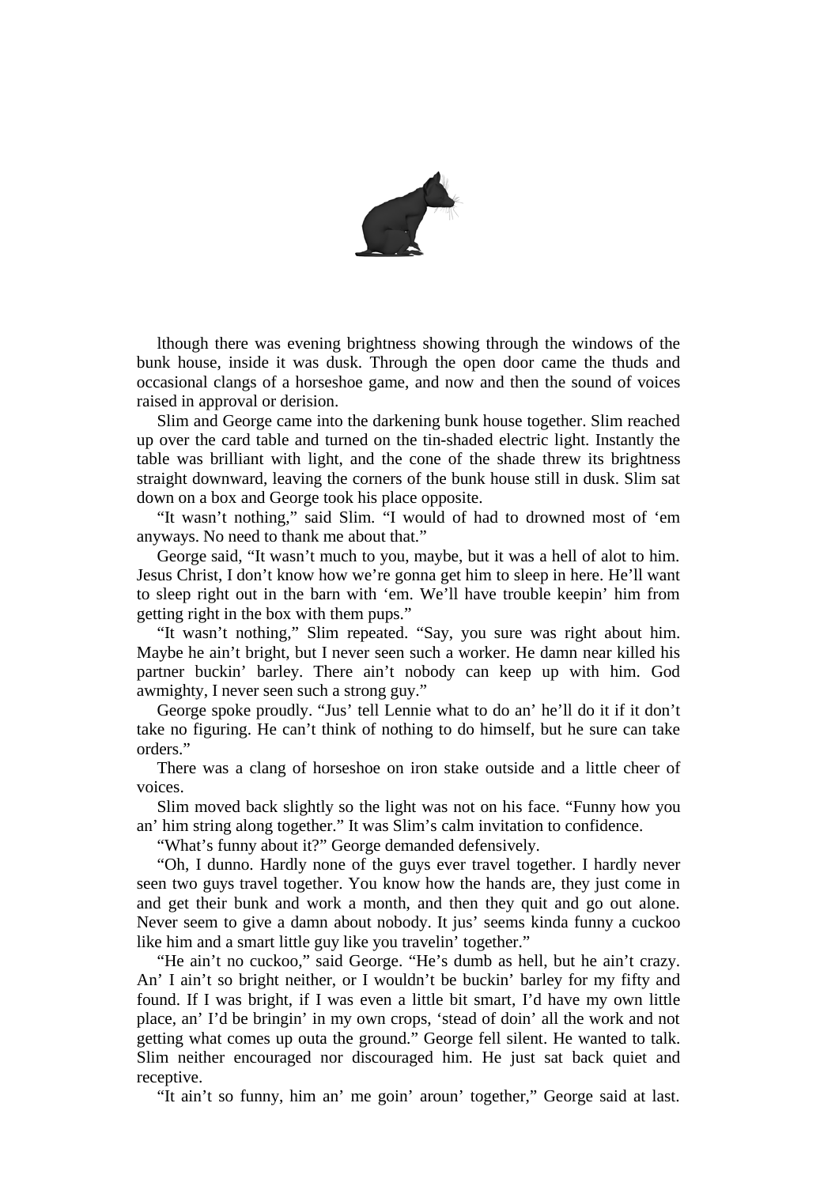lthough there was evening brightness showing through the windows of the bunk house, inside it was dusk. Through the open door came the thuds and occasional clangs of a horseshoe game, and now and then the sound of voices raised in approval or derision.

Slim and George came into the darkening bunk house together. Slim reached up over the card table and turned on the tin-shaded electric light. Instantly the table was brilliant with light, and the cone of the shade threw its brightness straight downward, leaving the corners of the bunk house still in dusk. Slim sat down on a box and George took his place opposite.

"It wasn't nothing," said Slim. "I would of had to drowned most of 'em anyways. No need to thank me about that."

George said, "It wasn't much to you, maybe, but it was a hell of alot to him. Jesus Christ, I don't know how we're gonna get him to sleep in here. He'll want to sleep right out in the barn with 'em. We'll have trouble keepin' him from getting right in the box with them pups."

"It wasn't nothing," Slim repeated. "Say, you sure was right about him. Maybe he ain't bright, but I never seen such a worker. He damn near killed his partner buckin' barley. There ain't nobody can keep up with him. God awmighty, I never seen such a strong guy."

George spoke proudly. "Jus' tell Lennie what to do an' he'll do it if it don't take no figuring. He can't think of nothing to do himself, but he sure can take orders."

There was a clang of horseshoe on iron stake outside and a little cheer of voices.

Slim moved back slightly so the light was not on his face. "Funny how you an' him string along together." It was Slim's calm invitation to confidence.

"What's funny about it?" George demanded defensively.

"Oh, I dunno. Hardly none of the guys ever travel together. I hardly never seen two guys travel together. You know how the hands are, they just come in and get their bunk and work a month, and then they quit and go out alone. Never seem to give a damn about nobody. It jus' seems kinda funny a cuckoo like him and a smart little guy like you travelin' together."

"He ain't no cuckoo," said George. "He's dumb as hell, but he ain't crazy. An' I ain't so bright neither, or I wouldn't be buckin' barley for my fifty and found. If I was bright, if I was even a little bit smart, I'd have my own little place, an' I'd be bringin' in my own crops, 'stead of doin' all the work and not getting what comes up outa the ground." George fell silent. He wanted to talk. Slim neither encouraged nor discouraged him. He just sat back quiet and receptive.

"It ain't so funny, him an' me goin' aroun' together," George said at last.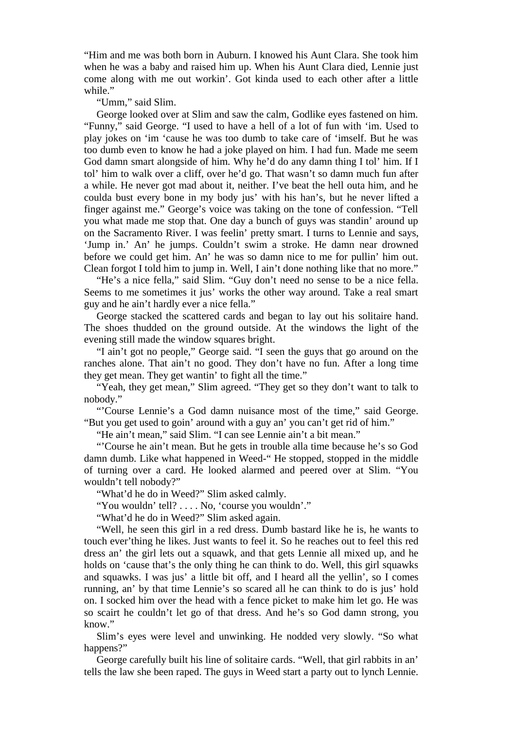"Him and me was both born in Auburn. I knowed his Aunt Clara. She took him when he was a baby and raised him up. When his Aunt Clara died, Lennie just come along with me out workin'. Got kinda used to each other after a little while."

"Umm," said Slim.

George looked over at Slim and saw the calm, Godlike eyes fastened on him. "Funny," said George. "I used to have a hell of a lot of fun with 'im. Used to play jokes on 'im 'cause he was too dumb to take care of 'imself. But he was too dumb even to know he had a joke played on him. I had fun. Made me seem God damn smart alongside of him. Why he'd do any damn thing I tol' him. If I tol' him to walk over a cliff, over he'd go. That wasn't so damn much fun after a while. He never got mad about it, neither. I've beat the hell outa him, and he coulda bust every bone in my body jus' with his han's, but he never lifted a finger against me." George's voice was taking on the tone of confession. "Tell you what made me stop that. One day a bunch of guys was standin' around up on the Sacramento River. I was feelin' pretty smart. I turns to Lennie and says, 'Jump in.' An' he jumps. Couldn't swim a stroke. He damn near drowned before we could get him. An' he was so damn nice to me for pullin' him out. Clean forgot I told him to jump in. Well, I ain't done nothing like that no more."

"He's a nice fella," said Slim. "Guy don't need no sense to be a nice fella. Seems to me sometimes it jus' works the other way around. Take a real smart guy and he ain't hardly ever a nice fella."

George stacked the scattered cards and began to lay out his solitaire hand. The shoes thudded on the ground outside. At the windows the light of the evening still made the window squares bright.

"I ain't got no people," George said. "I seen the guys that go around on the ranches alone. That ain't no good. They don't have no fun. After a long time they get mean. They get wantin' to fight all the time."

"Yeah, they get mean," Slim agreed. "They get so they don't want to talk to nobody."

"'Course Lennie's a God damn nuisance most of the time," said George. "But you get used to goin' around with a guy an' you can't get rid of him."

"He ain't mean," said Slim. "I can see Lennie ain't a bit mean."

"'Course he ain't mean. But he gets in trouble alla time because he's so God damn dumb. Like what happened in Weed-" He stopped, stopped in the middle of turning over a card. He looked alarmed and peered over at Slim. "You wouldn't tell nobody?"

"What'd he do in Weed?" Slim asked calmly.

"You wouldn' tell? . . . . No, 'course you wouldn'."

"What'd he do in Weed?" Slim asked again.

"Well, he seen this girl in a red dress. Dumb bastard like he is, he wants to touch ever'thing he likes. Just wants to feel it. So he reaches out to feel this red dress an' the girl lets out a squawk, and that gets Lennie all mixed up, and he holds on 'cause that's the only thing he can think to do. Well, this girl squawks and squawks. I was jus' a little bit off, and I heard all the yellin', so I comes running, an' by that time Lennie's so scared all he can think to do is jus' hold on. I socked him over the head with a fence picket to make him let go. He was so scairt he couldn't let go of that dress. And he's so God damn strong, you know."

Slim's eyes were level and unwinking. He nodded very slowly. "So what happens?"

George carefully built his line of solitaire cards. "Well, that girl rabbits in an' tells the law she been raped. The guys in Weed start a party out to lynch Lennie.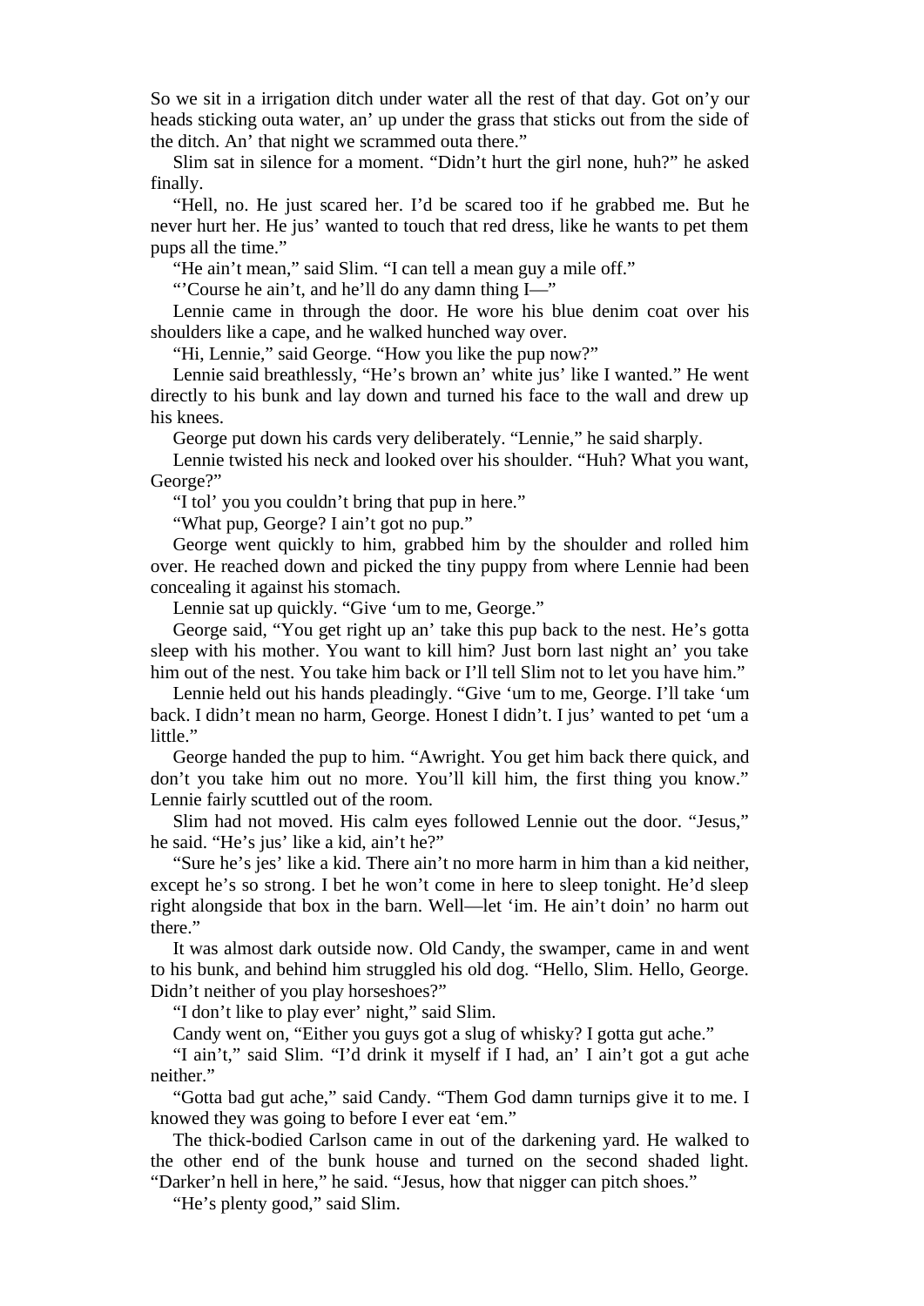So we sit in a irrigation ditch under water all the rest of that day. Got on'y our heads sticking outa water, an' up under the grass that sticks out from the side of the ditch. An' that night we scrammed outa there."

Slim sat in silence for a moment. "Didn't hurt the girl none, huh?" he asked finally.

"Hell, no. He just scared her. I'd be scared too if he grabbed me. But he never hurt her. He jus' wanted to touch that red dress, like he wants to pet them pups all the time."

"He ain't mean," said Slim. "I can tell a mean guy a mile off."

"'Course he ain't, and he'll do any damn thing I—"

Lennie came in through the door. He wore his blue denim coat over his shoulders like a cape, and he walked hunched way over.

"Hi, Lennie," said George. "How you like the pup now?"

Lennie said breathlessly, "He's brown an' white jus' like I wanted." He went directly to his bunk and lay down and turned his face to the wall and drew up his knees.

George put down his cards very deliberately. "Lennie," he said sharply.

Lennie twisted his neck and looked over his shoulder. "Huh? What you want, George?"

"I tol' you you couldn't bring that pup in here."

"What pup, George? I ain't got no pup."

George went quickly to him, grabbed him by the shoulder and rolled him over. He reached down and picked the tiny puppy from where Lennie had been concealing it against his stomach.

Lennie sat up quickly. "Give 'um to me, George."

George said, "You get right up an' take this pup back to the nest. He's gotta sleep with his mother. You want to kill him? Just born last night an' you take him out of the nest. You take him back or I'll tell Slim not to let you have him."

Lennie held out his hands pleadingly. "Give 'um to me, George. I'll take 'um back. I didn't mean no harm, George. Honest I didn't. I jus' wanted to pet 'um a little."

George handed the pup to him. "Awright. You get him back there quick, and don't you take him out no more. You'll kill him, the first thing you know." Lennie fairly scuttled out of the room.

Slim had not moved. His calm eyes followed Lennie out the door. "Jesus," he said. "He's jus' like a kid, ain't he?"

"Sure he's jes' like a kid. There ain't no more harm in him than a kid neither, except he's so strong. I bet he won't come in here to sleep tonight. He'd sleep right alongside that box in the barn. Well—let 'im. He ain't doin' no harm out there."

It was almost dark outside now. Old Candy, the swamper, came in and went to his bunk, and behind him struggled his old dog. "Hello, Slim. Hello, George. Didn't neither of you play horseshoes?"

"I don't like to play ever' night," said Slim.

Candy went on, "Either you guys got a slug of whisky? I gotta gut ache."

"I ain't," said Slim. "I'd drink it myself if I had, an' I ain't got a gut ache neither."

"Gotta bad gut ache," said Candy. "Them God damn turnips give it to me. I knowed they was going to before I ever eat 'em."

The thick-bodied Carlson came in out of the darkening yard. He walked to the other end of the bunk house and turned on the second shaded light. "Darker'n hell in here," he said. "Jesus, how that nigger can pitch shoes."

"He's plenty good," said Slim.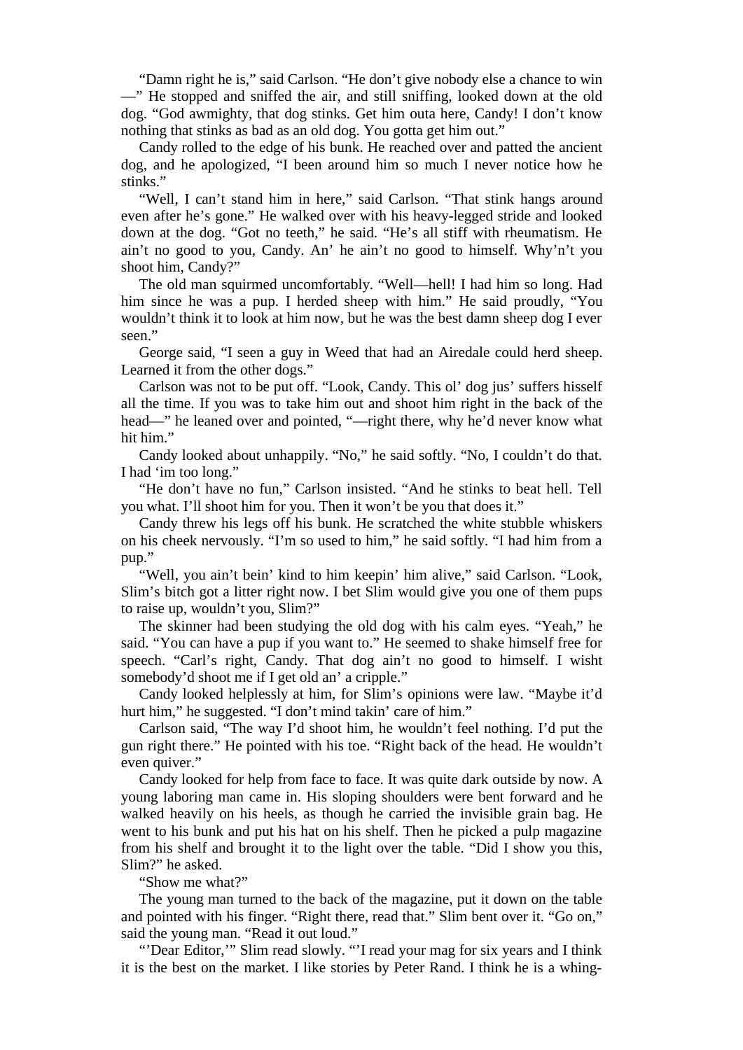"Damn right he is," said Carlson. "He don't give nobody else a chance to win —" He stopped and sniffed the air, and still sniffing, looked down at the old dog. "God awmighty, that dog stinks. Get him outa here, Candy! I don't know nothing that stinks as bad as an old dog. You gotta get him out."

Candy rolled to the edge of his bunk. He reached over and patted the ancient dog, and he apologized, "I been around him so much I never notice how he stinks."

"Well, I can't stand him in here," said Carlson. "That stink hangs around even after he's gone." He walked over with his heavy-legged stride and looked down at the dog. "Got no teeth," he said. "He's all stiff with rheumatism. He ain't no good to you, Candy. An' he ain't no good to himself. Why'n't you shoot him, Candy?"

The old man squirmed uncomfortably. "Well—hell! I had him so long. Had him since he was a pup. I herded sheep with him." He said proudly, "You wouldn't think it to look at him now, but he was the best damn sheep dog I ever seen."

George said, "I seen a guy in Weed that had an Airedale could herd sheep. Learned it from the other dogs."

Carlson was not to be put off. "Look, Candy. This ol' dog jus' suffers hisself all the time. If you was to take him out and shoot him right in the back of the head—" he leaned over and pointed, "—right there, why he'd never know what hit him."

Candy looked about unhappily. "No," he said softly. "No, I couldn't do that. I had 'im too long."

"He don't have no fun," Carlson insisted. "And he stinks to beat hell. Tell you what. I'll shoot him for you. Then it won't be you that does it."

Candy threw his legs off his bunk. He scratched the white stubble whiskers on his cheek nervously. "I'm so used to him," he said softly. "I had him from a pup."

"Well, you ain't bein' kind to him keepin' him alive," said Carlson. "Look, Slim's bitch got a litter right now. I bet Slim would give you one of them pups to raise up, wouldn't you, Slim?"

The skinner had been studying the old dog with his calm eyes. "Yeah," he said. "You can have a pup if you want to." He seemed to shake himself free for speech. "Carl's right, Candy. That dog ain't no good to himself. I wisht somebody'd shoot me if I get old an' a cripple."

Candy looked helplessly at him, for Slim's opinions were law. "Maybe it'd hurt him," he suggested. "I don't mind takin' care of him."

Carlson said, "The way I'd shoot him, he wouldn't feel nothing. I'd put the gun right there." He pointed with his toe. "Right back of the head. He wouldn't even quiver."

Candy looked for help from face to face. It was quite dark outside by now. A young laboring man came in. His sloping shoulders were bent forward and he walked heavily on his heels, as though he carried the invisible grain bag. He went to his bunk and put his hat on his shelf. Then he picked a pulp magazine from his shelf and brought it to the light over the table. "Did I show you this, Slim?" he asked.

"Show me what?"

The young man turned to the back of the magazine, put it down on the table and pointed with his finger. "Right there, read that." Slim bent over it. "Go on," said the young man. "Read it out loud."

"'Dear Editor,'" Slim read slowly. "'I read your mag for six years and I think it is the best on the market. I like stories by Peter Rand. I think he is a whing-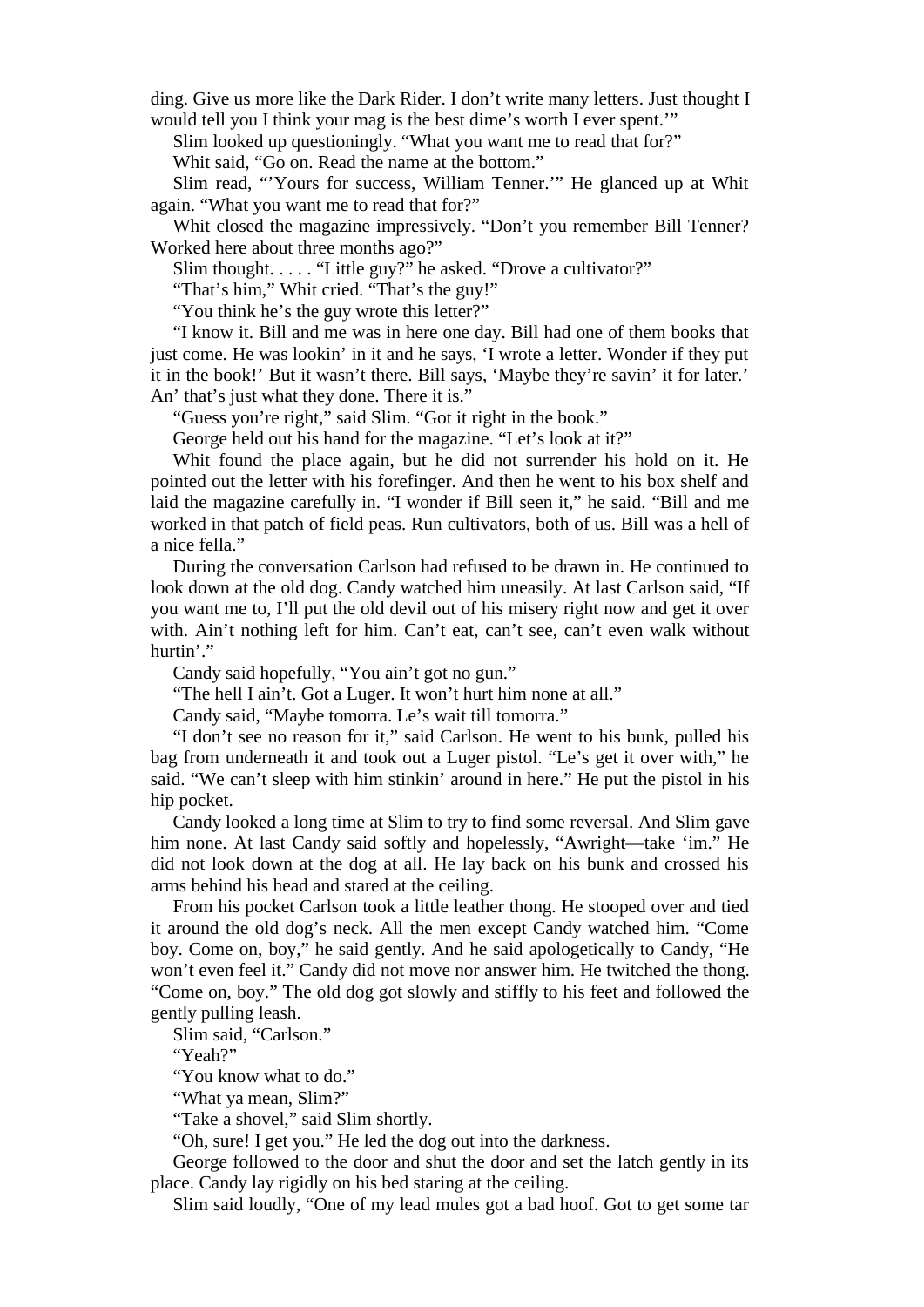ding. Give us more like the Dark Rider. I don't write many letters. Just thought I would tell you I think your mag is the best dime's worth I ever spent.'"

Slim looked up questioningly. "What you want me to read that for?"

Whit said, "Go on. Read the name at the bottom."

Slim read, "'Yours for success, William Tenner.'" He glanced up at Whit again. "What you want me to read that for?"

Whit closed the magazine impressively. "Don't you remember Bill Tenner? Worked here about three months ago?"

Slim thought. . . . . "Little guy?" he asked. "Drove a cultivator?"

"That's him," Whit cried. "That's the guy!"

"You think he's the guy wrote this letter?"

"I know it. Bill and me was in here one day. Bill had one of them books that just come. He was lookin' in it and he says, 'I wrote a letter. Wonder if they put it in the book!' But it wasn't there. Bill says, 'Maybe they're savin' it for later.' An' that's just what they done. There it is."

"Guess you're right," said Slim. "Got it right in the book."

George held out his hand for the magazine. "Let's look at it?"

Whit found the place again, but he did not surrender his hold on it. He pointed out the letter with his forefinger. And then he went to his box shelf and laid the magazine carefully in. "I wonder if Bill seen it," he said. "Bill and me worked in that patch of field peas. Run cultivators, both of us. Bill was a hell of a nice fella."

During the conversation Carlson had refused to be drawn in. He continued to look down at the old dog. Candy watched him uneasily. At last Carlson said, "If you want me to, I'll put the old devil out of his misery right now and get it over with. Ain't nothing left for him. Can't eat, can't see, can't even walk without hurtin'."

Candy said hopefully, "You ain't got no gun."

"The hell I ain't. Got a Luger. It won't hurt him none at all."

Candy said, "Maybe tomorra. Le's wait till tomorra."

"I don't see no reason for it," said Carlson. He went to his bunk, pulled his bag from underneath it and took out a Luger pistol. "Le's get it over with," he said. "We can't sleep with him stinkin' around in here." He put the pistol in his hip pocket.

Candy looked a long time at Slim to try to find some reversal. And Slim gave him none. At last Candy said softly and hopelessly, "Awright—take 'im." He did not look down at the dog at all. He lay back on his bunk and crossed his arms behind his head and stared at the ceiling.

From his pocket Carlson took a little leather thong. He stooped over and tied it around the old dog's neck. All the men except Candy watched him. "Come boy. Come on, boy," he said gently. And he said apologetically to Candy, "He won't even feel it." Candy did not move nor answer him. He twitched the thong. "Come on, boy." The old dog got slowly and stiffly to his feet and followed the gently pulling leash.

Slim said, "Carlson."

"Yeah?"

"You know what to do."

"What ya mean, Slim?"

"Take a shovel," said Slim shortly.

"Oh, sure! I get you." He led the dog out into the darkness.

George followed to the door and shut the door and set the latch gently in its place. Candy lay rigidly on his bed staring at the ceiling.

Slim said loudly, "One of my lead mules got a bad hoof. Got to get some tar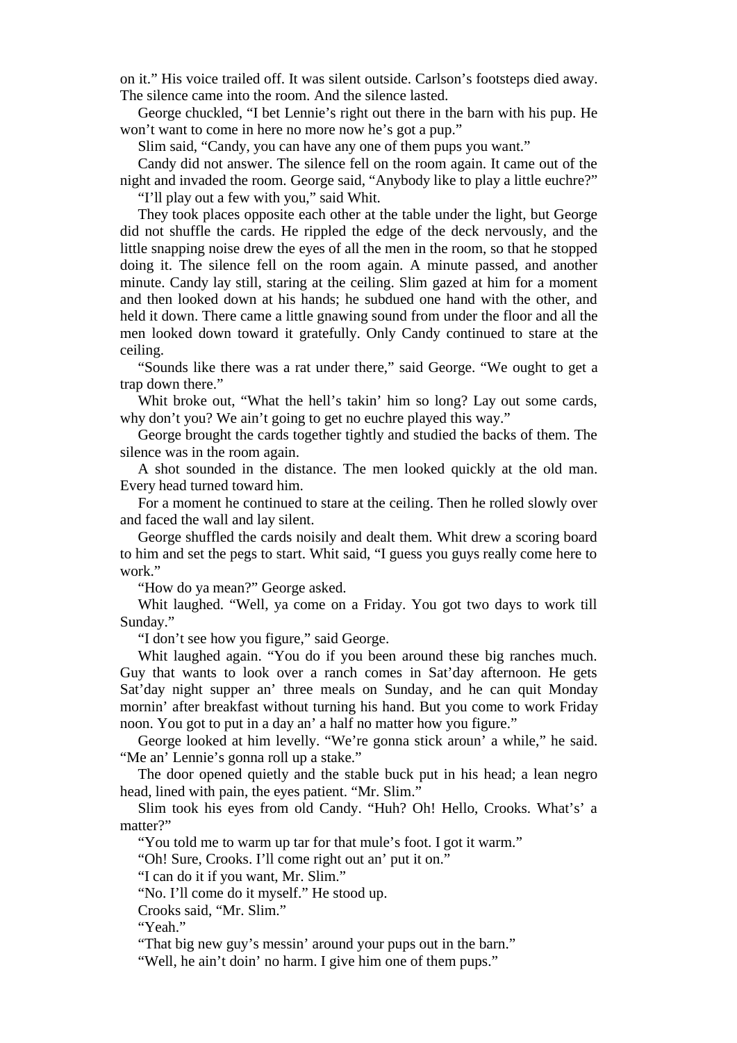on it." His voice trailed off. It was silent outside. Carlson's footsteps died away. The silence came into the room. And the silence lasted.

George chuckled, "I bet Lennie's right out there in the barn with his pup. He won't want to come in here no more now he's got a pup."

Slim said, "Candy, you can have any one of them pups you want."

Candy did not answer. The silence fell on the room again. It came out of the night and invaded the room. George said, "Anybody like to play a little euchre?"

"I'll play out a few with you," said Whit.

They took places opposite each other at the table under the light, but George did not shuffle the cards. He rippled the edge of the deck nervously, and the little snapping noise drew the eyes of all the men in the room, so that he stopped doing it. The silence fell on the room again. A minute passed, and another minute. Candy lay still, staring at the ceiling. Slim gazed at him for a moment and then looked down at his hands; he subdued one hand with the other, and held it down. There came a little gnawing sound from under the floor and all the men looked down toward it gratefully. Only Candy continued to stare at the ceiling.

"Sounds like there was a rat under there," said George. "We ought to get a trap down there."

Whit broke out, "What the hell's takin' him so long? Lay out some cards, why don't you? We ain't going to get no euchre played this way."

George brought the cards together tightly and studied the backs of them. The silence was in the room again.

A shot sounded in the distance. The men looked quickly at the old man. Every head turned toward him.

For a moment he continued to stare at the ceiling. Then he rolled slowly over and faced the wall and lay silent.

George shuffled the cards noisily and dealt them. Whit drew a scoring board to him and set the pegs to start. Whit said, "I guess you guys really come here to work."

"How do ya mean?" George asked.

Whit laughed. "Well, ya come on a Friday. You got two days to work till Sunday."

"I don't see how you figure," said George.

Whit laughed again. "You do if you been around these big ranches much. Guy that wants to look over a ranch comes in Sat'day afternoon. He gets Sat'day night supper an' three meals on Sunday, and he can quit Monday mornin' after breakfast without turning his hand. But you come to work Friday noon. You got to put in a day an' a half no matter how you figure."

George looked at him levelly. "We're gonna stick aroun' a while," he said. "Me an' Lennie's gonna roll up a stake."

The door opened quietly and the stable buck put in his head; a lean negro head, lined with pain, the eyes patient. "Mr. Slim."

Slim took his eyes from old Candy. "Huh? Oh! Hello, Crooks. What's' a matter?"

"You told me to warm up tar for that mule's foot. I got it warm."

"Oh! Sure, Crooks. I'll come right out an' put it on."

"I can do it if you want, Mr. Slim."

"No. I'll come do it myself." He stood up.

Crooks said, "Mr. Slim."

"Yeah."

"That big new guy's messin' around your pups out in the barn."

"Well, he ain't doin' no harm. I give him one of them pups."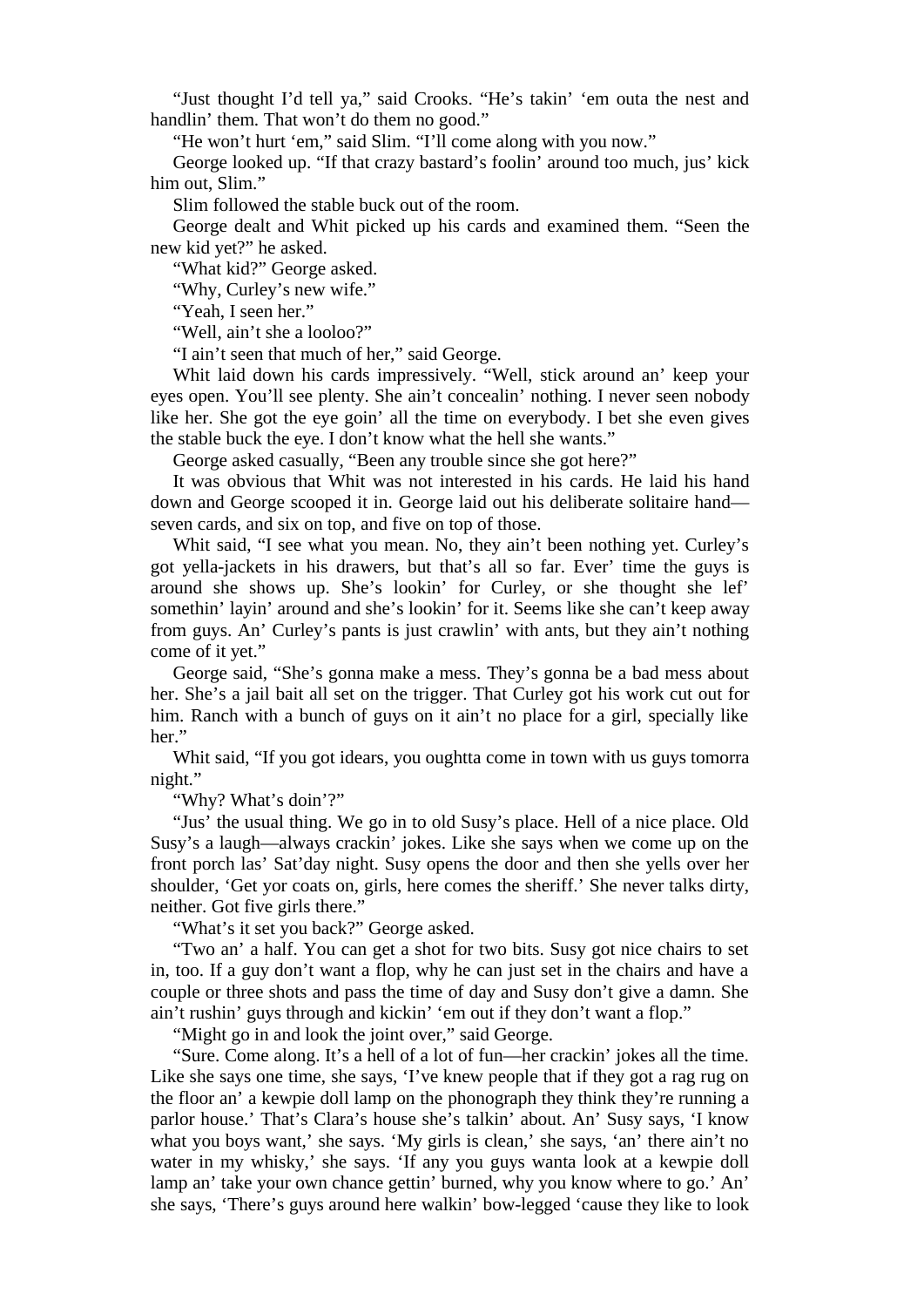"Just thought I'd tell ya," said Crooks. "He's takin' 'em outa the nest and handlin' them. That won't do them no good."

"He won't hurt 'em," said Slim. "I'll come along with you now."

George looked up. "If that crazy bastard's foolin' around too much, jus' kick him out, Slim."

Slim followed the stable buck out of the room.

George dealt and Whit picked up his cards and examined them. "Seen the new kid yet?" he asked.

"What kid?" George asked.

"Why, Curley's new wife."

"Yeah, I seen her."

"Well, ain't she a looloo?"

"I ain't seen that much of her," said George.

Whit laid down his cards impressively. "Well, stick around an' keep your eyes open. You'll see plenty. She ain't concealin' nothing. I never seen nobody like her. She got the eye goin' all the time on everybody. I bet she even gives the stable buck the eye. I don't know what the hell she wants."

George asked casually, "Been any trouble since she got here?"

It was obvious that Whit was not interested in his cards. He laid his hand down and George scooped it in. George laid out his deliberate solitaire hand—seven cards, and six on top, and five on top of those.

Whit said, "I see what you mean. No, they ain't been nothing yet. Curley's got yella-jackets in his drawers, but that's all so far. Ever' time the guys is around she shows up. She's lookin' for Curley, or she thought she lef' somethin' layin' around and she's lookin' for it. Seems like she can't keep away from guys. An' Curley's pants is just crawlin' with ants, but they ain't nothing come of it yet."

George said, "She's gonna make a mess. They's gonna be a bad mess about her. She's a jail bait all set on the trigger. That Curley got his work cut out for him. Ranch with a bunch of guys on it ain't no place for a girl, specially like her."

Whit said, "If you got idears, you oughtta come in town with us guys tomorra night."

"Why? What's doin'?"

"Jus' the usual thing. We go in to old Susy's place. Hell of a nice place. Old Susy's a laugh—always crackin' jokes. Like she says when we come up on the front porch las' Sat'day night. Susy opens the door and then she yells over her shoulder, 'Get yor coats on, girls, here comes the sheriff.' She never talks dirty, neither. Got five girls there."

"What's it set you back?" George asked.

"Two an' a half. You can get a shot for two bits. Susy got nice chairs to set in, too. If a guy don't want a flop, why he can just set in the chairs and have a couple or three shots and pass the time of day and Susy don't give a damn. She ain't rushin' guys through and kickin' 'em out if they don't want a flop."

"Might go in and look the joint over," said George.

"Sure. Come along. It's a hell of a lot of fun—her crackin' jokes all the time. Like she says one time, she says, 'I've knew people that if they got a rag rug on the floor an' a kewpie doll lamp on the phonograph they think they're running a parlor house.' That's Clara's house she's talkin' about. An' Susy says, 'I know what you boys want,' she says. 'My girls is clean,' she says, 'an' there ain't no water in my whisky,' she says. 'If any you guys wanta look at a kewpie doll lamp an' take your own chance gettin' burned, why you know where to go.' An' she says, 'There's guys around here walkin' bow-legged 'cause they like to look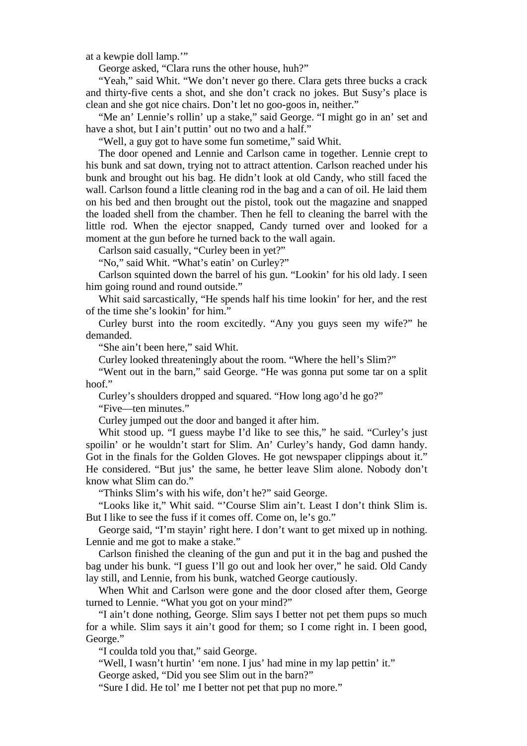at a kewpie doll lamp.'"

George asked, "Clara runs the other house, huh?"

"Yeah," said Whit. "We don't never go there. Clara gets three bucks a crack and thirty-five cents a shot, and she don't crack no jokes. But Susy's place is clean and she got nice chairs. Don't let no goo-goos in, neither."

"Me an' Lennie's rollin' up a stake," said George. "I might go in an' set and have a shot, but I ain't puttin' out no two and a half."

"Well, a guy got to have some fun sometime," said Whit.

The door opened and Lennie and Carlson came in together. Lennie crept to his bunk and sat down, trying not to attract attention. Carlson reached under his bunk and brought out his bag. He didn't look at old Candy, who still faced the wall. Carlson found a little cleaning rod in the bag and a can of oil. He laid them on his bed and then brought out the pistol, took out the magazine and snapped the loaded shell from the chamber. Then he fell to cleaning the barrel with the little rod. When the ejector snapped, Candy turned over and looked for a moment at the gun before he turned back to the wall again.

Carlson said casually, "Curley been in yet?"

"No," said Whit. "What's eatin' on Curley?"

Carlson squinted down the barrel of his gun. "Lookin' for his old lady. I seen him going round and round outside."

Whit said sarcastically, "He spends half his time lookin' for her, and the rest of the time she's lookin' for him."

Curley burst into the room excitedly. "Any you guys seen my wife?" he demanded.

"She ain't been here," said Whit.

Curley looked threateningly about the room. "Where the hell's Slim?"

"Went out in the barn," said George. "He was gonna put some tar on a split hoof."

Curley's shoulders dropped and squared. "How long ago'd he go?"

"Five—ten minutes."

Curley jumped out the door and banged it after him.

Whit stood up. "I guess maybe I'd like to see this," he said. "Curley's just spoilin' or he wouldn't start for Slim. An' Curley's handy, God damn handy. Got in the finals for the Golden Gloves. He got newspaper clippings about it." He considered. "But jus' the same, he better leave Slim alone. Nobody don't know what Slim can do."

"Thinks Slim's with his wife, don't he?" said George.

"Looks like it," Whit said. "'Course Slim ain't. Least I don't think Slim is. But I like to see the fuss if it comes off. Come on, le's go."

George said, "I'm stayin' right here. I don't want to get mixed up in nothing. Lennie and me got to make a stake."

Carlson finished the cleaning of the gun and put it in the bag and pushed the bag under his bunk. "I guess I'll go out and look her over," he said. Old Candy lay still, and Lennie, from his bunk, watched George cautiously.

When Whit and Carlson were gone and the door closed after them, George turned to Lennie. "What you got on your mind?"

"I ain't done nothing, George. Slim says I better not pet them pups so much for a while. Slim says it ain't good for them; so I come right in. I been good, George."

"I coulda told you that," said George.

"Well, I wasn't hurtin' 'em none. I jus' had mine in my lap pettin' it."

George asked, "Did you see Slim out in the barn?"

"Sure I did. He tol' me I better not pet that pup no more."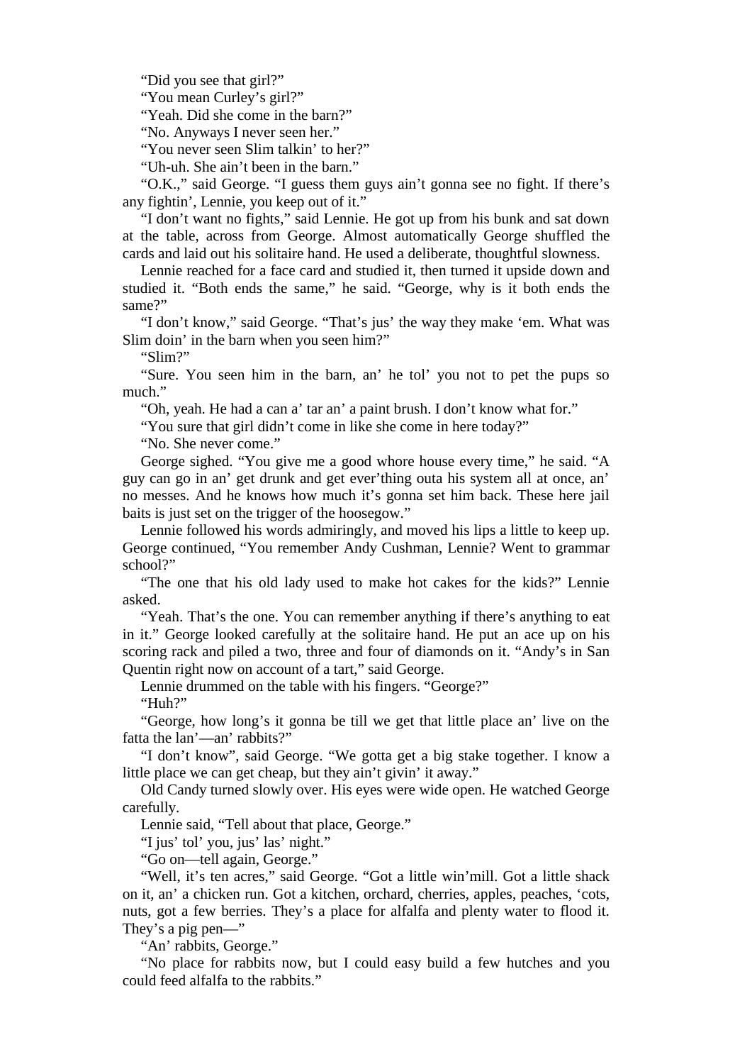"Did you see that girl?"

"You mean Curley's girl?"

"Yeah. Did she come in the barn?"

"No. Anyways I never seen her."

"You never seen Slim talkin' to her?"

"Uh-uh. She ain't been in the barn."

"O.K.," said George. "I guess them guys ain't gonna see no fight. If there's any fightin', Lennie, you keep out of it."

"I don't want no fights," said Lennie. He got up from his bunk and sat down at the table, across from George. Almost automatically George shuffled the cards and laid out his solitaire hand. He used a deliberate, thoughtful slowness.

Lennie reached for a face card and studied it, then turned it upside down and studied it. "Both ends the same," he said. "George, why is it both ends the same?"

"I don't know," said George. "That's jus' the way they make 'em. What was Slim doin' in the barn when you seen him?"

"Slim?"

"Sure. You seen him in the barn, an' he tol' you not to pet the pups so much."

"Oh, yeah. He had a can a' tar an' a paint brush. I don't know what for."

"You sure that girl didn't come in like she come in here today?"

"No. She never come."

George sighed. "You give me a good whore house every time," he said. "A guy can go in an' get drunk and get ever'thing outa his system all at once, an' no messes. And he knows how much it's gonna set him back. These here jail baits is just set on the trigger of the hoosegow."

Lennie followed his words admiringly, and moved his lips a little to keep up. George continued, "You remember Andy Cushman, Lennie? Went to grammar school?"

"The one that his old lady used to make hot cakes for the kids?" Lennie asked.

"Yeah. That's the one. You can remember anything if there's anything to eat in it." George looked carefully at the solitaire hand. He put an ace up on his scoring rack and piled a two, three and four of diamonds on it. "Andy's in San Quentin right now on account of a tart," said George.

Lennie drummed on the table with his fingers. "George?"

"Huh?"

"George, how long's it gonna be till we get that little place an' live on the fatta the lan'—an' rabbits?"

"I don't know", said George. "We gotta get a big stake together. I know a little place we can get cheap, but they ain't givin' it away."

Old Candy turned slowly over. His eyes were wide open. He watched George carefully.

Lennie said, "Tell about that place, George."

"I jus' tol' you, jus' las' night."

"Go on—tell again, George."

"Well, it's ten acres," said George. "Got a little win'mill. Got a little shack on it, an' a chicken run. Got a kitchen, orchard, cherries, apples, peaches, 'cots, nuts, got a few berries. They's a place for alfalfa and plenty water to flood it. They's a pig pen—"

"An' rabbits, George."

"No place for rabbits now, but I could easy build a few hutches and you could feed alfalfa to the rabbits."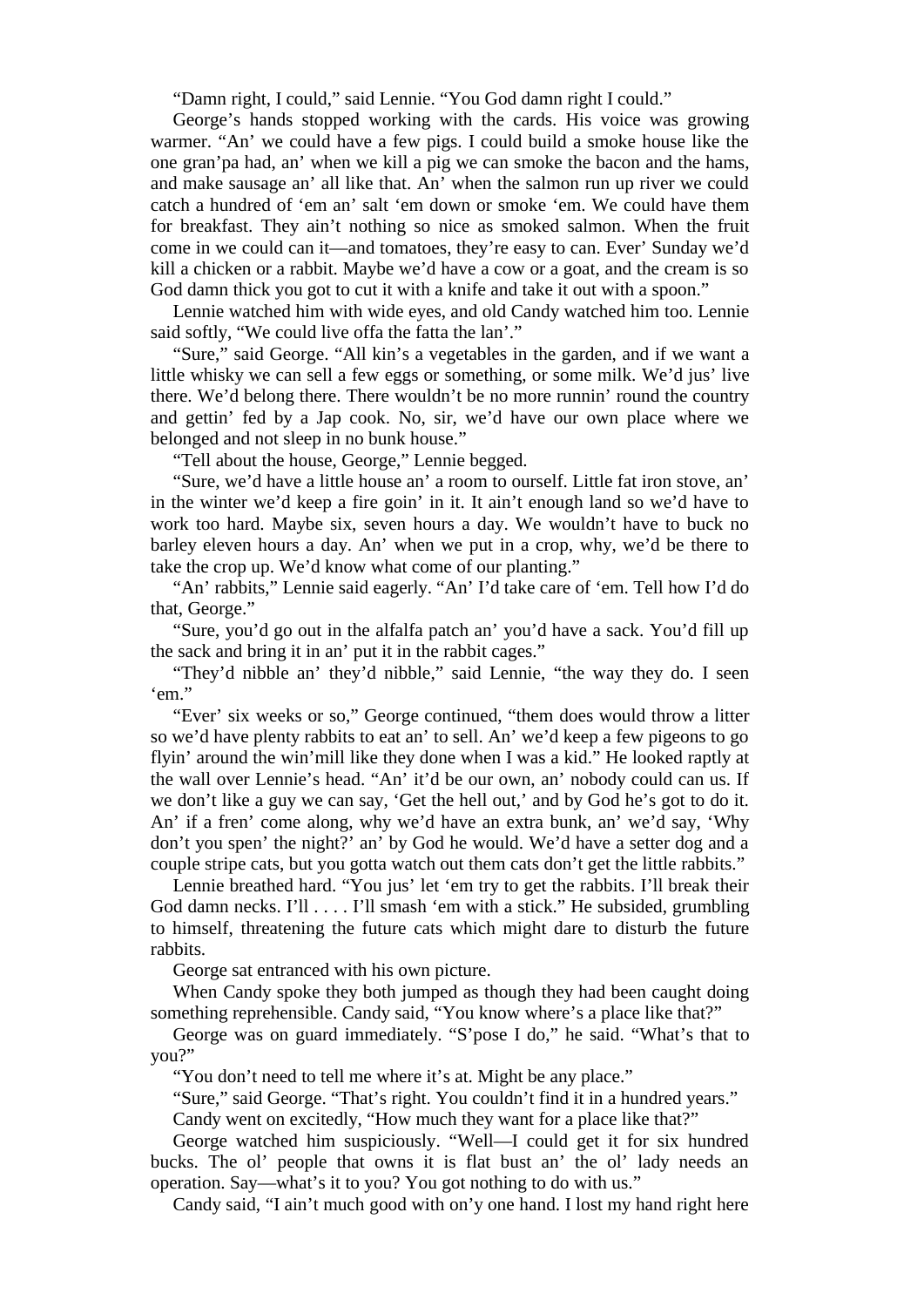"Damn right, I could," said Lennie. "You God damn right I could."

George's hands stopped working with the cards. His voice was growing warmer. "An' we could have a few pigs. I could build a smoke house like the one gran'pa had, an' when we kill a pig we can smoke the bacon and the hams, and make sausage an' all like that. An' when the salmon run up river we could catch a hundred of 'em an' salt 'em down or smoke 'em. We could have them for breakfast. They ain't nothing so nice as smoked salmon. When the fruit come in we could can it—and tomatoes, they're easy to can. Ever' Sunday we'd kill a chicken or a rabbit. Maybe we'd have a cow or a goat, and the cream is so God damn thick you got to cut it with a knife and take it out with a spoon."

Lennie watched him with wide eyes, and old Candy watched him too. Lennie said softly, "We could live offa the fatta the lan'."

"Sure," said George. "All kin's a vegetables in the garden, and if we want a little whisky we can sell a few eggs or something, or some milk. We'd jus' live there. We'd belong there. There wouldn't be no more runnin' round the country and gettin' fed by a Jap cook. No, sir, we'd have our own place where we belonged and not sleep in no bunk house."

"Tell about the house, George," Lennie begged.

"Sure, we'd have a little house an' a room to ourself. Little fat iron stove, an' in the winter we'd keep a fire goin' in it. It ain't enough land so we'd have to work too hard. Maybe six, seven hours a day. We wouldn't have to buck no barley eleven hours a day. An' when we put in a crop, why, we'd be there to take the crop up. We'd know what come of our planting."

"An' rabbits," Lennie said eagerly. "An' I'd take care of 'em. Tell how I'd do that, George."

"Sure, you'd go out in the alfalfa patch an' you'd have a sack. You'd fill up the sack and bring it in an' put it in the rabbit cages."

"They'd nibble an' they'd nibble," said Lennie, "the way they do. I seen 'em."

"Ever' six weeks or so," George continued, "them does would throw a litter so we'd have plenty rabbits to eat an' to sell. An' we'd keep a few pigeons to go flyin' around the win'mill like they done when I was a kid." He looked raptly at the wall over Lennie's head. "An' it'd be our own, an' nobody could can us. If we don't like a guy we can say, 'Get the hell out,' and by God he's got to do it. An' if a fren' come along, why we'd have an extra bunk, an' we'd say, 'Why don't you spen' the night?' an' by God he would. We'd have a setter dog and a couple stripe cats, but you gotta watch out them cats don't get the little rabbits."

Lennie breathed hard. "You jus' let 'em try to get the rabbits. I'll break their God damn necks. I'll . . . . I'll smash 'em with a stick." He subsided, grumbling to himself, threatening the future cats which might dare to disturb the future rabbits.

George sat entranced with his own picture.

When Candy spoke they both jumped as though they had been caught doing something reprehensible. Candy said, "You know where's a place like that?"

George was on guard immediately. "S'pose I do," he said. "What's that to you?"

"You don't need to tell me where it's at. Might be any place."

"Sure," said George. "That's right. You couldn't find it in a hundred years."

Candy went on excitedly, "How much they want for a place like that?"

George watched him suspiciously. "Well—I could get it for six hundred bucks. The ol' people that owns it is flat bust an' the ol' lady needs an operation. Say—what's it to you? You got nothing to do with us."

Candy said, "I ain't much good with on'y one hand. I lost my hand right here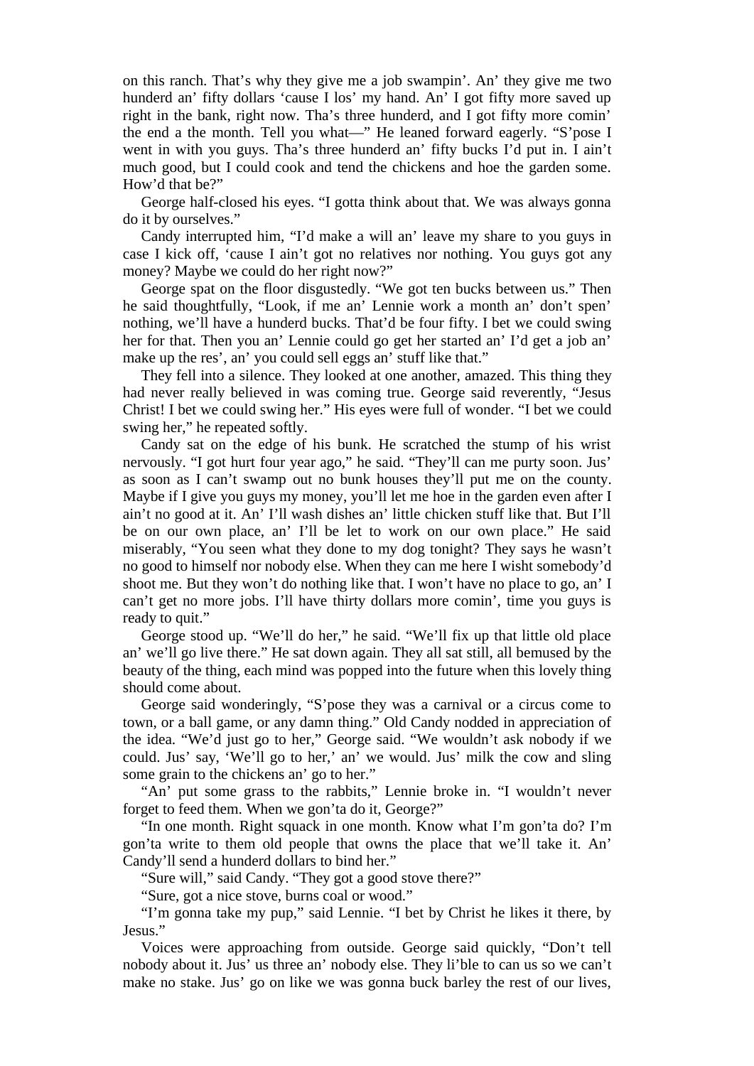on this ranch. That's why they give me a job swampin'. An' they give me two hunderd an' fifty dollars 'cause I los' my hand. An' I got fifty more saved up right in the bank, right now. Tha's three hunderd, and I got fifty more comin' the end a the month. Tell you what—" He leaned forward eagerly. "S'pose I went in with you guys. Tha's three hunderd an' fifty bucks I'd put in. I ain't much good, but I could cook and tend the chickens and hoe the garden some. How'd that be?"

George half-closed his eyes. "I gotta think about that. We was always gonna do it by ourselves."

Candy interrupted him, "I'd make a will an' leave my share to you guys in case I kick off, 'cause I ain't got no relatives nor nothing. You guys got any money? Maybe we could do her right now?"

George spat on the floor disgustedly. "We got ten bucks between us." Then he said thoughtfully, "Look, if me an' Lennie work a month an' don't spen' nothing, we'll have a hunderd bucks. That'd be four fifty. I bet we could swing her for that. Then you an' Lennie could go get her started an' I'd get a job an' make up the res', an' you could sell eggs an' stuff like that."

They fell into a silence. They looked at one another, amazed. This thing they had never really believed in was coming true. George said reverently, "Jesus Christ! I bet we could swing her." His eyes were full of wonder. "I bet we could swing her," he repeated softly.

Candy sat on the edge of his bunk. He scratched the stump of his wrist nervously. "I got hurt four year ago," he said. "They'll can me purty soon. Jus' as soon as I can't swamp out no bunk houses they'll put me on the county. Maybe if I give you guys my money, you'll let me hoe in the garden even after I ain't no good at it. An' I'll wash dishes an' little chicken stuff like that. But I'll be on our own place, an' I'll be let to work on our own place." He said miserably, "You seen what they done to my dog tonight? They says he wasn't no good to himself nor nobody else. When they can me here I wisht somebody'd shoot me. But they won't do nothing like that. I won't have no place to go, an' I can't get no more jobs. I'll have thirty dollars more comin', time you guys is ready to quit."

George stood up. "We'll do her," he said. "We'll fix up that little old place an' we'll go live there." He sat down again. They all sat still, all bemused by the beauty of the thing, each mind was popped into the future when this lovely thing should come about.

George said wonderingly, "S'pose they was a carnival or a circus come to town, or a ball game, or any damn thing." Old Candy nodded in appreciation of the idea. "We'd just go to her," George said. "We wouldn't ask nobody if we could. Jus' say, 'We'll go to her,' an' we would. Jus' milk the cow and sling some grain to the chickens an' go to her."

"An' put some grass to the rabbits," Lennie broke in. "I wouldn't never forget to feed them. When we gon'ta do it, George?"

"In one month. Right squack in one month. Know what I'm gon'ta do? I'm gon'ta write to them old people that owns the place that we'll take it. An' Candy'll send a hunderd dollars to bind her."

"Sure will," said Candy. "They got a good stove there?"

"Sure, got a nice stove, burns coal or wood."

"I'm gonna take my pup," said Lennie. "I bet by Christ he likes it there, by Jesus."

Voices were approaching from outside. George said quickly, "Don't tell nobody about it. Jus' us three an' nobody else. They li'ble to can us so we can't make no stake. Jus' go on like we was gonna buck barley the rest of our lives,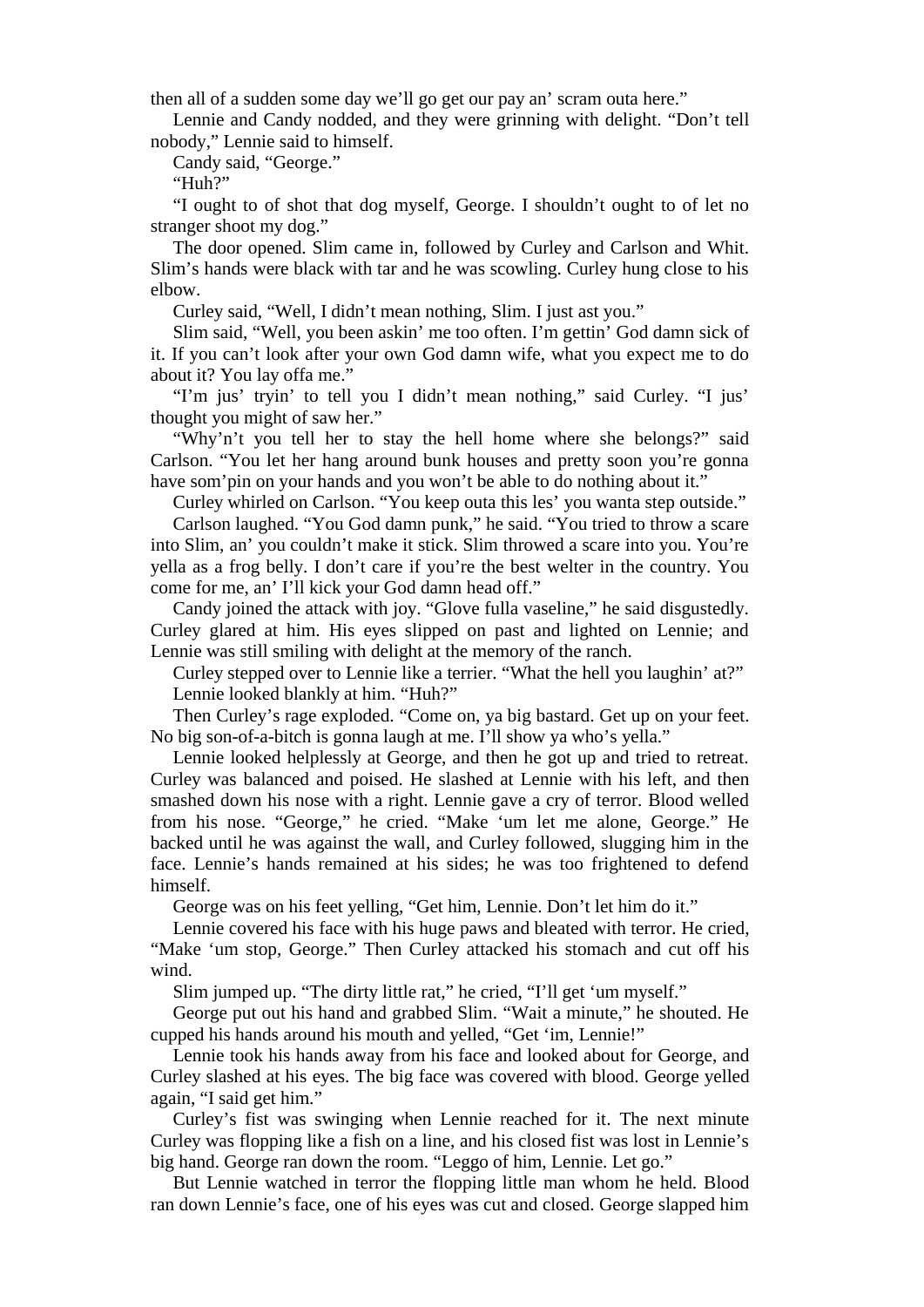then all of a sudden some day we'll go get our pay an' scram outa here."

Lennie and Candy nodded, and they were grinning with delight. "Don't tell nobody," Lennie said to himself.

Candy said, "George."

"Huh?"

"I ought to of shot that dog myself, George. I shouldn't ought to of let no stranger shoot my dog."

The door opened. Slim came in, followed by Curley and Carlson and Whit. Slim's hands were black with tar and he was scowling. Curley hung close to his elbow.

Curley said, "Well, I didn't mean nothing, Slim. I just ast you."

Slim said, "Well, you been askin' me too often. I'm gettin' God damn sick of it. If you can't look after your own God damn wife, what you expect me to do about it? You lay offa me."

"I'm jus' tryin' to tell you I didn't mean nothing," said Curley. "I jus' thought you might of saw her."

"Why'n't you tell her to stay the hell home where she belongs?" said Carlson. "You let her hang around bunk houses and pretty soon you're gonna have som'pin on your hands and you won't be able to do nothing about it."

Curley whirled on Carlson. "You keep outa this les' you wanta step outside."

Carlson laughed. "You God damn punk," he said. "You tried to throw a scare into Slim, an' you couldn't make it stick. Slim throwed a scare into you. You're yella as a frog belly. I don't care if you're the best welter in the country. You come for me, an' I'll kick your God damn head off."

Candy joined the attack with joy. "Glove fulla vaseline," he said disgustedly. Curley glared at him. His eyes slipped on past and lighted on Lennie; and Lennie was still smiling with delight at the memory of the ranch.

Curley stepped over to Lennie like a terrier. "What the hell you laughin' at?"

Lennie looked blankly at him. "Huh?"

Then Curley's rage exploded. "Come on, ya big bastard. Get up on your feet. No big son-of-a-bitch is gonna laugh at me. I'll show ya who's yella."

Lennie looked helplessly at George, and then he got up and tried to retreat. Curley was balanced and poised. He slashed at Lennie with his left, and then smashed down his nose with a right. Lennie gave a cry of terror. Blood welled from his nose. "George," he cried. "Make 'um let me alone, George." He backed until he was against the wall, and Curley followed, slugging him in the face. Lennie's hands remained at his sides; he was too frightened to defend himself.

George was on his feet yelling, "Get him, Lennie. Don't let him do it."

Lennie covered his face with his huge paws and bleated with terror. He cried, "Make 'um stop, George." Then Curley attacked his stomach and cut off his wind.

Slim jumped up. "The dirty little rat," he cried, "I'll get 'um myself."

George put out his hand and grabbed Slim. "Wait a minute," he shouted. He cupped his hands around his mouth and yelled, "Get 'im, Lennie!"

Lennie took his hands away from his face and looked about for George, and Curley slashed at his eyes. The big face was covered with blood. George yelled again, "I said get him."

Curley's fist was swinging when Lennie reached for it. The next minute Curley was flopping like a fish on a line, and his closed fist was lost in Lennie's big hand. George ran down the room. "Leggo of him, Lennie. Let go."

But Lennie watched in terror the flopping little man whom he held. Blood ran down Lennie's face, one of his eyes was cut and closed. George slapped him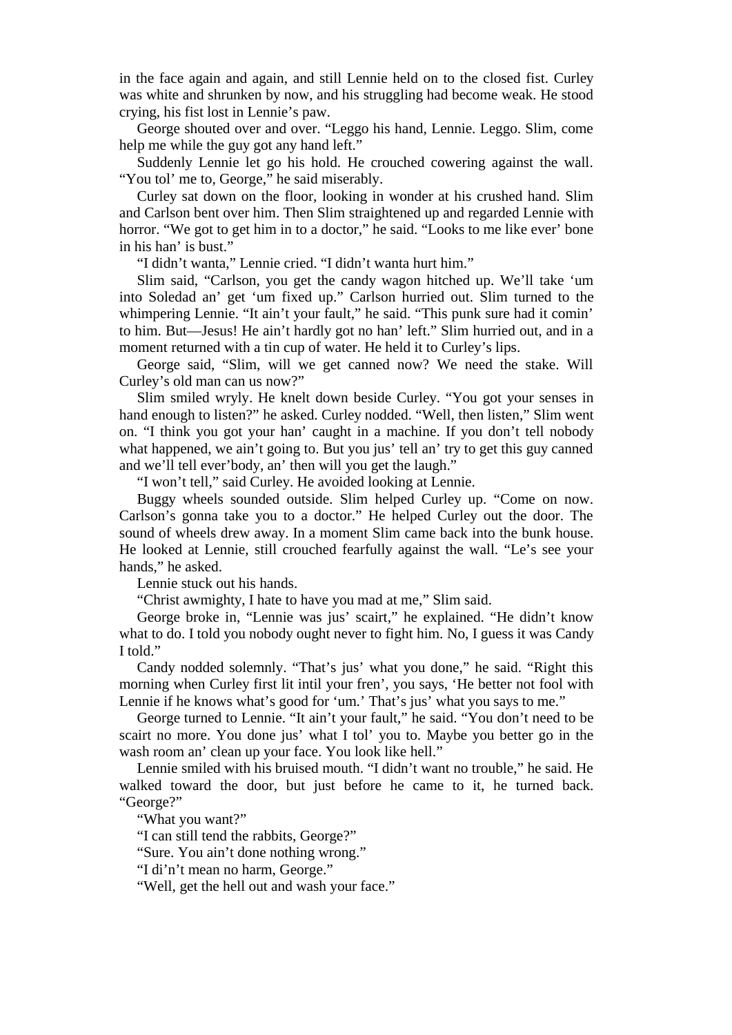in the face again and again, and still Lennie held on to the closed fist. Curley was white and shrunken by now, and his struggling had become weak. He stood crying, his fist lost in Lennie's paw.

George shouted over and over. "Leggo his hand, Lennie. Leggo. Slim, come help me while the guy got any hand left."

Suddenly Lennie let go his hold. He crouched cowering against the wall. "You tol' me to, George," he said miserably.

Curley sat down on the floor, looking in wonder at his crushed hand. Slim and Carlson bent over him. Then Slim straightened up and regarded Lennie with horror. "We got to get him in to a doctor," he said. "Looks to me like ever' bone in his han' is bust."

"I didn't wanta," Lennie cried. "I didn't wanta hurt him."

Slim said, "Carlson, you get the candy wagon hitched up. We'll take 'um into Soledad an' get 'um fixed up." Carlson hurried out. Slim turned to the whimpering Lennie. "It ain't your fault," he said. "This punk sure had it comin' to him. But—Jesus! He ain't hardly got no han' left." Slim hurried out, and in a moment returned with a tin cup of water. He held it to Curley's lips.

George said, "Slim, will we get canned now? We need the stake. Will Curley's old man can us now?"

Slim smiled wryly. He knelt down beside Curley. "You got your senses in hand enough to listen?" he asked. Curley nodded. "Well, then listen," Slim went on. "I think you got your han' caught in a machine. If you don't tell nobody what happened, we ain't going to. But you jus' tell an' try to get this guy canned and we'll tell ever'body, an' then will you get the laugh."

"I won't tell," said Curley. He avoided looking at Lennie.

Buggy wheels sounded outside. Slim helped Curley up. "Come on now. Carlson's gonna take you to a doctor." He helped Curley out the door. The sound of wheels drew away. In a moment Slim came back into the bunk house. He looked at Lennie, still crouched fearfully against the wall. "Le's see your hands," he asked.

Lennie stuck out his hands.

"Christ awmighty, I hate to have you mad at me," Slim said.

George broke in, "Lennie was jus' scairt," he explained. "He didn't know what to do. I told you nobody ought never to fight him. No, I guess it was Candy I told."

Candy nodded solemnly. "That's jus' what you done," he said. "Right this morning when Curley first lit intil your fren', you says, 'He better not fool with Lennie if he knows what's good for 'um.' That's jus' what you says to me."

George turned to Lennie. "It ain't your fault," he said. "You don't need to be scairt no more. You done jus' what I tol' you to. Maybe you better go in the wash room an' clean up your face. You look like hell."

Lennie smiled with his bruised mouth. "I didn't want no trouble," he said. He walked toward the door, but just before he came to it, he turned back. "George?"

"What you want?"

"I can still tend the rabbits, George?"

"Sure. You ain't done nothing wrong."

"I di'n't mean no harm, George."

"Well, get the hell out and wash your face."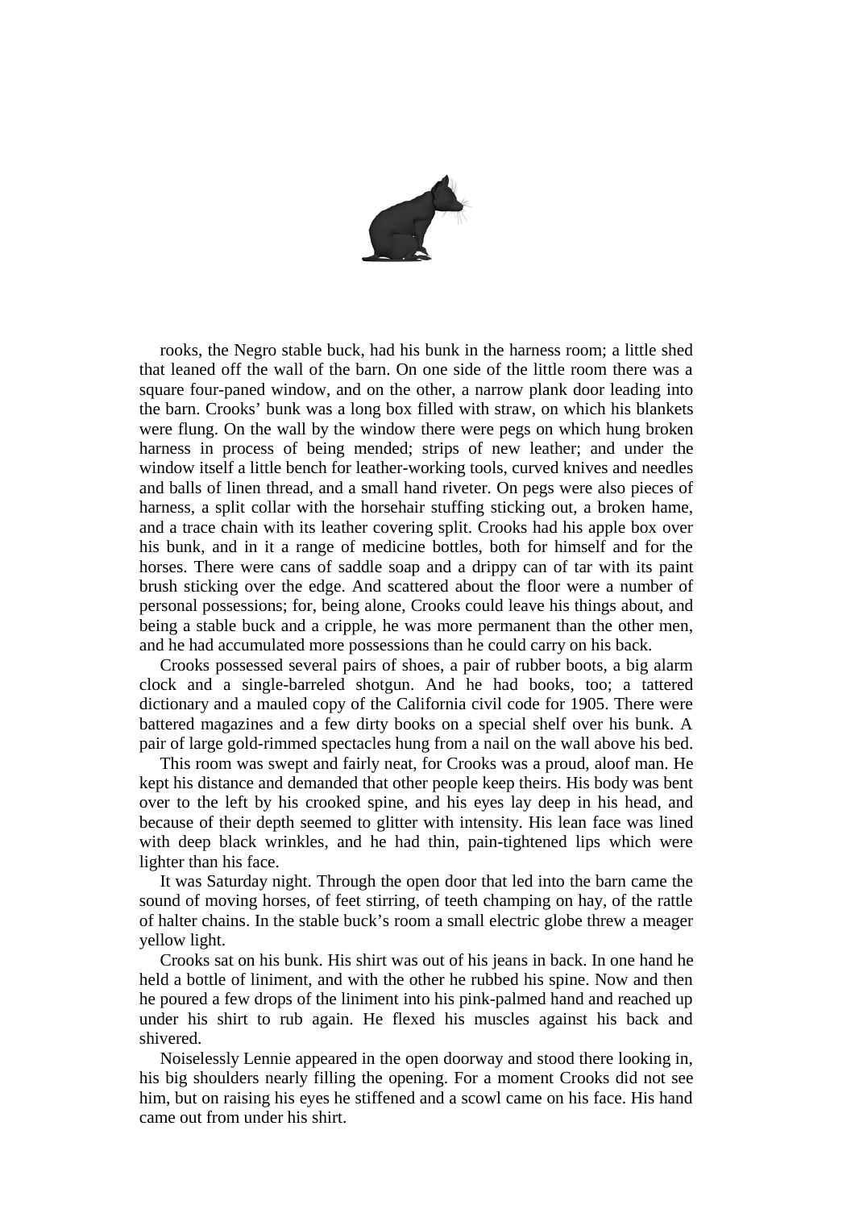rooks, the Negro stable buck, had his bunk in the harness room; a little shed that leaned off the wall of the barn. On one side of the little room there was a square four-paned window, and on the other, a narrow plank door leading into the barn. Crooks' bunk was a long box filled with straw, on which his blankets were flung. On the wall by the window there were pegs on which hung broken harness in process of being mended; strips of new leather; and under the window itself a little bench for leather-working tools, curved knives and needles and balls of linen thread, and a small hand riveter. On pegs were also pieces of harness, a split collar with the horsehair stuffing sticking out, a broken hame, and a trace chain with its leather covering split. Crooks had his apple box over his bunk, and in it a range of medicine bottles, both for himself and for the horses. There were cans of saddle soap and a drippy can of tar with its paint brush sticking over the edge. And scattered about the floor were a number of personal possessions; for, being alone, Crooks could leave his things about, and being a stable buck and a cripple, he was more permanent than the other men, and he had accumulated more possessions than he could carry on his back.

Crooks possessed several pairs of shoes, a pair of rubber boots, a big alarm clock and a single-barreled shotgun. And he had books, too; a tattered dictionary and a mauled copy of the California civil code for 1905. There were battered magazines and a few dirty books on a special shelf over his bunk. A pair of large gold-rimmed spectacles hung from a nail on the wall above his bed.

This room was swept and fairly neat, for Crooks was a proud, aloof man. He kept his distance and demanded that other people keep theirs. His body was bent over to the left by his crooked spine, and his eyes lay deep in his head, and because of their depth seemed to glitter with intensity. His lean face was lined with deep black wrinkles, and he had thin, pain-tightened lips which were lighter than his face.

It was Saturday night. Through the open door that led into the barn came the sound of moving horses, of feet stirring, of teeth champing on hay, of the rattle of halter chains. In the stable buck's room a small electric globe threw a meager yellow light.

Crooks sat on his bunk. His shirt was out of his jeans in back. In one hand he held a bottle of liniment, and with the other he rubbed his spine. Now and then he poured a few drops of the liniment into his pink-palmed hand and reached up under his shirt to rub again. He flexed his muscles against his back and shivered.

Noiselessly Lennie appeared in the open doorway and stood there looking in, his big shoulders nearly filling the opening. For a moment Crooks did not see him, but on raising his eyes he stiffened and a scowl came on his face. His hand came out from under his shirt.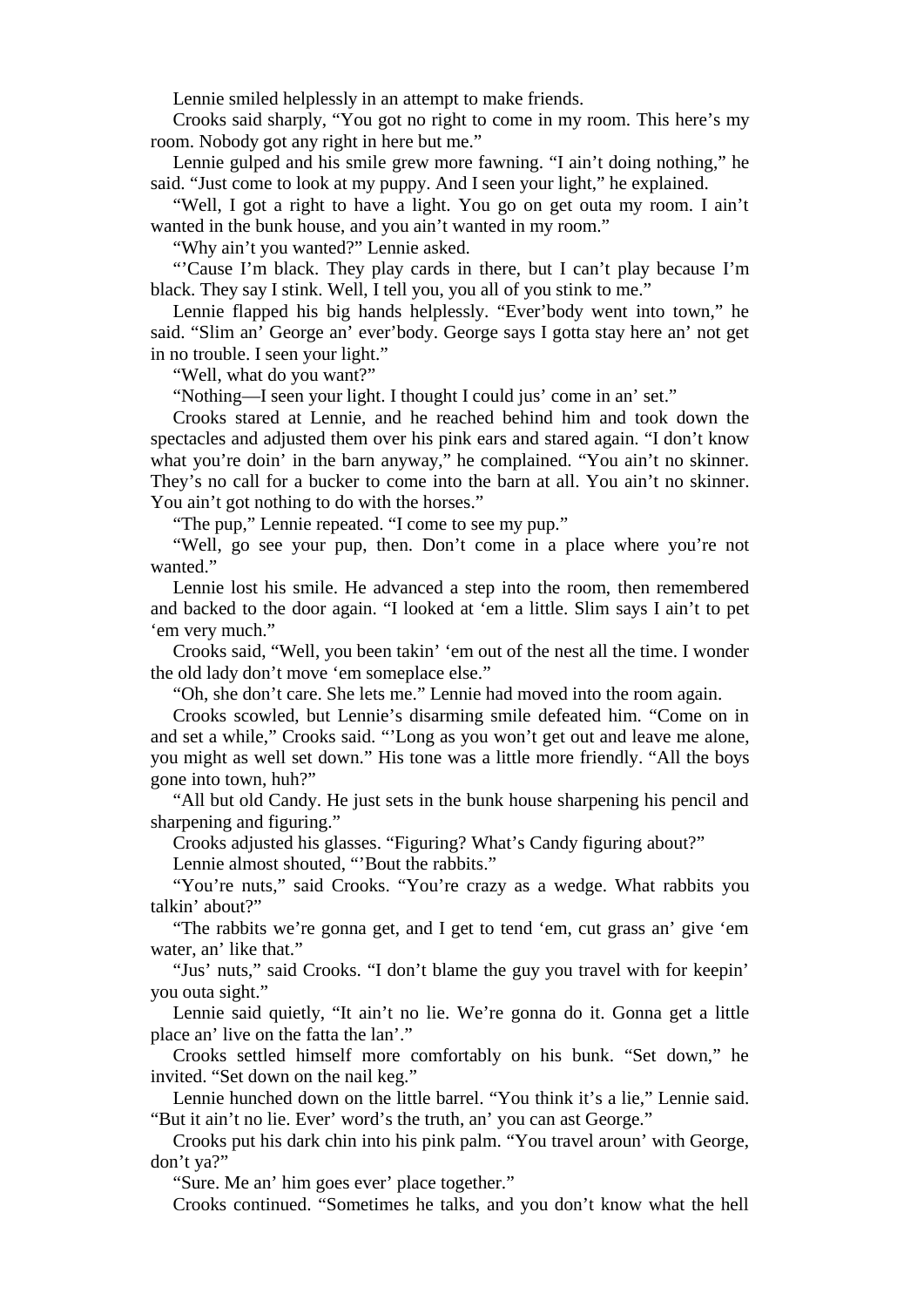Lennie smiled helplessly in an attempt to make friends.

Crooks said sharply, “You got no right to come in my room. This here’s my room. Nobody got any right in here but me.”

Lennie gulped and his smile grew more fawning. “I ain’t doing nothing,” he said. “Just come to look at my puppy. And I seen your light,” he explained.

“Well, I got a right to have a light. You go on get outa my room. I ain’t wanted in the bunk house, and you ain’t wanted in my room.”

“Why ain’t you wanted?” Lennie asked.

“’Cause I’m black. They play cards in there, but I can’t play because I’m black. They say I stink. Well, I tell you, you all of you stink to me.”

Lennie flapped his big hands helplessly. “Ever’body went into town,” he said. “Slim an’ George an’ ever’body. George says I gotta stay here an’ not get in no trouble. I seen your light.”

“Well, what do you want?”

“Nothing—I seen your light. I thought I could jus’ come in an’ set.”

Crooks stared at Lennie, and he reached behind him and took down the spectacles and adjusted them over his pink ears and stared again. “I don’t know what you’re doin’ in the barn anyway,” he complained. “You ain’t no skinner. They’s no call for a bucker to come into the barn at all. You ain’t no skinner. You ain’t got nothing to do with the horses.”

“The pup,” Lennie repeated. “I come to see my pup.”

“Well, go see your pup, then. Don’t come in a place where you’re not wanted.”

Lennie lost his smile. He advanced a step into the room, then remembered and backed to the door again. “I looked at ‘em a little. Slim says I ain’t to pet ‘em very much.”

Crooks said, “Well, you been takin’ ‘em out of the nest all the time. I wonder the old lady don’t move ‘em someplace else.”

“Oh, she don’t care. She lets me.” Lennie had moved into the room again.

Crooks scowled, but Lennie’s disarming smile defeated him. “Come on in and set a while,” Crooks said. “’Long as you won’t get out and leave me alone, you might as well set down.” His tone was a little more friendly. “All the boys gone into town, huh?”

“All but old Candy. He just sets in the bunk house sharpening his pencil and sharpening and figuring.”

Crooks adjusted his glasses. “Figuring? What’s Candy figuring about?”

Lennie almost shouted, “’Bout the rabbits.”

“You’re nuts,” said Crooks. “You’re crazy as a wedge. What rabbits you talkin’ about?”

“The rabbits we’re gonna get, and I get to tend ‘em, cut grass an’ give ‘em water, an’ like that.”

“Jus’ nuts,” said Crooks. “I don’t blame the guy you travel with for keepin’ you outa sight.”

Lennie said quietly, “It ain’t no lie. We’re gonna do it. Gonna get a little place an’ live on the fatta the lan’.”

Crooks settled himself more comfortably on his bunk. “Set down,” he invited. “Set down on the nail keg.”

Lennie hunched down on the little barrel. “You think it’s a lie,” Lennie said. “But it ain’t no lie. Ever’ word’s the truth, an’ you can ast George.”

Crooks put his dark chin into his pink palm. “You travel aroun’ with George, don’t ya?”

“Sure. Me an’ him goes ever’ place together.”

Crooks continued. “Sometimes he talks, and you don’t know what the hell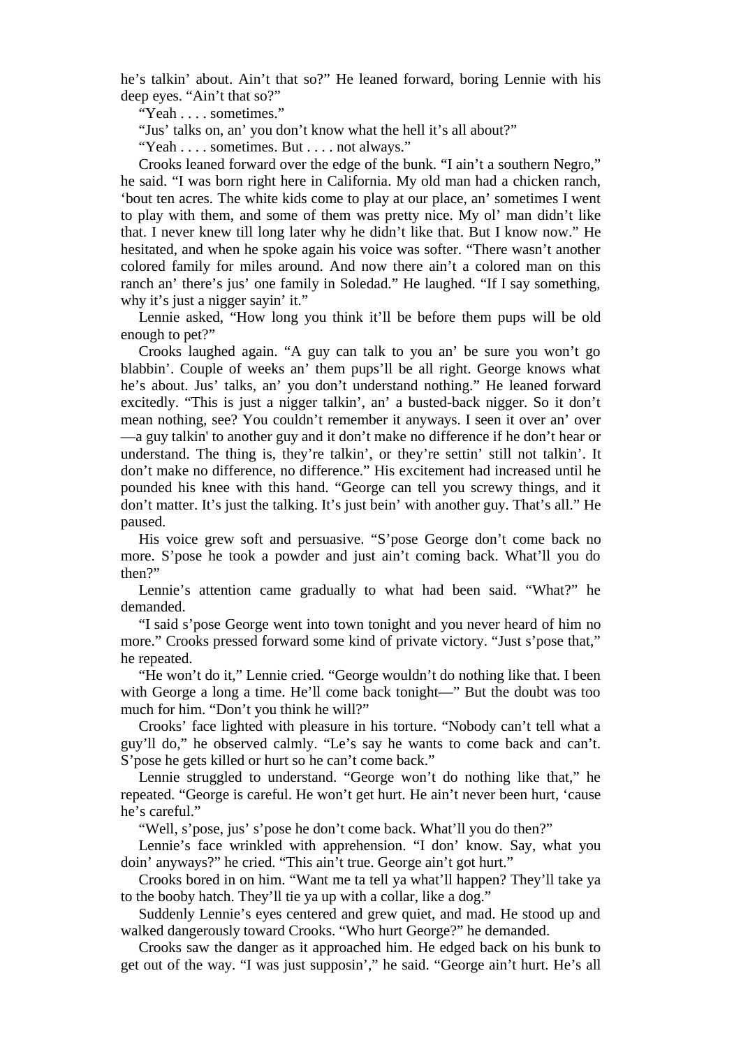he's talkin' about. Ain't that so?" He leaned forward, boring Lennie with his deep eyes. "Ain't that so?"

"Yeah . . . . sometimes."

"Jus' talks on, an' you don't know what the hell it's all about?"

"Yeah . . . . sometimes. But . . . . not always."

Crooks leaned forward over the edge of the bunk. "I ain't a southern Negro," he said. "I was born right here in California. My old man had a chicken ranch, 'bout ten acres. The white kids come to play at our place, an' sometimes I went to play with them, and some of them was pretty nice. My ol' man didn't like that. I never knew till long later why he didn't like that. But I know now." He hesitated, and when he spoke again his voice was softer. "There wasn't another colored family for miles around. And now there ain't a colored man on this ranch an' there's jus' one family in Soledad." He laughed. "If I say something, why it's just a nigger sayin' it."

Lennie asked, "How long you think it'll be before them pups will be old enough to pet?"

Crooks laughed again. "A guy can talk to you an' be sure you won't go blabbin'. Couple of weeks an' them pups'll be all right. George knows what he's about. Jus' talks, an' you don't understand nothing." He leaned forward excitedly. "This is just a nigger talkin', an' a busted-back nigger. So it don't mean nothing, see? You couldn't remember it anyways. I seen it over an' over—a guy talkin' to another guy and it don't make no difference if he don't hear or understand. The thing is, they're talkin', or they're settin' still not talkin'. It don't make no difference, no difference." His excitement had increased until he pounded his knee with this hand. "George can tell you screwy things, and it don't matter. It's just the talking. It's just bein' with another guy. That's all." He paused.

His voice grew soft and persuasive. "S'pose George don't come back no more. S'pose he took a powder and just ain't coming back. What'll you do then?"

Lennie's attention came gradually to what had been said. "What?" he demanded.

"I said s'pose George went into town tonight and you never heard of him no more." Crooks pressed forward some kind of private victory. "Just s'pose that," he repeated.

"He won't do it," Lennie cried. "George wouldn't do nothing like that. I been with George a long a time. He'll come back tonight—" But the doubt was too much for him. "Don't you think he will?"

Crooks' face lighted with pleasure in his torture. "Nobody can't tell what a guy'll do," he observed calmly. "Le's say he wants to come back and can't. S'pose he gets killed or hurt so he can't come back."

Lennie struggled to understand. "George won't do nothing like that," he repeated. "George is careful. He won't get hurt. He ain't never been hurt, 'cause he's careful."

"Well, s'pose, jus' s'pose he don't come back. What'll you do then?"

Lennie's face wrinkled with apprehension. "I don' know. Say, what you doin' anyways?" he cried. "This ain't true. George ain't got hurt."

Crooks bored in on him. "Want me ta tell ya what'll happen? They'll take ya to the booby hatch. They'll tie ya up with a collar, like a dog."

Suddenly Lennie's eyes centered and grew quiet, and mad. He stood up and walked dangerously toward Crooks. "Who hurt George?" he demanded.

Crooks saw the danger as it approached him. He edged back on his bunk to get out of the way. "I was just supposin'," he said. "George ain't hurt. He's all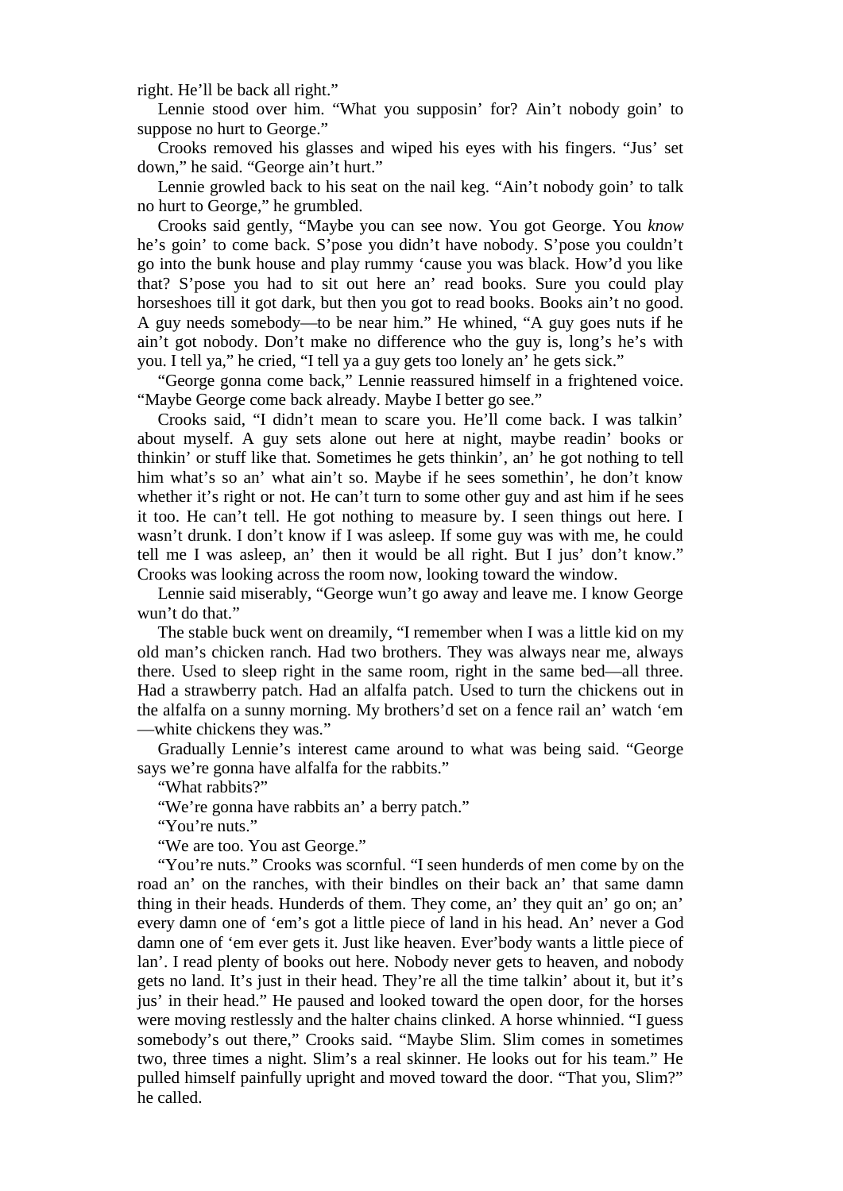right. He'll be back all right."

Lennie stood over him. "What you supposin' for? Ain't nobody goin' to suppose no hurt to George."

Crooks removed his glasses and wiped his eyes with his fingers. "Jus' set down," he said. "George ain't hurt."

Lennie growled back to his seat on the nail keg. "Ain't nobody goin' to talk no hurt to George," he grumbled.

Crooks said gently, "Maybe you can see now. You got George. You *know* he's goin' to come back. S'pose you didn't have nobody. S'pose you couldn't go into the bunk house and play rummy 'cause you was black. How'd you like that? S'pose you had to sit out here an' read books. Sure you could play horseshoes till it got dark, but then you got to read books. Books ain't no good. A guy needs somebody—to be near him." He whined, "A guy goes nuts if he ain't got nobody. Don't make no difference who the guy is, long's he's with you. I tell ya," he cried, "I tell ya a guy gets too lonely an' he gets sick."

"George gonna come back," Lennie reassured himself in a frightened voice. "Maybe George come back already. Maybe I better go see."

Crooks said, "I didn't mean to scare you. He'll come back. I was talkin' about myself. A guy sets alone out here at night, maybe readin' books or thinkin' or stuff like that. Sometimes he gets thinkin', an' he got nothing to tell him what's so an' what ain't so. Maybe if he sees somethin', he don't know whether it's right or not. He can't turn to some other guy and ast him if he sees it too. He can't tell. He got nothing to measure by. I seen things out here. I wasn't drunk. I don't know if I was asleep. If some guy was with me, he could tell me I was asleep, an' then it would be all right. But I jus' don't know." Crooks was looking across the room now, looking toward the window.

Lennie said miserably, "George wun't go away and leave me. I know George wun't do that."

The stable buck went on dreamily, "I remember when I was a little kid on my old man's chicken ranch. Had two brothers. They was always near me, always there. Used to sleep right in the same room, right in the same bed—all three. Had a strawberry patch. Had an alfalfa patch. Used to turn the chickens out in the alfalfa on a sunny morning. My brothers'd set on a fence rail an' watch 'em—white chickens they was."

Gradually Lennie's interest came around to what was being said. "George says we're gonna have alfalfa for the rabbits."

"What rabbits?"

"We're gonna have rabbits an' a berry patch."

"You're nuts."

"We are too. You ast George."

"You're nuts." Crooks was scornful. "I seen hunderds of men come by on the road an' on the ranches, with their bindles on their back an' that same damn thing in their heads. Hunderds of them. They come, an' they quit an' go on; an' every damn one of 'em's got a little piece of land in his head. An' never a God damn one of 'em ever gets it. Just like heaven. Ever'body wants a little piece of lan'. I read plenty of books out here. Nobody never gets to heaven, and nobody gets no land. It's just in their head. They're all the time talkin' about it, but it's jus' in their head." He paused and looked toward the open door, for the horses were moving restlessly and the halter chains clinked. A horse whinnied. "I guess somebody's out there," Crooks said. "Maybe Slim. Slim comes in sometimes two, three times a night. Slim's a real skinner. He looks out for his team." He pulled himself painfully upright and moved toward the door. "That you, Slim?" he called.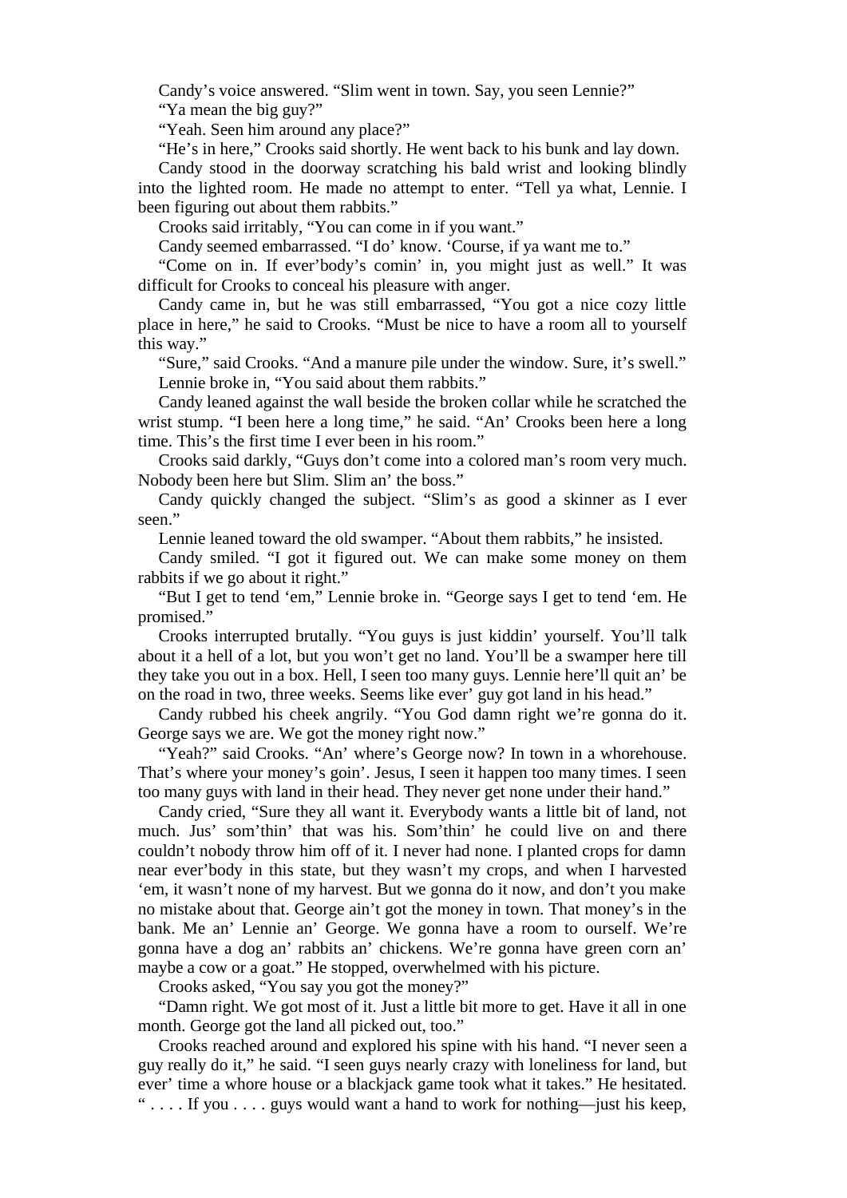Candy's voice answered. "Slim went in town. Say, you seen Lennie?"

"Ya mean the big guy?"

"Yeah. Seen him around any place?"

"He's in here," Crooks said shortly. He went back to his bunk and lay down.

Candy stood in the doorway scratching his bald wrist and looking blindly into the lighted room. He made no attempt to enter. "Tell ya what, Lennie. I been figuring out about them rabbits."

Crooks said irritably, "You can come in if you want."

Candy seemed embarrassed. "I do' know. 'Course, if ya want me to."

"Come on in. If ever'body's comin' in, you might just as well." It was difficult for Crooks to conceal his pleasure with anger.

Candy came in, but he was still embarrassed, "You got a nice cozy little place in here," he said to Crooks. "Must be nice to have a room all to yourself this way."

"Sure," said Crooks. "And a manure pile under the window. Sure, it's swell."

Lennie broke in, "You said about them rabbits."

Candy leaned against the wall beside the broken collar while he scratched the wrist stump. "I been here a long time," he said. "An' Crooks been here a long time. This's the first time I ever been in his room."

Crooks said darkly, "Guys don't come into a colored man's room very much. Nobody been here but Slim. Slim an' the boss."

Candy quickly changed the subject. "Slim's as good a skinner as I ever seen."

Lennie leaned toward the old swamper. "About them rabbits," he insisted.

Candy smiled. "I got it figured out. We can make some money on them rabbits if we go about it right."

"But I get to tend 'em," Lennie broke in. "George says I get to tend 'em. He promised."

Crooks interrupted brutally. "You guys is just kiddin' yourself. You'll talk about it a hell of a lot, but you won't get no land. You'll be a swamper here till they take you out in a box. Hell, I seen too many guys. Lennie here'll quit an' be on the road in two, three weeks. Seems like ever' guy got land in his head."

Candy rubbed his cheek angrily. "You God damn right we're gonna do it. George says we are. We got the money right now."

"Yeah?" said Crooks. "An' where's George now? In town in a whorehouse. That's where your money's goin'. Jesus, I seen it happen too many times. I seen too many guys with land in their head. They never get none under their hand."

Candy cried, "Sure they all want it. Everybody wants a little bit of land, not much. Jus' som'thin' that was his. Som'thin' he could live on and there couldn't nobody throw him off of it. I never had none. I planted crops for damn near ever'body in this state, but they wasn't my crops, and when I harvested 'em, it wasn't none of my harvest. But we gonna do it now, and don't you make no mistake about that. George ain't got the money in town. That money's in the bank. Me an' Lennie an' George. We gonna have a room to ourself. We're gonna have a dog an' rabbits an' chickens. We're gonna have green corn an' maybe a cow or a goat." He stopped, overwhelmed with his picture.

Crooks asked, "You say you got the money?"

"Damn right. We got most of it. Just a little bit more to get. Have it all in one month. George got the land all picked out, too."

Crooks reached around and explored his spine with his hand. "I never seen a guy really do it," he said. "I seen guys nearly crazy with loneliness for land, but ever' time a whore house or a blackjack game took what it takes." He hesitated. " . . . . If you . . . . guys would want a hand to work for nothing—just his keep,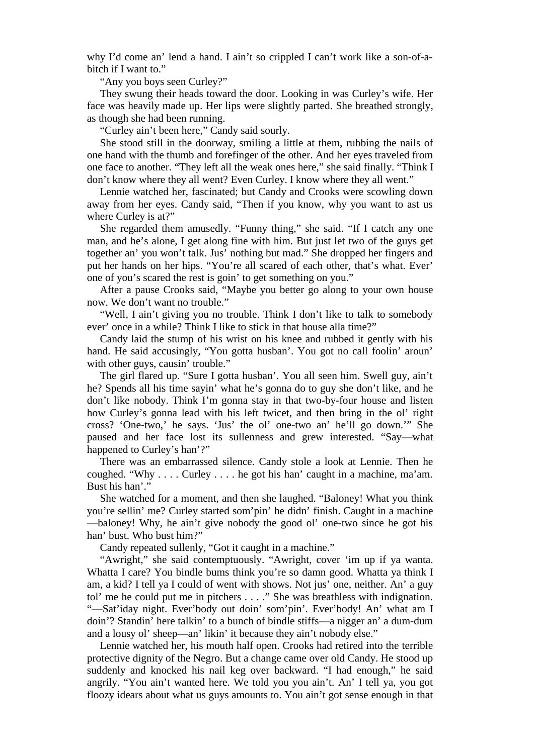why I'd come an' lend a hand. I ain't so crippled I can't work like a son-of-a-bitch if I want to."

"Any you boys seen Curley?"

They swung their heads toward the door. Looking in was Curley's wife. Her face was heavily made up. Her lips were slightly parted. She breathed strongly, as though she had been running.

"Curley ain't been here," Candy said sourly.

She stood still in the doorway, smiling a little at them, rubbing the nails of one hand with the thumb and forefinger of the other. And her eyes traveled from one face to another. "They left all the weak ones here," she said finally. "Think I don't know where they all went? Even Curley. I know where they all went."

Lennie watched her, fascinated; but Candy and Crooks were scowling down away from her eyes. Candy said, "Then if you know, why you want to ast us where Curley is at?"

She regarded them amusedly. "Funny thing," she said. "If I catch any one man, and he's alone, I get along fine with him. But just let two of the guys get together an' you won't talk. Jus' nothing but mad." She dropped her fingers and put her hands on her hips. "You're all scared of each other, that's what. Ever' one of you's scared the rest is goin' to get something on you."

After a pause Crooks said, "Maybe you better go along to your own house now. We don't want no trouble."

"Well, I ain't giving you no trouble. Think I don't like to talk to somebody ever' once in a while? Think I like to stick in that house alla time?"

Candy laid the stump of his wrist on his knee and rubbed it gently with his hand. He said accusingly, "You gotta husban'. You got no call foolin' aroun' with other guys, causin' trouble."

The girl flared up. "Sure I gotta husban'. You all seen him. Swell guy, ain't he? Spends all his time sayin' what he's gonna do to guy she don't like, and he don't like nobody. Think I'm gonna stay in that two-by-four house and listen how Curley's gonna lead with his left twicet, and then bring in the ol' right cross? 'One-two,' he says. 'Jus' the ol' one-two an' he'll go down.'" She paused and her face lost its sullenness and grew interested. "Say—what happened to Curley's han'?"

There was an embarrassed silence. Candy stole a look at Lennie. Then he coughed. "Why . . . . Curley . . . . he got his han' caught in a machine, ma'am. Bust his han'."

She watched for a moment, and then she laughed. "Baloney! What you think you're sellin' me? Curley started som'pin' he didn' finish. Caught in a machine —baloney! Why, he ain't give nobody the good ol' one-two since he got his han' bust. Who bust him?"

Candy repeated sullenly, "Got it caught in a machine."

"Awright," she said contemptuously. "Awright, cover 'im up if ya wanta. Whatta I care? You bindle bums think you're so damn good. Whatta ya think I am, a kid? I tell ya I could of went with shows. Not jus' one, neither. An' a guy tol' me he could put me in pitchers . . . ." She was breathless with indignation. "—Sat'iday night. Ever'body out doin' som'pin'. Ever'body! An' what am I doin'? Standin' here talkin' to a bunch of bindle stiffs—a nigger an' a dum-dum and a lousy ol' sheep—an' likin' it because they ain't nobody else."

Lennie watched her, his mouth half open. Crooks had retired into the terrible protective dignity of the Negro. But a change came over old Candy. He stood up suddenly and knocked his nail keg over backward. "I had enough," he said angrily. "You ain't wanted here. We told you you ain't. An' I tell ya, you got floozy idears about what us guys amounts to. You ain't got sense enough in that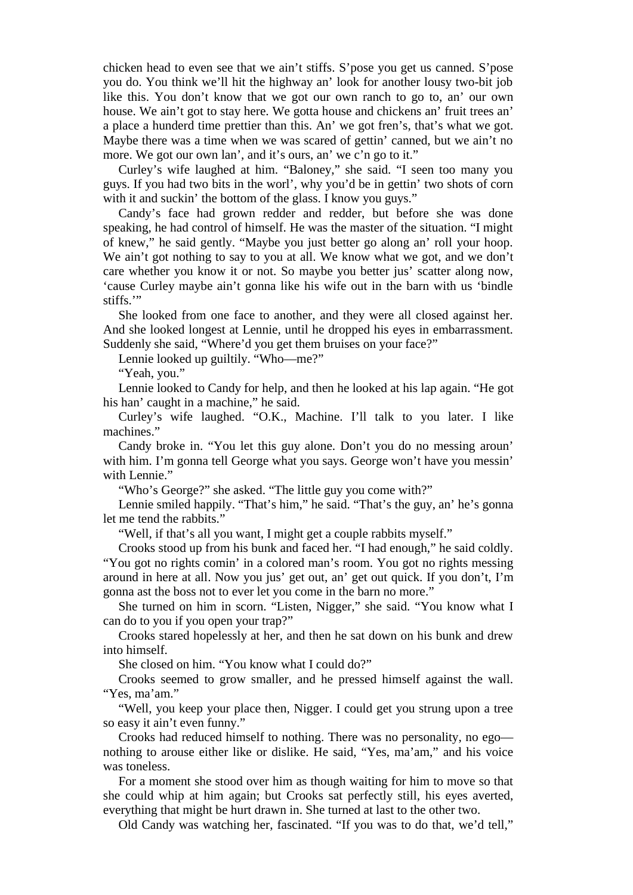chicken head to even see that we ain't stiffs. S'pose you get us canned. S'pose you do. You think we'll hit the highway an' look for another lousy two-bit job like this. You don't know that we got our own ranch to go to, an' our own house. We ain't got to stay here. We gotta house and chickens an' fruit trees an' a place a hunderd time prettier than this. An' we got fren's, that's what we got. Maybe there was a time when we was scared of gettin' canned, but we ain't no more. We got our own lan', and it's ours, an' we c'n go to it."

Curley's wife laughed at him. "Baloney," she said. "I seen too many you guys. If you had two bits in the worl', why you'd be in gettin' two shots of corn with it and suckin' the bottom of the glass. I know you guys."

Candy's face had grown redder and redder, but before she was done speaking, he had control of himself. He was the master of the situation. "I might of knew," he said gently. "Maybe you just better go along an' roll your hoop. We ain't got nothing to say to you at all. We know what we got, and we don't care whether you know it or not. So maybe you better jus' scatter along now, 'cause Curley maybe ain't gonna like his wife out in the barn with us 'bindle stiffs.'"

She looked from one face to another, and they were all closed against her. And she looked longest at Lennie, until he dropped his eyes in embarrassment. Suddenly she said, "Where'd you get them bruises on your face?"

Lennie looked up guiltily. "Who—me?"

"Yeah, you."

Lennie looked to Candy for help, and then he looked at his lap again. "He got his han' caught in a machine," he said.

Curley's wife laughed. "O.K., Machine. I'll talk to you later. I like machines."

Candy broke in. "You let this guy alone. Don't you do no messing aroun' with him. I'm gonna tell George what you says. George won't have you messin' with Lennie."

"Who's George?" she asked. "The little guy you come with?"

Lennie smiled happily. "That's him," he said. "That's the guy, an' he's gonna let me tend the rabbits."

"Well, if that's all you want, I might get a couple rabbits myself."

Crooks stood up from his bunk and faced her. "I had enough," he said coldly. "You got no rights comin' in a colored man's room. You got no rights messing around in here at all. Now you jus' get out, an' get out quick. If you don't, I'm gonna ast the boss not to ever let you come in the barn no more."

She turned on him in scorn. "Listen, Nigger," she said. "You know what I can do to you if you open your trap?"

Crooks stared hopelessly at her, and then he sat down on his bunk and drew into himself.

She closed on him. "You know what I could do?"

Crooks seemed to grow smaller, and he pressed himself against the wall. "Yes, ma'am."

"Well, you keep your place then, Nigger. I could get you strung upon a tree so easy it ain't even funny."

Crooks had reduced himself to nothing. There was no personality, no ego—nothing to arouse either like or dislike. He said, "Yes, ma'am," and his voice was toneless.

For a moment she stood over him as though waiting for him to move so that she could whip at him again; but Crooks sat perfectly still, his eyes averted, everything that might be hurt drawn in. She turned at last to the other two.

Old Candy was watching her, fascinated. "If you was to do that, we'd tell,"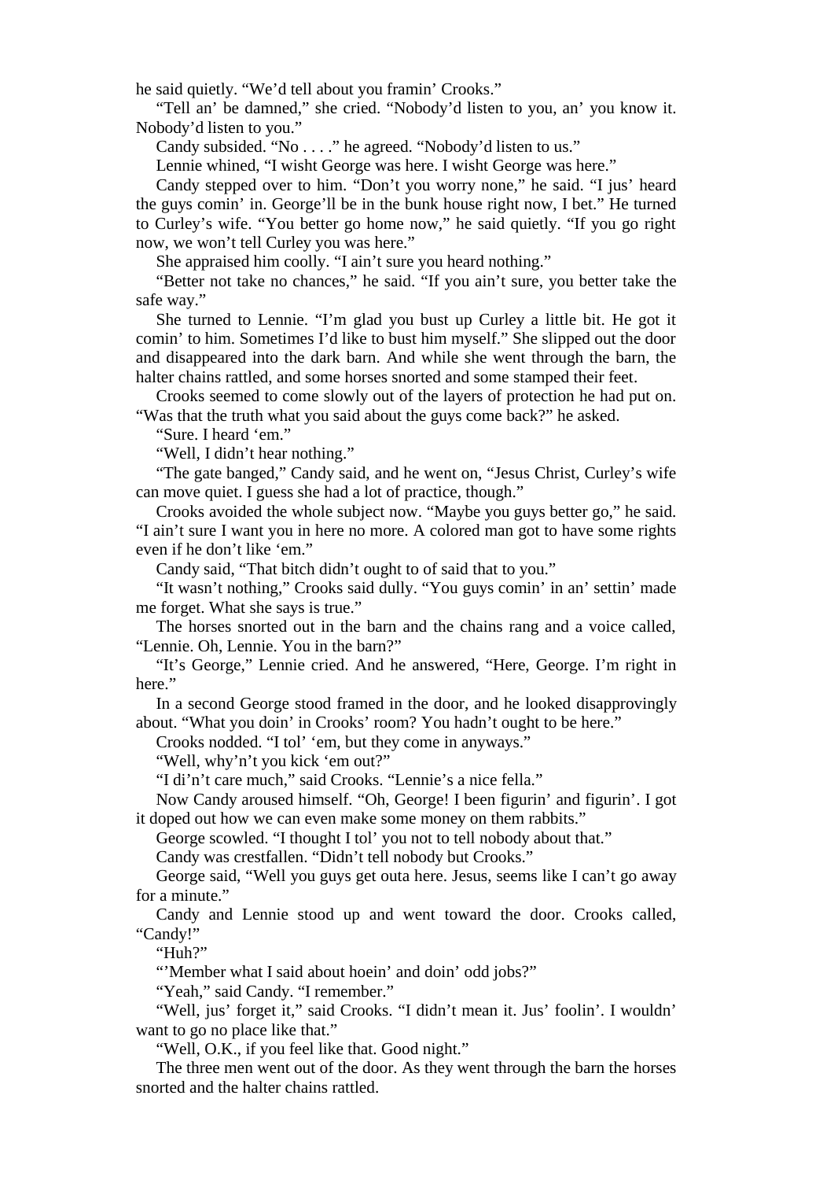he said quietly. “We’d tell about you framin’ Crooks.”

“Tell an’ be damned,” she cried. “Nobody’d listen to you, an’ you know it. Nobody’d listen to you.”

Candy subsided. “No . . . .” he agreed. “Nobody’d listen to us.”

Lennie whined, “I wisht George was here. I wisht George was here.”

Candy stepped over to him. “Don’t you worry none,” he said. “I jus’ heard the guys comin’ in. George’ll be in the bunk house right now, I bet.” He turned to Curley’s wife. “You better go home now,” he said quietly. “If you go right now, we won’t tell Curley you was here.”

She appraised him coolly. “I ain’t sure you heard nothing.”

“Better not take no chances,” he said. “If you ain’t sure, you better take the safe way.”

She turned to Lennie. “I’m glad you bust up Curley a little bit. He got it comin’ to him. Sometimes I’d like to bust him myself.” She slipped out the door and disappeared into the dark barn. And while she went through the barn, the halter chains rattled, and some horses snorted and some stamped their feet.

Crooks seemed to come slowly out of the layers of protection he had put on. “Was that the truth what you said about the guys come back?” he asked.

“Sure. I heard ‘em.”

“Well, I didn’t hear nothing.”

“The gate banged,” Candy said, and he went on, “Jesus Christ, Curley’s wife can move quiet. I guess she had a lot of practice, though.”

Crooks avoided the whole subject now. “Maybe you guys better go,” he said. “I ain’t sure I want you in here no more. A colored man got to have some rights even if he don’t like ‘em.”

Candy said, “That bitch didn’t ought to of said that to you.”

“It wasn’t nothing,” Crooks said dully. “You guys comin’ in an’ settin’ made me forget. What she says is true.”

The horses snorted out in the barn and the chains rang and a voice called, “Lennie. Oh, Lennie. You in the barn?”

“It’s George,” Lennie cried. And he answered, “Here, George. I’m right in here.”

In a second George stood framed in the door, and he looked disapprovingly about. “What you doin’ in Crooks’ room? You hadn’t ought to be here.”

Crooks nodded. “I tol’ ‘em, but they come in anyways.”

“Well, why’n’t you kick ‘em out?”

“I di’n’t care much,” said Crooks. “Lennie’s a nice fella.”

Now Candy aroused himself. “Oh, George! I been figurin’ and figurin’. I got it doped out how we can even make some money on them rabbits.”

George scowled. “I thought I tol’ you not to tell nobody about that.”

Candy was crestfallen. “Didn’t tell nobody but Crooks.”

George said, “Well you guys get outa here. Jesus, seems like I can’t go away for a minute.”

Candy and Lennie stood up and went toward the door. Crooks called, “Candy!”

“Huh?”

“’Member what I said about hoein’ and doin’ odd jobs?”

“Yeah,” said Candy. “I remember.”

“Well, jus’ forget it,” said Crooks. “I didn’t mean it. Jus’ foolin’. I wouldn’ want to go no place like that.”

“Well, O.K., if you feel like that. Good night.”

The three men went out of the door. As they went through the barn the horses snorted and the halter chains rattled.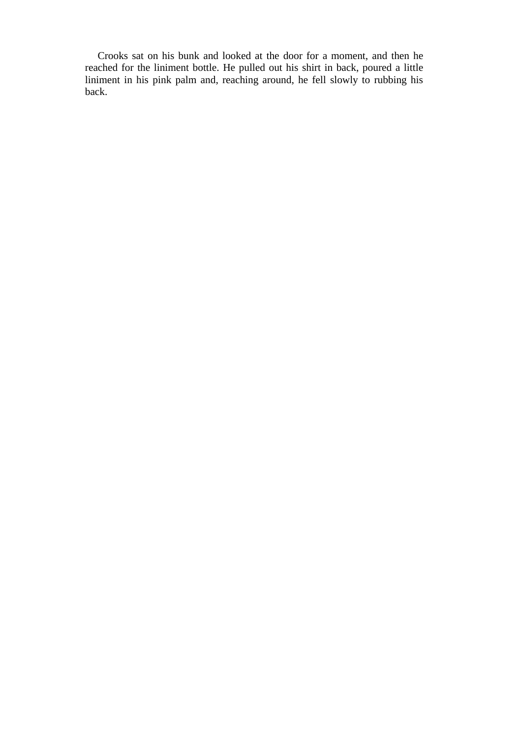Crooks sat on his bunk and looked at the door for a moment, and then he reached for the liniment bottle. He pulled out his shirt in back, poured a little liniment in his pink palm and, reaching around, he fell slowly to rubbing his back.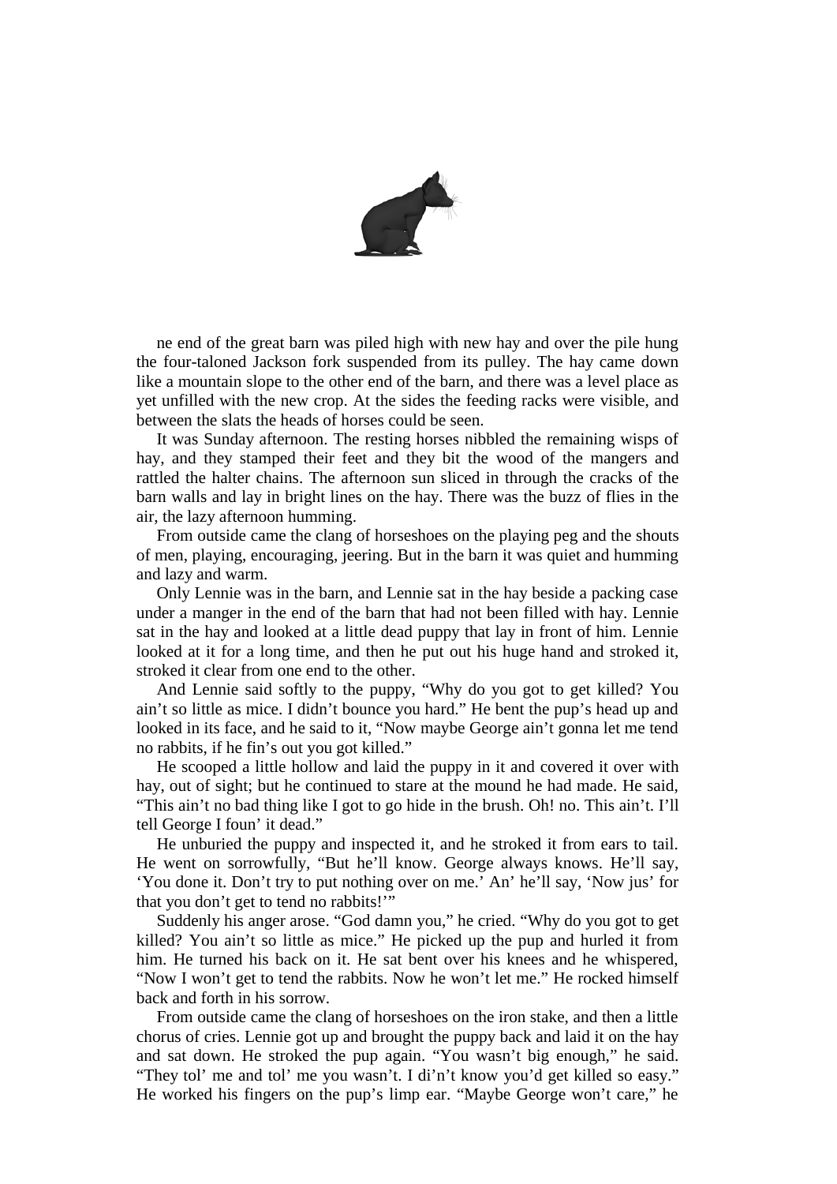ne end of the great barn was piled high with new hay and over the pile hung the four-taloned Jackson fork suspended from its pulley. The hay came down like a mountain slope to the other end of the barn, and there was a level place as yet unfilled with the new crop. At the sides the feeding racks were visible, and between the slats the heads of horses could be seen.

It was Sunday afternoon. The resting horses nibbled the remaining wisps of hay, and they stamped their feet and they bit the wood of the mangers and rattled the halter chains. The afternoon sun sliced in through the cracks of the barn walls and lay in bright lines on the hay. There was the buzz of flies in the air, the lazy afternoon humming.

From outside came the clang of horseshoes on the playing peg and the shouts of men, playing, encouraging, jeering. But in the barn it was quiet and humming and lazy and warm.

Only Lennie was in the barn, and Lennie sat in the hay beside a packing case under a manger in the end of the barn that had not been filled with hay. Lennie sat in the hay and looked at a little dead puppy that lay in front of him. Lennie looked at it for a long time, and then he put out his huge hand and stroked it, stroked it clear from one end to the other.

And Lennie said softly to the puppy, "Why do you got to get killed? You ain't so little as mice. I didn't bounce you hard." He bent the pup's head up and looked in its face, and he said to it, "Now maybe George ain't gonna let me tend no rabbits, if he fin's out you got killed."

He scooped a little hollow and laid the puppy in it and covered it over with hay, out of sight; but he continued to stare at the mound he had made. He said, "This ain't no bad thing like I got to go hide in the brush. Oh! no. This ain't. I'll tell George I foun' it dead."

He unburied the puppy and inspected it, and he stroked it from ears to tail. He went on sorrowfully, "But he'll know. George always knows. He'll say, 'You done it. Don't try to put nothing over on me.' An' he'll say, 'Now jus' for that you don't get to tend no rabbits!'"

Suddenly his anger arose. "God damn you," he cried. "Why do you got to get killed? You ain't so little as mice." He picked up the pup and hurled it from him. He turned his back on it. He sat bent over his knees and he whispered, "Now I won't get to tend the rabbits. Now he won't let me." He rocked himself back and forth in his sorrow.

From outside came the clang of horseshoes on the iron stake, and then a little chorus of cries. Lennie got up and brought the puppy back and laid it on the hay and sat down. He stroked the pup again. "You wasn't big enough," he said. "They tol' me and tol' me you wasn't. I di'n't know you'd get killed so easy." He worked his fingers on the pup's limp ear. "Maybe George won't care," he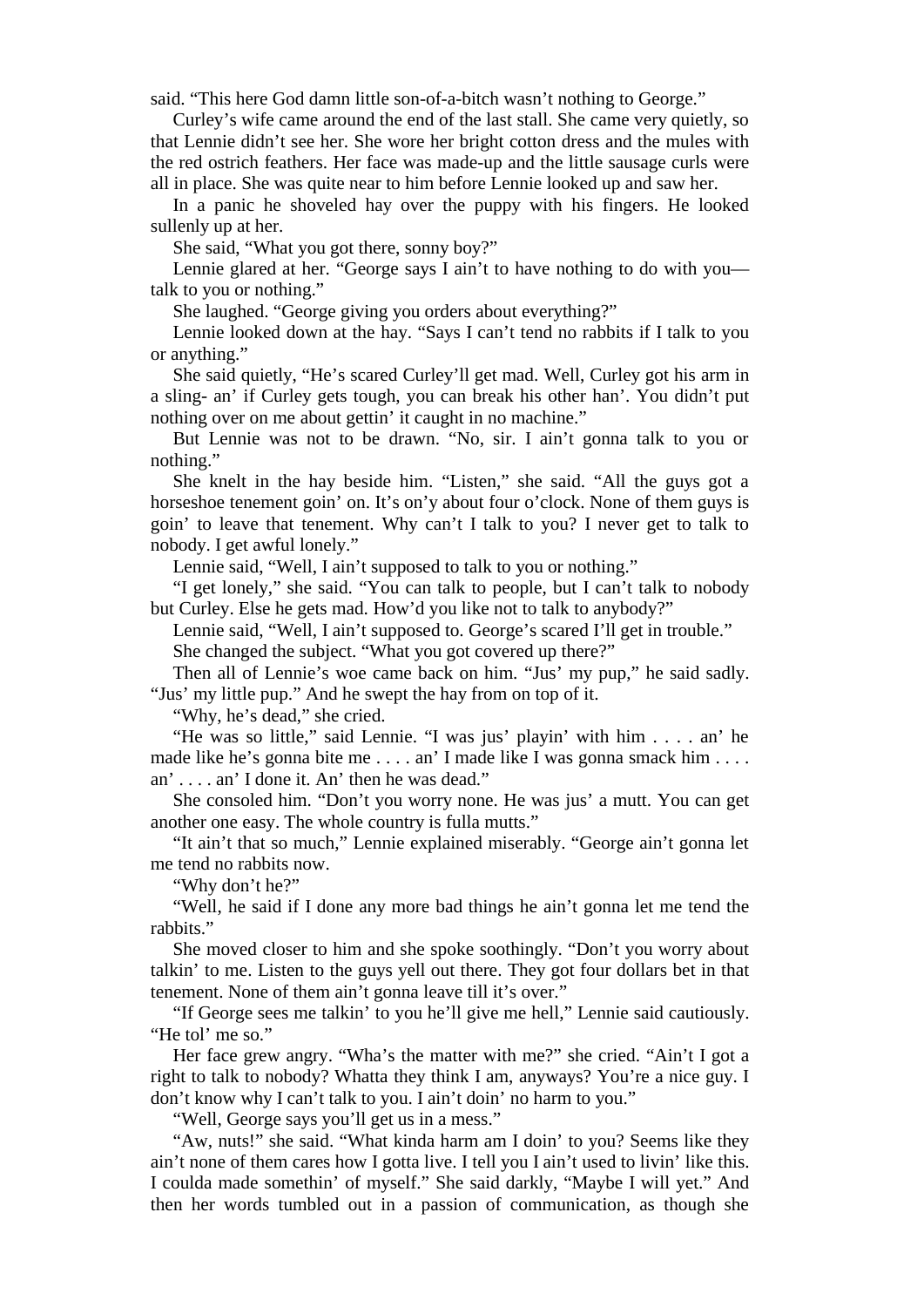said. "This here God damn little son-of-a-bitch wasn't nothing to George."

Curley's wife came around the end of the last stall. She came very quietly, so that Lennie didn't see her. She wore her bright cotton dress and the mules with the red ostrich feathers. Her face was made-up and the little sausage curls were all in place. She was quite near to him before Lennie looked up and saw her.

In a panic he shoveled hay over the puppy with his fingers. He looked sullenly up at her.

She said, "What you got there, sonny boy?"

Lennie glared at her. "George says I ain't to have nothing to do with you—talk to you or nothing."

She laughed. "George giving you orders about everything?"

Lennie looked down at the hay. "Says I can't tend no rabbits if I talk to you or anything."

She said quietly, "He's scared Curley'll get mad. Well, Curley got his arm in a sling- an' if Curley gets tough, you can break his other han'. You didn't put nothing over on me about gettin' it caught in no machine."

But Lennie was not to be drawn. "No, sir. I ain't gonna talk to you or nothing."

She knelt in the hay beside him. "Listen," she said. "All the guys got a horseshoe tenement goin' on. It's on'y about four o'clock. None of them guys is goin' to leave that tenement. Why can't I talk to you? I never get to talk to nobody. I get awful lonely."

Lennie said, "Well, I ain't supposed to talk to you or nothing."

"I get lonely," she said. "You can talk to people, but I can't talk to nobody but Curley. Else he gets mad. How'd you like not to talk to anybody?"

Lennie said, "Well, I ain't supposed to. George's scared I'll get in trouble."

She changed the subject. "What you got covered up there?"

Then all of Lennie's woe came back on him. "Jus' my pup," he said sadly. "Jus' my little pup." And he swept the hay from on top of it.

"Why, he's dead," she cried.

"He was so little," said Lennie. "I was jus' playin' with him . . . . an' he made like he's gonna bite me . . . . an' I made like I was gonna smack him . . . . an' . . . . an' I done it. An' then he was dead."

She consoled him. "Don't you worry none. He was jus' a mutt. You can get another one easy. The whole country is fulla mutts."

"It ain't that so much," Lennie explained miserably. "George ain't gonna let me tend no rabbits now.

"Why don't he?"

"Well, he said if I done any more bad things he ain't gonna let me tend the rabbits."

She moved closer to him and she spoke soothingly. "Don't you worry about talkin' to me. Listen to the guys yell out there. They got four dollars bet in that tenement. None of them ain't gonna leave till it's over."

"If George sees me talkin' to you he'll give me hell," Lennie said cautiously. "He tol' me so."

Her face grew angry. "Wha's the matter with me?" she cried. "Ain't I got a right to talk to nobody? Whatta they think I am, anyways? You're a nice guy. I don't know why I can't talk to you. I ain't doin' no harm to you."

"Well, George says you'll get us in a mess."

"Aw, nuts!" she said. "What kinda harm am I doin' to you? Seems like they ain't none of them cares how I gotta live. I tell you I ain't used to livin' like this. I coulda made somethin' of myself." She said darkly, "Maybe I will yet." And then her words tumbled out in a passion of communication, as though she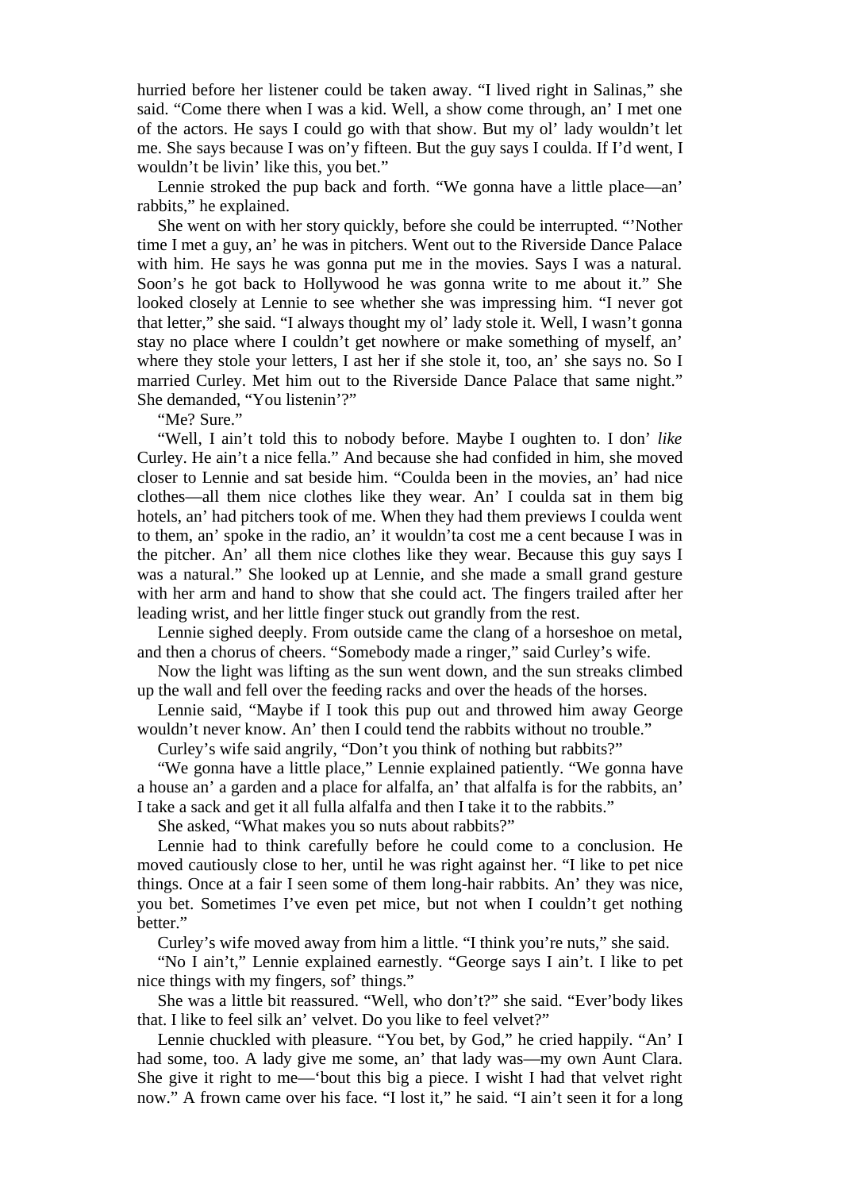hurried before her listener could be taken away. "I lived right in Salinas," she said. "Come there when I was a kid. Well, a show come through, an' I met one of the actors. He says I could go with that show. But my ol' lady wouldn't let me. She says because I was on'y fifteen. But the guy says I coulda. If I'd went, I wouldn't be livin' like this, you bet."

Lennie stroked the pup back and forth. "We gonna have a little place—an' rabbits," he explained.

She went on with her story quickly, before she could be interrupted. "'Nother time I met a guy, an' he was in pitchers. Went out to the Riverside Dance Palace with him. He says he was gonna put me in the movies. Says I was a natural. Soon's he got back to Hollywood he was gonna write to me about it." She looked closely at Lennie to see whether she was impressing him. "I never got that letter," she said. "I always thought my ol' lady stole it. Well, I wasn't gonna stay no place where I couldn't get nowhere or make something of myself, an' where they stole your letters, I ast her if she stole it, too, an' she says no. So I married Curley. Met him out to the Riverside Dance Palace that same night." She demanded, "You listenin'?"

"Me? Sure."

"Well, I ain't told this to nobody before. Maybe I oughten to. I don' *like* Curley. He ain't a nice fella." And because she had confided in him, she moved closer to Lennie and sat beside him. "Coulda been in the movies, an' had nice clothes—all them nice clothes like they wear. An' I coulda sat in them big hotels, an' had pitchers took of me. When they had them previews I coulda went to them, an' spoke in the radio, an' it wouldn'ta cost me a cent because I was in the pitcher. An' all them nice clothes like they wear. Because this guy says I was a natural." She looked up at Lennie, and she made a small grand gesture with her arm and hand to show that she could act. The fingers trailed after her leading wrist, and her little finger stuck out grandly from the rest.

Lennie sighed deeply. From outside came the clang of a horseshoe on metal, and then a chorus of cheers. "Somebody made a ringer," said Curley's wife.

Now the light was lifting as the sun went down, and the sun streaks climbed up the wall and fell over the feeding racks and over the heads of the horses.

Lennie said, "Maybe if I took this pup out and throwed him away George wouldn't never know. An' then I could tend the rabbits without no trouble."

Curley's wife said angrily, "Don't you think of nothing but rabbits?"

"We gonna have a little place," Lennie explained patiently. "We gonna have a house an' a garden and a place for alfalfa, an' that alfalfa is for the rabbits, an' I take a sack and get it all fulla alfalfa and then I take it to the rabbits."

She asked, "What makes you so nuts about rabbits?"

Lennie had to think carefully before he could come to a conclusion. He moved cautiously close to her, until he was right against her. "I like to pet nice things. Once at a fair I seen some of them long-hair rabbits. An' they was nice, you bet. Sometimes I've even pet mice, but not when I couldn't get nothing better."

Curley's wife moved away from him a little. "I think you're nuts," she said.

"No I ain't," Lennie explained earnestly. "George says I ain't. I like to pet nice things with my fingers, sof' things."

She was a little bit reassured. "Well, who don't?" she said. "Ever'body likes that. I like to feel silk an' velvet. Do you like to feel velvet?"

Lennie chuckled with pleasure. "You bet, by God," he cried happily. "An' I had some, too. A lady give me some, an' that lady was—my own Aunt Clara. She give it right to me—'bout this big a piece. I wisht I had that velvet right now." A frown came over his face. "I lost it," he said. "I ain't seen it for a long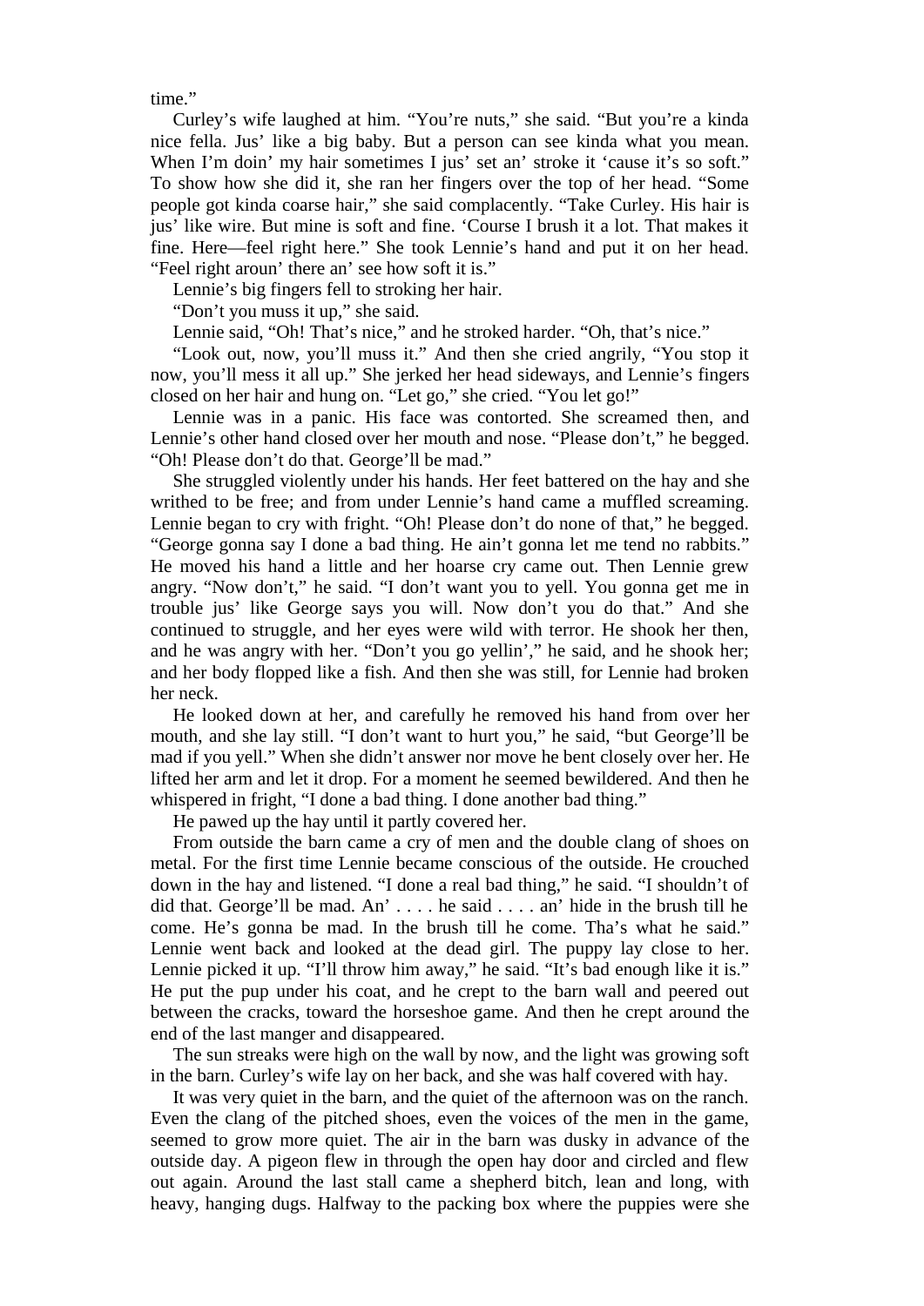time."

Curley's wife laughed at him. "You're nuts," she said. "But you're a kinda nice fella. Jus' like a big baby. But a person can see kinda what you mean. When I'm doin' my hair sometimes I jus' set an' stroke it 'cause it's so soft." To show how she did it, she ran her fingers over the top of her head. "Some people got kinda coarse hair," she said complacently. "Take Curley. His hair is jus' like wire. But mine is soft and fine. 'Course I brush it a lot. That makes it fine. Here—feel right here." She took Lennie's hand and put it on her head. "Feel right aroun' there an' see how soft it is."

Lennie's big fingers fell to stroking her hair.

"Don't you muss it up," she said.

Lennie said, "Oh! That's nice," and he stroked harder. "Oh, that's nice."

"Look out, now, you'll muss it." And then she cried angrily, "You stop it now, you'll mess it all up." She jerked her head sideways, and Lennie's fingers closed on her hair and hung on. "Let go," she cried. "You let go!"

Lennie was in a panic. His face was contorted. She screamed then, and Lennie's other hand closed over her mouth and nose. "Please don't," he begged. "Oh! Please don't do that. George'll be mad."

She struggled violently under his hands. Her feet battered on the hay and she writhed to be free; and from under Lennie's hand came a muffled screaming. Lennie began to cry with fright. "Oh! Please don't do none of that," he begged. "George gonna say I done a bad thing. He ain't gonna let me tend no rabbits." He moved his hand a little and her hoarse cry came out. Then Lennie grew angry. "Now don't," he said. "I don't want you to yell. You gonna get me in trouble jus' like George says you will. Now don't you do that." And she continued to struggle, and her eyes were wild with terror. He shook her then, and he was angry with her. "Don't you go yellin'," he said, and he shook her; and her body flopped like a fish. And then she was still, for Lennie had broken her neck.

He looked down at her, and carefully he removed his hand from over her mouth, and she lay still. "I don't want to hurt you," he said, "but George'll be mad if you yell." When she didn't answer nor move he bent closely over her. He lifted her arm and let it drop. For a moment he seemed bewildered. And then he whispered in fright, "I done a bad thing. I done another bad thing."

He pawed up the hay until it partly covered her.

From outside the barn came a cry of men and the double clang of shoes on metal. For the first time Lennie became conscious of the outside. He crouched down in the hay and listened. "I done a real bad thing," he said. "I shouldn't of did that. George'll be mad. An' . . . . he said . . . . an' hide in the brush till he come. He's gonna be mad. In the brush till he come. Tha's what he said." Lennie went back and looked at the dead girl. The puppy lay close to her. Lennie picked it up. "I'll throw him away," he said. "It's bad enough like it is." He put the pup under his coat, and he crept to the barn wall and peered out between the cracks, toward the horseshoe game. And then he crept around the end of the last manger and disappeared.

The sun streaks were high on the wall by now, and the light was growing soft in the barn. Curley's wife lay on her back, and she was half covered with hay.

It was very quiet in the barn, and the quiet of the afternoon was on the ranch. Even the clang of the pitched shoes, even the voices of the men in the game, seemed to grow more quiet. The air in the barn was dusky in advance of the outside day. A pigeon flew in through the open hay door and circled and flew out again. Around the last stall came a shepherd bitch, lean and long, with heavy, hanging dugs. Halfway to the packing box where the puppies were she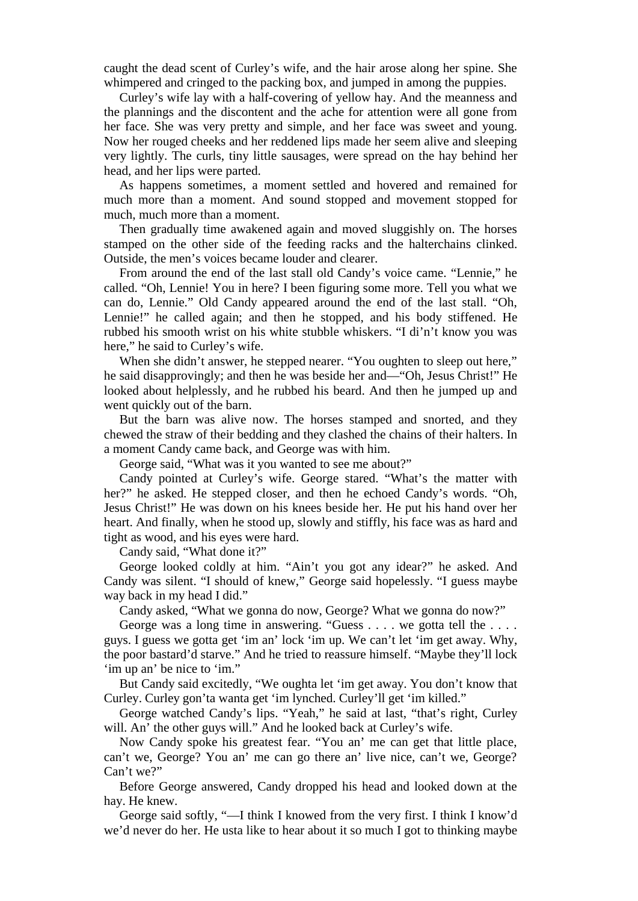caught the dead scent of Curley's wife, and the hair arose along her spine. She whimpered and cringed to the packing box, and jumped in among the puppies.

Curley's wife lay with a half-covering of yellow hay. And the meanness and the plannings and the discontent and the ache for attention were all gone from her face. She was very pretty and simple, and her face was sweet and young. Now her rouged cheeks and her reddened lips made her seem alive and sleeping very lightly. The curls, tiny little sausages, were spread on the hay behind her head, and her lips were parted.

As happens sometimes, a moment settled and hovered and remained for much more than a moment. And sound stopped and movement stopped for much, much more than a moment.

Then gradually time awakened again and moved sluggishly on. The horses stamped on the other side of the feeding racks and the halterchains clinked. Outside, the men's voices became louder and clearer.

From around the end of the last stall old Candy's voice came. "Lennie," he called. "Oh, Lennie! You in here? I been figuring some more. Tell you what we can do, Lennie." Old Candy appeared around the end of the last stall. "Oh, Lennie!" he called again; and then he stopped, and his body stiffened. He rubbed his smooth wrist on his white stubble whiskers. "I di'n't know you was here," he said to Curley's wife.

When she didn't answer, he stepped nearer. "You oughten to sleep out here," he said disapprovingly; and then he was beside her and—"Oh, Jesus Christ!" He looked about helplessly, and he rubbed his beard. And then he jumped up and went quickly out of the barn.

But the barn was alive now. The horses stamped and snorted, and they chewed the straw of their bedding and they clashed the chains of their halters. In a moment Candy came back, and George was with him.

George said, "What was it you wanted to see me about?"

Candy pointed at Curley's wife. George stared. "What's the matter with her?" he asked. He stepped closer, and then he echoed Candy's words. "Oh, Jesus Christ!" He was down on his knees beside her. He put his hand over her heart. And finally, when he stood up, slowly and stiffly, his face was as hard and tight as wood, and his eyes were hard.

Candy said, "What done it?"

George looked coldly at him. "Ain't you got any idear?" he asked. And Candy was silent. "I should of knew," George said hopelessly. "I guess maybe way back in my head I did."

Candy asked, "What we gonna do now, George? What we gonna do now?"

George was a long time in answering. "Guess . . . . we gotta tell the . . . . guys. I guess we gotta get 'im an' lock 'im up. We can't let 'im get away. Why, the poor bastard'd starve." And he tried to reassure himself. "Maybe they'll lock 'im up an' be nice to 'im."

But Candy said excitedly, "We oughta let 'im get away. You don't know that Curley. Curley gon'ta wanta get 'im lynched. Curley'll get 'im killed."

George watched Candy's lips. "Yeah," he said at last, "that's right, Curley will. An' the other guys will." And he looked back at Curley's wife.

Now Candy spoke his greatest fear. "You an' me can get that little place, can't we, George? You an' me can go there an' live nice, can't we, George? Can't we?"

Before George answered, Candy dropped his head and looked down at the hay. He knew.

George said softly, "—I think I knowed from the very first. I think I know'd we'd never do her. He usta like to hear about it so much I got to thinking maybe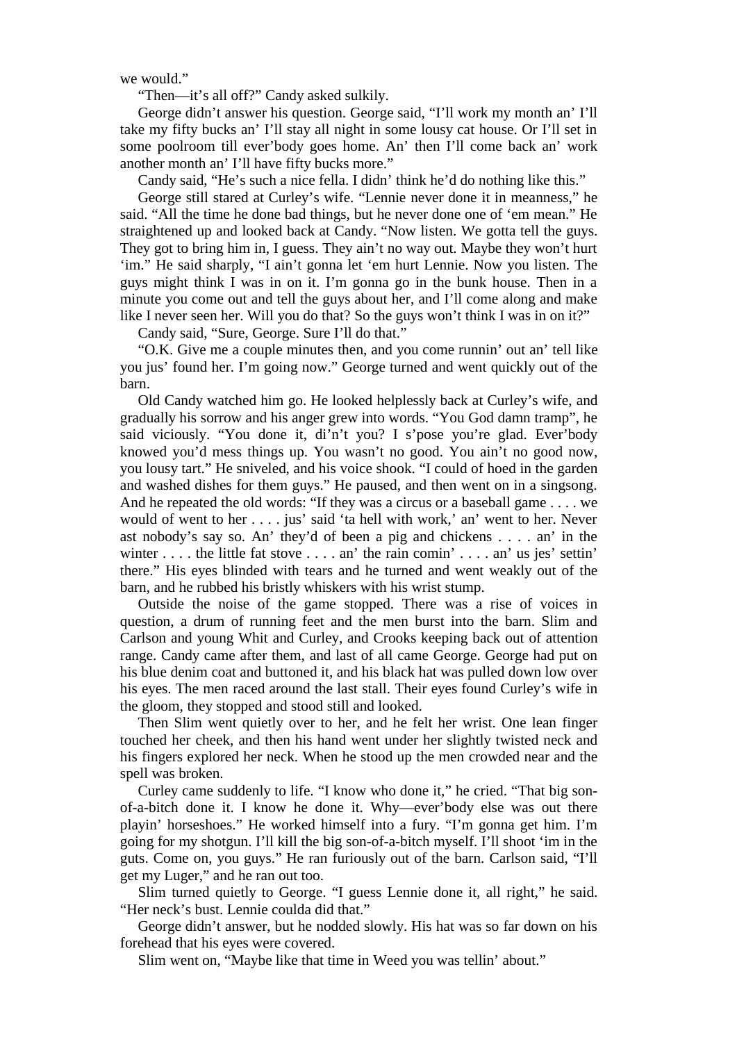we would."

"Then—it's all off?" Candy asked sulkily.

George didn't answer his question. George said, "I'll work my month an' I'll take my fifty bucks an' I'll stay all night in some lousy cat house. Or I'll set in some poolroom till ever'body goes home. An' then I'll come back an' work another month an' I'll have fifty bucks more."

Candy said, "He's such a nice fella. I didn' think he'd do nothing like this."

George still stared at Curley's wife. "Lennie never done it in meanness," he said. "All the time he done bad things, but he never done one of 'em mean." He straightened up and looked back at Candy. "Now listen. We gotta tell the guys. They got to bring him in, I guess. They ain't no way out. Maybe they won't hurt 'im." He said sharply, "I ain't gonna let 'em hurt Lennie. Now you listen. The guys might think I was in on it. I'm gonna go in the bunk house. Then in a minute you come out and tell the guys about her, and I'll come along and make like I never seen her. Will you do that? So the guys won't think I was in on it?"

Candy said, "Sure, George. Sure I'll do that."

"O.K. Give me a couple minutes then, and you come runnin' out an' tell like you jus' found her. I'm going now." George turned and went quickly out of the barn.

Old Candy watched him go. He looked helplessly back at Curley's wife, and gradually his sorrow and his anger grew into words. "You God damn tramp", he said viciously. "You done it, di'n't you? I s'pose you're glad. Ever'body knowed you'd mess things up. You wasn't no good. You ain't no good now, you lousy tart." He sniveled, and his voice shook. "I could of hoed in the garden and washed dishes for them guys." He paused, and then went on in a singsong. And he repeated the old words: "If they was a circus or a baseball game . . . . we would of went to her . . . . jus' said 'ta hell with work,' an' went to her. Never ast nobody's say so. An' they'd of been a pig and chickens . . . . an' in the winter . . . . the little fat stove . . . . an' the rain comin' . . . . an' us jes' settin' there." His eyes blinded with tears and he turned and went weakly out of the barn, and he rubbed his bristly whiskers with his wrist stump.

Outside the noise of the game stopped. There was a rise of voices in question, a drum of running feet and the men burst into the barn. Slim and Carlson and young Whit and Curley, and Crooks keeping back out of attention range. Candy came after them, and last of all came George. George had put on his blue denim coat and buttoned it, and his black hat was pulled down low over his eyes. The men raced around the last stall. Their eyes found Curley's wife in the gloom, they stopped and stood still and looked.

Then Slim went quietly over to her, and he felt her wrist. One lean finger touched her cheek, and then his hand went under her slightly twisted neck and his fingers explored her neck. When he stood up the men crowded near and the spell was broken.

Curley came suddenly to life. "I know who done it," he cried. "That big son-of-a-bitch done it. I know he done it. Why—ever'body else was out there playin' horseshoes." He worked himself into a fury. "I'm gonna get him. I'm going for my shotgun. I'll kill the big son-of-a-bitch myself. I'll shoot 'im in the guts. Come on, you guys." He ran furiously out of the barn. Carlson said, "I'll get my Luger," and he ran out too.

Slim turned quietly to George. "I guess Lennie done it, all right," he said. "Her neck's bust. Lennie coulda did that."

George didn't answer, but he nodded slowly. His hat was so far down on his forehead that his eyes were covered.

Slim went on, "Maybe like that time in Weed you was tellin' about."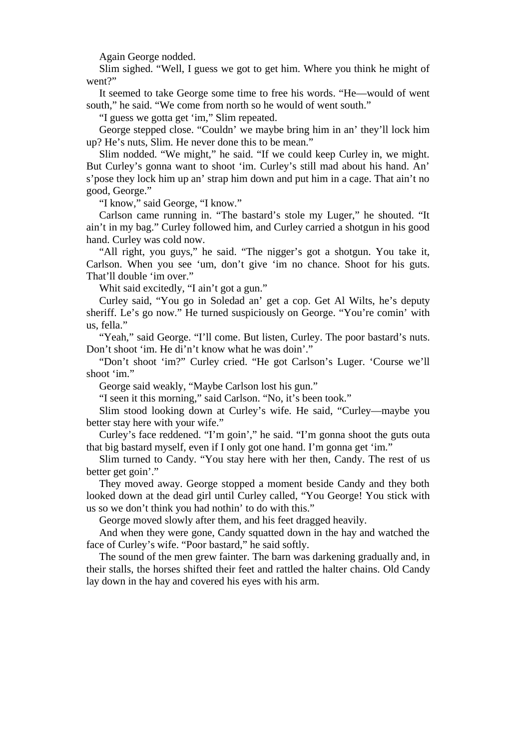Again George nodded.

Slim sighed. “Well, I guess we got to get him. Where you think he might of went?”

It seemed to take George some time to free his words. “He—would of went south,” he said. “We come from north so he would of went south.”

“I guess we gotta get ‘im,” Slim repeated.

George stepped close. “Couldn’ we maybe bring him in an’ they’ll lock him up? He’s nuts, Slim. He never done this to be mean.”

Slim nodded. “We might,” he said. “If we could keep Curley in, we might. But Curley’s gonna want to shoot ‘im. Curley’s still mad about his hand. An’ s’pose they lock him up an’ strap him down and put him in a cage. That ain’t no good, George.”

“I know,” said George, “I know.”

Carlson came running in. “The bastard’s stole my Luger,” he shouted. “It ain’t in my bag.” Curley followed him, and Curley carried a shotgun in his good hand. Curley was cold now.

“All right, you guys,” he said. “The nigger’s got a shotgun. You take it, Carlson. When you see ‘um, don’t give ‘im no chance. Shoot for his guts. That’ll double ‘im over.”

Whit said excitedly, “I ain’t got a gun.”

Curley said, “You go in Soledad an’ get a cop. Get Al Wilts, he’s deputy sheriff. Le’s go now.” He turned suspiciously on George. “You’re comin’ with us, fella.”

“Yeah,” said George. “I’ll come. But listen, Curley. The poor bastard’s nuts. Don’t shoot ‘im. He di’n’t know what he was doin’.”

“Don’t shoot ‘im?” Curley cried. “He got Carlson’s Luger. ‘Course we’ll shoot ‘im.”

George said weakly, “Maybe Carlson lost his gun.”

“I seen it this morning,” said Carlson. “No, it’s been took.”

Slim stood looking down at Curley’s wife. He said, “Curley—maybe you better stay here with your wife.”

Curley’s face reddened. “I’m goin’,” he said. “I’m gonna shoot the guts outa that big bastard myself, even if I only got one hand. I’m gonna get ‘im.”

Slim turned to Candy. “You stay here with her then, Candy. The rest of us better get goin’.”

They moved away. George stopped a moment beside Candy and they both looked down at the dead girl until Curley called, “You George! You stick with us so we don’t think you had nothin’ to do with this.”

George moved slowly after them, and his feet dragged heavily.

And when they were gone, Candy squatted down in the hay and watched the face of Curley’s wife. “Poor bastard,” he said softly.

The sound of the men grew fainter. The barn was darkening gradually and, in their stalls, the horses shifted their feet and rattled the halter chains. Old Candy lay down in the hay and covered his eyes with his arm.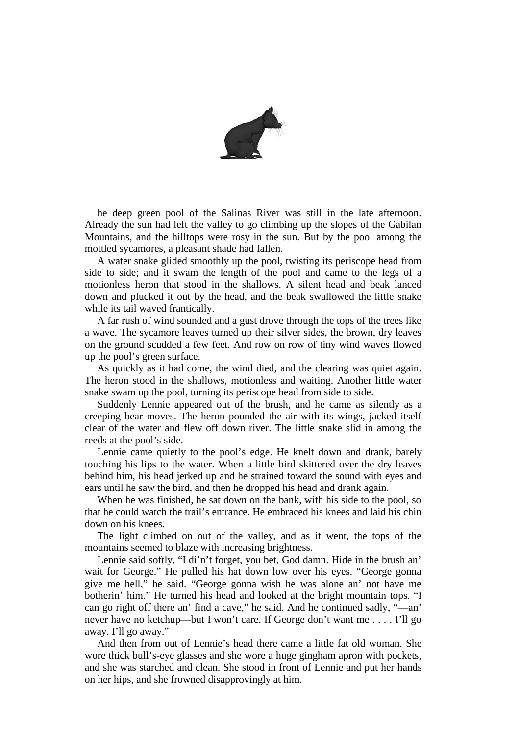he deep green pool of the Salinas River was still in the late afternoon. Already the sun had left the valley to go climbing up the slopes of the Gabilan Mountains, and the hilltops were rosy in the sun. But by the pool among the mottled sycamores, a pleasant shade had fallen.

A water snake glided smoothly up the pool, twisting its periscope head from side to side; and it swam the length of the pool and came to the legs of a motionless heron that stood in the shallows. A silent head and beak lanced down and plucked it out by the head, and the beak swallowed the little snake while its tail waved frantically.

A far rush of wind sounded and a gust drove through the tops of the trees like a wave. The sycamore leaves turned up their silver sides, the brown, dry leaves on the ground scudded a few feet. And row on row of tiny wind waves flowed up the pool's green surface.

As quickly as it had come, the wind died, and the clearing was quiet again. The heron stood in the shallows, motionless and waiting. Another little water snake swam up the pool, turning its periscope head from side to side.

Suddenly Lennie appeared out of the brush, and he came as silently as a creeping bear moves. The heron pounded the air with its wings, jacked itself clear of the water and flew off down river. The little snake slid in among the reeds at the pool's side.

Lennie came quietly to the pool's edge. He knelt down and drank, barely touching his lips to the water. When a little bird skittered over the dry leaves behind him, his head jerked up and he strained toward the sound with eyes and ears until he saw the bird, and then he dropped his head and drank again.

When he was finished, he sat down on the bank, with his side to the pool, so that he could watch the trail's entrance. He embraced his knees and laid his chin down on his knees.

The light climbed on out of the valley, and as it went, the tops of the mountains seemed to blaze with increasing brightness.

Lennie said softly, "I di'n't forget, you bet, God damn. Hide in the brush an' wait for George." He pulled his hat down low over his eyes. "George gonna give me hell," he said. "George gonna wish he was alone an' not have me botherin' him." He turned his head and looked at the bright mountain tops. "I can go right off there an' find a cave," he said. And he continued sadly, "—an' never have no ketchup—but I won't care. If George don't want me . . . . I'll go away. I'll go away."

And then from out of Lennie's head there came a little fat old woman. She wore thick bull's-eye glasses and she wore a huge gingham apron with pockets, and she was starched and clean. She stood in front of Lennie and put her hands on her hips, and she frowned disapprovingly at him.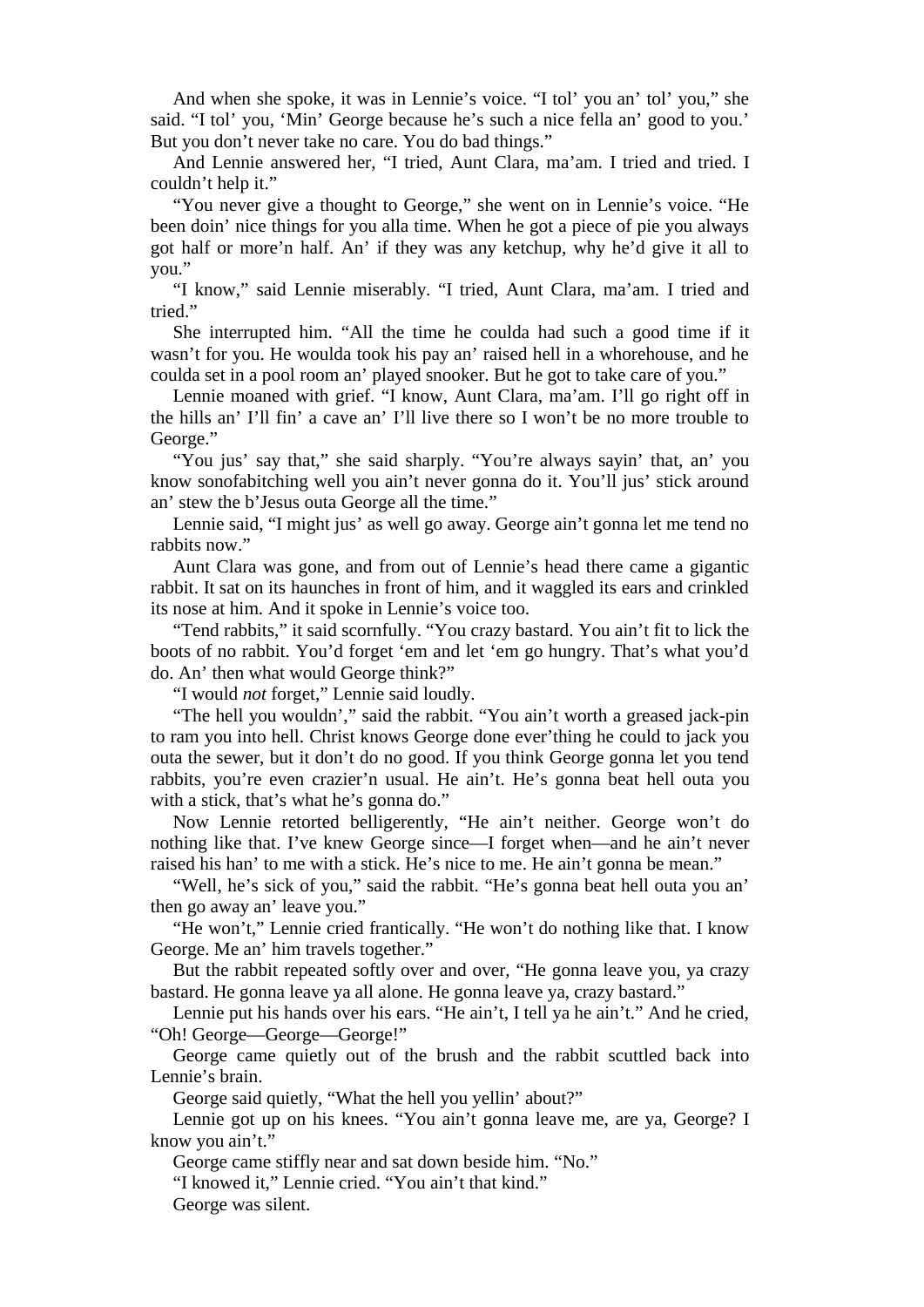And when she spoke, it was in Lennie's voice. "I tol' you an' tol' you," she said. "I tol' you, 'Min' George because he's such a nice fella an' good to you.' But you don't never take no care. You do bad things."

And Lennie answered her, "I tried, Aunt Clara, ma'am. I tried and tried. I couldn't help it."

"You never give a thought to George," she went on in Lennie's voice. "He been doin' nice things for you alla time. When he got a piece of pie you always got half or more'n half. An' if they was any ketchup, why he'd give it all to you."

"I know," said Lennie miserably. "I tried, Aunt Clara, ma'am. I tried and tried."

She interrupted him. "All the time he coulda had such a good time if it wasn't for you. He woulda took his pay an' raised hell in a whorehouse, and he coulda set in a pool room an' played snooker. But he got to take care of you."

Lennie moaned with grief. "I know, Aunt Clara, ma'am. I'll go right off in the hills an' I'll fin' a cave an' I'll live there so I won't be no more trouble to George."

"You jus' say that," she said sharply. "You're always sayin' that, an' you know sonofabitching well you ain't never gonna do it. You'll jus' stick around an' stew the b'Jesus outa George all the time."

Lennie said, "I might jus' as well go away. George ain't gonna let me tend no rabbits now."

Aunt Clara was gone, and from out of Lennie's head there came a gigantic rabbit. It sat on its haunches in front of him, and it waggled its ears and crinkled its nose at him. And it spoke in Lennie's voice too.

"Tend rabbits," it said scornfully. "You crazy bastard. You ain't fit to lick the boots of no rabbit. You'd forget 'em and let 'em go hungry. That's what you'd do. An' then what would George think?"

"I would *not* forget," Lennie said loudly.

"The hell you wouldn'," said the rabbit. "You ain't worth a greased jack-pin to ram you into hell. Christ knows George done ever'thing he could to jack you outa the sewer, but it don't do no good. If you think George gonna let you tend rabbits, you're even crazier'n usual. He ain't. He's gonna beat hell outa you with a stick, that's what he's gonna do."

Now Lennie retorted belligerently, "He ain't neither. George won't do nothing like that. I've knew George since—I forget when—and he ain't never raised his han' to me with a stick. He's nice to me. He ain't gonna be mean."

"Well, he's sick of you," said the rabbit. "He's gonna beat hell outa you an' then go away an' leave you."

"He won't," Lennie cried frantically. "He won't do nothing like that. I know George. Me an' him travels together."

But the rabbit repeated softly over and over, "He gonna leave you, ya crazy bastard. He gonna leave ya all alone. He gonna leave ya, crazy bastard."

Lennie put his hands over his ears. "He ain't, I tell ya he ain't." And he cried, "Oh! George—George—George!"

George came quietly out of the brush and the rabbit scuttled back into Lennie's brain.

George said quietly, "What the hell you yellin' about?"

Lennie got up on his knees. "You ain't gonna leave me, are ya, George? I know you ain't."

George came stiffly near and sat down beside him. "No."

"I knowed it," Lennie cried. "You ain't that kind."

George was silent.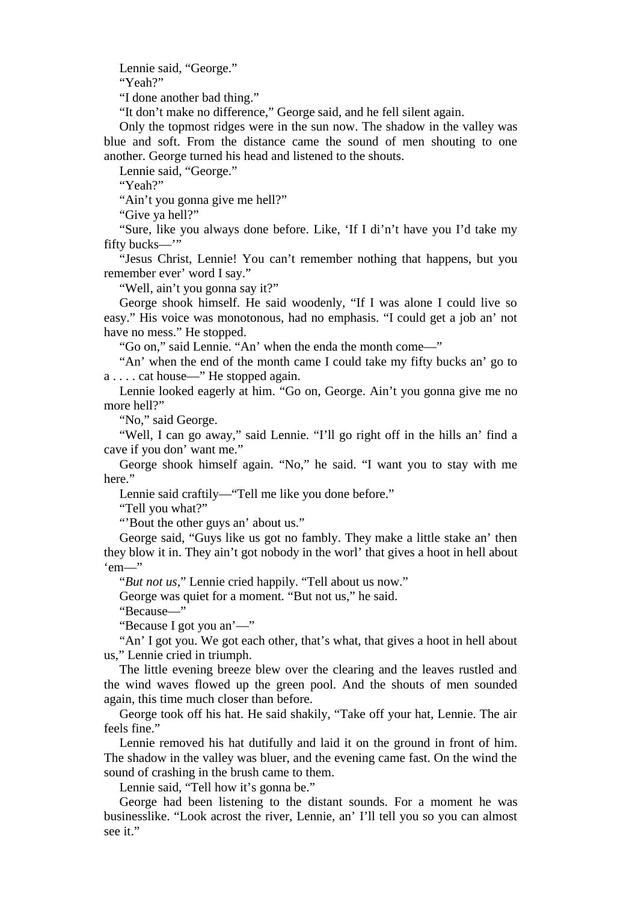Lennie said, “George.”

“Yeah?”

“I done another bad thing.”

“It don’t make no difference,” George said, and he fell silent again.

Only the topmost ridges were in the sun now. The shadow in the valley was blue and soft. From the distance came the sound of men shouting to one another. George turned his head and listened to the shouts.

Lennie said, “George.”

“Yeah?”

“Ain’t you gonna give me hell?”

“Give ya hell?”

“Sure, like you always done before. Like, ‘If I di’n’t have you I’d take my fifty bucks—’”

“Jesus Christ, Lennie! You can’t remember nothing that happens, but you remember ever’ word I say.”

“Well, ain’t you gonna say it?”

George shook himself. He said woodenly, “If I was alone I could live so easy.” His voice was monotonous, had no emphasis. “I could get a job an’ not have no mess.” He stopped.

“Go on,” said Lennie. “An’ when the enda the month come—”

“An’ when the end of the month came I could take my fifty bucks an’ go to a . . . . cat house—” He stopped again.

Lennie looked eagerly at him. “Go on, George. Ain’t you gonna give me no more hell?”

“No,” said George.

“Well, I can go away,” said Lennie. “I’ll go right off in the hills an’ find a cave if you don’ want me.”

George shook himself again. “No,” he said. “I want you to stay with me here.”

Lennie said craftily—“Tell me like you done before.”

“Tell you what?”

“’Bout the other guys an’ about us.”

George said, “Guys like us got no fambly. They make a little stake an’ then they blow it in. They ain’t got nobody in the worl’ that gives a hoot in hell about ‘em—”

“*But not us,*” Lennie cried happily. “Tell about us now.”

George was quiet for a moment. “But not us,” he said.

“Because—”

“Because I got you an’—”

“An’ I got you. We got each other, that’s what, that gives a hoot in hell about us,” Lennie cried in triumph.

The little evening breeze blew over the clearing and the leaves rustled and the wind waves flowed up the green pool. And the shouts of men sounded again, this time much closer than before.

George took off his hat. He said shakily, “Take off your hat, Lennie. The air feels fine.”

Lennie removed his hat dutifully and laid it on the ground in front of him. The shadow in the valley was bluer, and the evening came fast. On the wind the sound of crashing in the brush came to them.

Lennie said, “Tell how it’s gonna be.”

George had been listening to the distant sounds. For a moment he was businesslike. “Look acrost the river, Lennie, an’ I’ll tell you so you can almost see it.”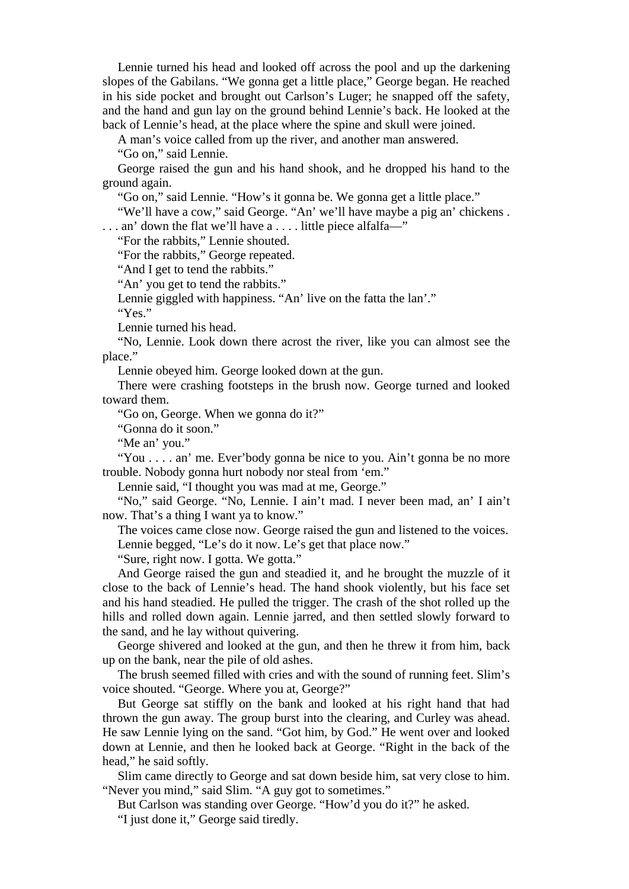Lennie turned his head and looked off across the pool and up the darkening slopes of the Gabilans. “We gonna get a little place,” George began. He reached in his side pocket and brought out Carlson’s Luger; he snapped off the safety, and the hand and gun lay on the ground behind Lennie’s back. He looked at the back of Lennie’s head, at the place where the spine and skull were joined.

A man’s voice called from up the river, and another man answered.

“Go on,” said Lennie.

George raised the gun and his hand shook, and he dropped his hand to the ground again.

“Go on,” said Lennie. “How’s it gonna be. We gonna get a little place.”

“We’ll have a cow,” said George. “An’ we’ll have maybe a pig an’ chickens . . . . an’ down the flat we’ll have a . . . . little piece alfalfa—”

“For the rabbits,” Lennie shouted.

“For the rabbits,” George repeated.

“And I get to tend the rabbits.”

“An’ you get to tend the rabbits.”

Lennie giggled with happiness. “An’ live on the fatta the lan’.”

“Yes.”

Lennie turned his head.

“No, Lennie. Look down there acrost the river, like you can almost see the place.”

Lennie obeyed him. George looked down at the gun.

There were crashing footsteps in the brush now. George turned and looked toward them.

“Go on, George. When we gonna do it?”

“Gonna do it soon.”

“Me an’ you.”

“You . . . . an’ me. Ever’body gonna be nice to you. Ain’t gonna be no more trouble. Nobody gonna hurt nobody nor steal from ‘em.”

Lennie said, “I thought you was mad at me, George.”

“No,” said George. “No, Lennie. I ain’t mad. I never been mad, an’ I ain’t now. That’s a thing I want ya to know.”

The voices came close now. George raised the gun and listened to the voices.

Lennie begged, “Le’s do it now. Le’s get that place now.”

“Sure, right now. I gotta. We gotta.”

And George raised the gun and steadied it, and he brought the muzzle of it close to the back of Lennie’s head. The hand shook violently, but his face set and his hand steadied. He pulled the trigger. The crash of the shot rolled up the hills and rolled down again. Lennie jarred, and then settled slowly forward to the sand, and he lay without quivering.

George shivered and looked at the gun, and then he threw it from him, back up on the bank, near the pile of old ashes.

The brush seemed filled with cries and with the sound of running feet. Slim’s voice shouted. “George. Where you at, George?”

But George sat stiffly on the bank and looked at his right hand that had thrown the gun away. The group burst into the clearing, and Curley was ahead. He saw Lennie lying on the sand. “Got him, by God.” He went over and looked down at Lennie, and then he looked back at George. “Right in the back of the head,” he said softly.

Slim came directly to George and sat down beside him, sat very close to him. “Never you mind,” said Slim. “A guy got to sometimes.”

But Carlson was standing over George. “How’d you do it?” he asked.

“I just done it,” George said tiredly.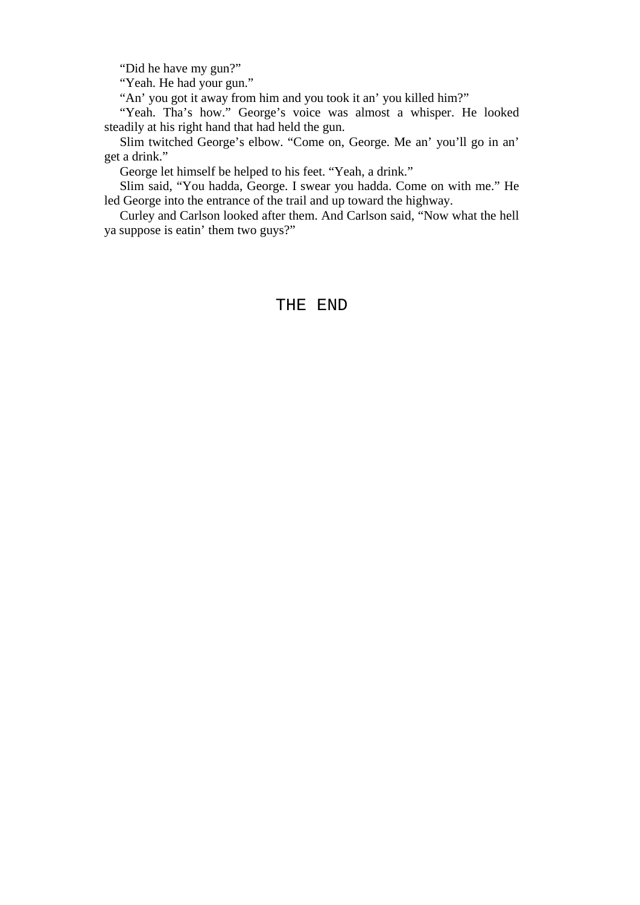"Did he have my gun?"

"Yeah. He had your gun."

"An' you got it away from him and you took it an' you killed him?"

"Yeah. Tha's how." George's voice was almost a whisper. He looked steadily at his right hand that had held the gun.

Slim twitched George's elbow. "Come on, George. Me an' you'll go in an' get a drink."

George let himself be helped to his feet. "Yeah, a drink."

Slim said, "You hadda, George. I swear you hadda. Come on with me." He led George into the entrance of the trail and up toward the highway.

Curley and Carlson looked after them. And Carlson said, "Now what the hell ya suppose is eatin' them two guys?"

THE END